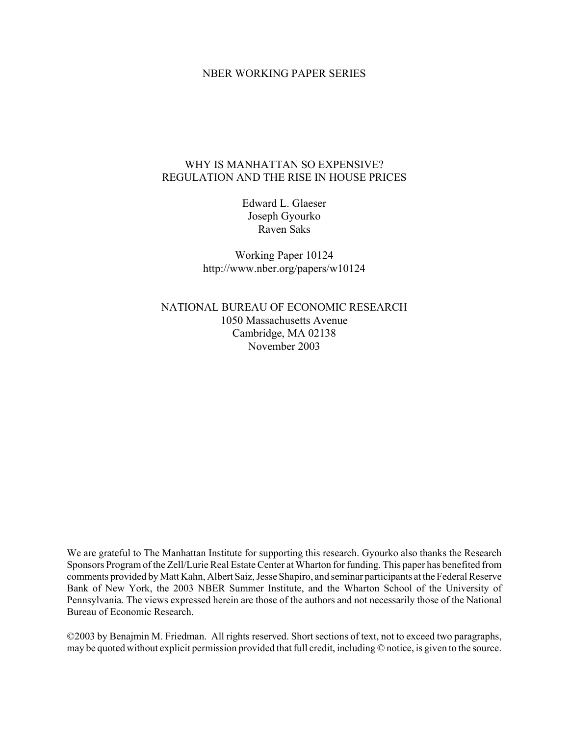NBER WORKING PAPER SERIES

# WHY IS MANHATTAN SO EXPENSIVE? REGULATION AND THE RISE IN HOUSE PRICES

Edward L. Glaeser
Joseph Gyourko
Raven Saks

Working Paper 10124
http://www.nber.org/papers/w10124

NATIONAL BUREAU OF ECONOMIC RESEARCH
1050 Massachusetts Avenue
Cambridge, MA 02138
November 2003

We are grateful to The Manhattan Institute for supporting this research. Gyourko also thanks the Research Sponsors Program of the Zell/Lurie Real Estate Center at Wharton for funding. This paper has benefited from comments provided by Matt Kahn, Albert Saiz, Jesse Shapiro, and seminar participants at the Federal Reserve Bank of New York, the 2003 NBER Summer Institute, and the Wharton School of the University of Pennsylvania. The views expressed herein are those of the authors and not necessarily those of the National Bureau of Economic Research.

©2003 by Benajmin M. Friedman. All rights reserved. Short sections of text, not to exceed two paragraphs, may be quoted without explicit permission provided that full credit, including © notice, is given to the source.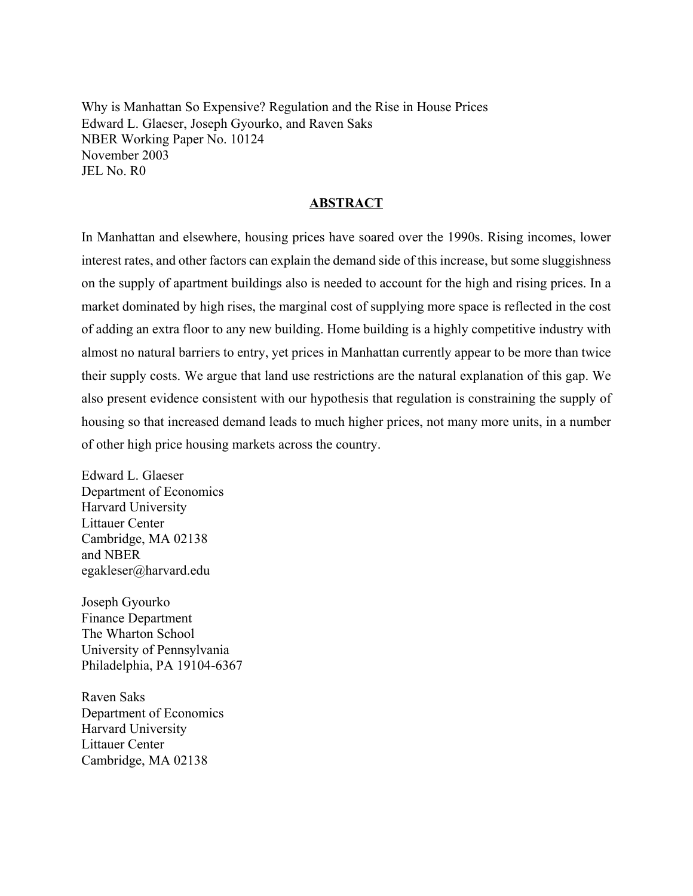Why is Manhattan So Expensive? Regulation and the Rise in House Prices
Edward L. Glaeser, Joseph Gyourko, and Raven Saks
NBER Working Paper No. 10124
November 2003
JEL No. R0

## ABSTRACT

In Manhattan and elsewhere, housing prices have soared over the 1990s. Rising incomes, lower interest rates, and other factors can explain the demand side of this increase, but some sluggishness on the supply of apartment buildings also is needed to account for the high and rising prices. In a market dominated by high rises, the marginal cost of supplying more space is reflected in the cost of adding an extra floor to any new building. Home building is a highly competitive industry with almost no natural barriers to entry, yet prices in Manhattan currently appear to be more than twice their supply costs. We argue that land use restrictions are the natural explanation of this gap. We also present evidence consistent with our hypothesis that regulation is constraining the supply of housing so that increased demand leads to much higher prices, not many more units, in a number of other high price housing markets across the country.

Edward L. Glaeser
Department of Economics
Harvard University
Littauer Center
Cambridge, MA 02138
and NBER
egakleser@harvard.edu

Joseph Gyourko
Finance Department
The Wharton School
University of Pennsylvania
Philadelphia, PA 19104-6367

Raven Saks
Department of Economics
Harvard University
Littauer Center
Cambridge, MA 02138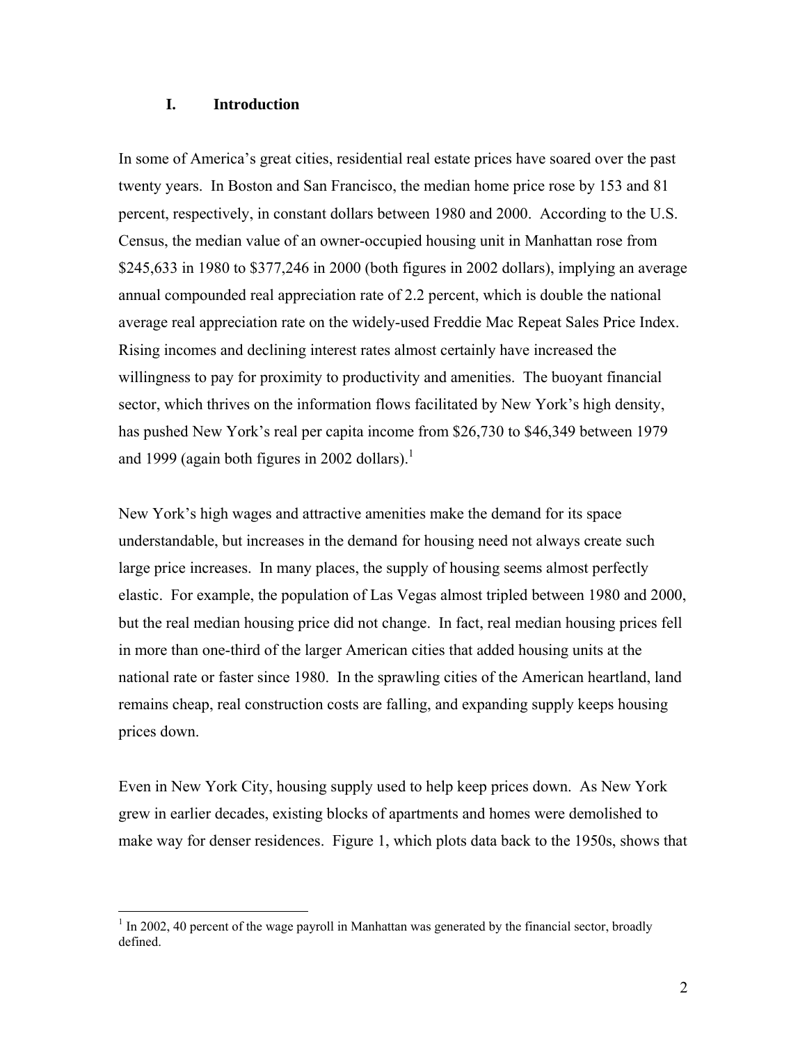## I. Introduction

In some of America's great cities, residential real estate prices have soared over the past twenty years. In Boston and San Francisco, the median home price rose by 153 and 81 percent, respectively, in constant dollars between 1980 and 2000. According to the U.S. Census, the median value of an owner-occupied housing unit in Manhattan rose from $245,633 in 1980 to $377,246 in 2000 (both figures in 2002 dollars), implying an average annual compounded real appreciation rate of 2.2 percent, which is double the national average real appreciation rate on the widely-used Freddie Mac Repeat Sales Price Index. Rising incomes and declining interest rates almost certainly have increased the willingness to pay for proximity to productivity and amenities. The buoyant financial sector, which thrives on the information flows facilitated by New York's high density, has pushed New York's real per capita income from $26,730 to $46,349 between 1979 and 1999 (again both figures in 2002 dollars).[1]

New York's high wages and attractive amenities make the demand for its space understandable, but increases in the demand for housing need not always create such large price increases. In many places, the supply of housing seems almost perfectly elastic. For example, the population of Las Vegas almost tripled between 1980 and 2000, but the real median housing price did not change. In fact, real median housing prices fell in more than one-third of the larger American cities that added housing units at the national rate or faster since 1980. In the sprawling cities of the American heartland, land remains cheap, real construction costs are falling, and expanding supply keeps housing prices down.

Even in New York City, housing supply used to help keep prices down. As New York grew in earlier decades, existing blocks of apartments and homes were demolished to make way for denser residences. Figure 1, which plots data back to the 1950s, shows that

[1] In 2002, 40 percent of the wage payroll in Manhattan was generated by the financial sector, broadly defined.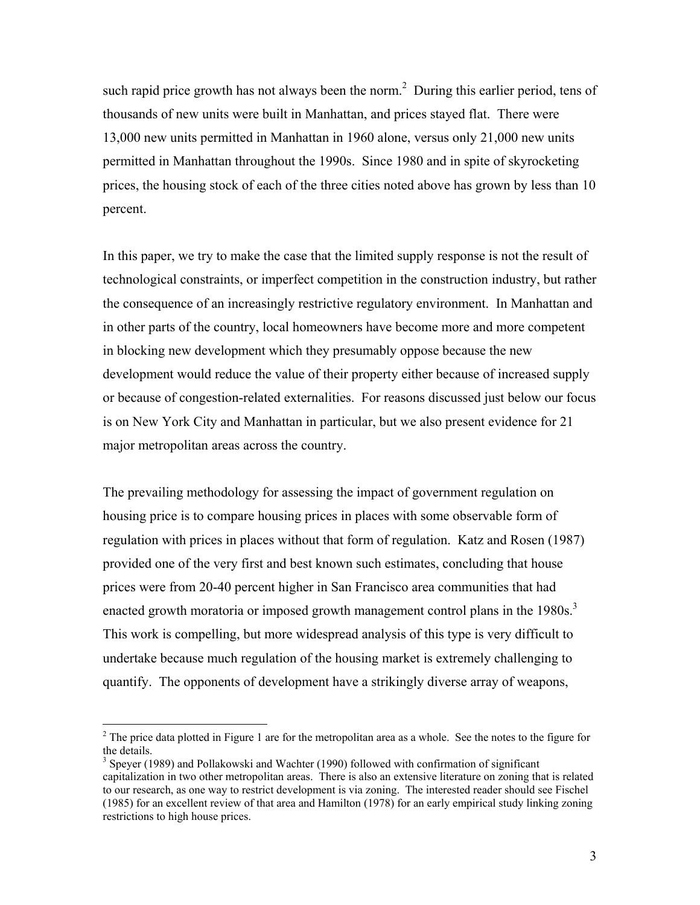such rapid price growth has not always been the norm.[2] During this earlier period, tens of thousands of new units were built in Manhattan, and prices stayed flat. There were 13,000 new units permitted in Manhattan in 1960 alone, versus only 21,000 new units permitted in Manhattan throughout the 1990s. Since 1980 and in spite of skyrocketing prices, the housing stock of each of the three cities noted above has grown by less than 10 percent.

In this paper, we try to make the case that the limited supply response is not the result of technological constraints, or imperfect competition in the construction industry, but rather the consequence of an increasingly restrictive regulatory environment. In Manhattan and in other parts of the country, local homeowners have become more and more competent in blocking new development which they presumably oppose because the new development would reduce the value of their property either because of increased supply or because of congestion-related externalities. For reasons discussed just below our focus is on New York City and Manhattan in particular, but we also present evidence for 21 major metropolitan areas across the country.

The prevailing methodology for assessing the impact of government regulation on housing price is to compare housing prices in places with some observable form of regulation with prices in places without that form of regulation. Katz and Rosen (1987) provided one of the very first and best known such estimates, concluding that house prices were from 20-40 percent higher in San Francisco area communities that had enacted growth moratoria or imposed growth management control plans in the 1980s.[3] This work is compelling, but more widespread analysis of this type is very difficult to undertake because much regulation of the housing market is extremely challenging to quantify. The opponents of development have a strikingly diverse array of weapons,

---

[2] The price data plotted in Figure 1 are for the metropolitan area as a whole. See the notes to the figure for the details.

[3] Speyer (1989) and Pollakowski and Wachter (1990) followed with confirmation of significant capitalization in two other metropolitan areas. There is also an extensive literature on zoning that is related to our research, as one way to restrict development is via zoning. The interested reader should see Fischel (1985) for an excellent review of that area and Hamilton (1978) for an early empirical study linking zoning restrictions to high house prices.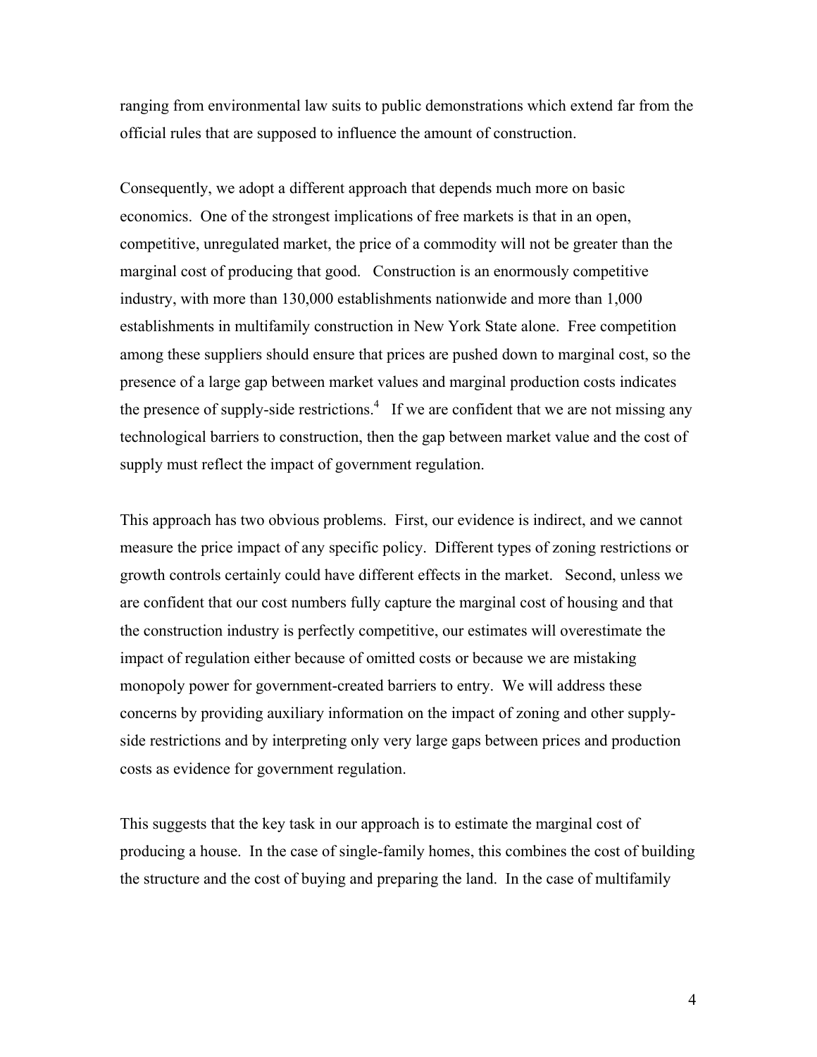ranging from environmental law suits to public demonstrations which extend far from the official rules that are supposed to influence the amount of construction.

Consequently, we adopt a different approach that depends much more on basic economics. One of the strongest implications of free markets is that in an open, competitive, unregulated market, the price of a commodity will not be greater than the marginal cost of producing that good. Construction is an enormously competitive industry, with more than 130,000 establishments nationwide and more than 1,000 establishments in multifamily construction in New York State alone. Free competition among these suppliers should ensure that prices are pushed down to marginal cost, so the presence of a large gap between market values and marginal production costs indicates the presence of supply-side restrictions.[4] If we are confident that we are not missing any technological barriers to construction, then the gap between market value and the cost of supply must reflect the impact of government regulation.

This approach has two obvious problems. First, our evidence is indirect, and we cannot measure the price impact of any specific policy. Different types of zoning restrictions or growth controls certainly could have different effects in the market. Second, unless we are confident that our cost numbers fully capture the marginal cost of housing and that the construction industry is perfectly competitive, our estimates will overestimate the impact of regulation either because of omitted costs or because we are mistaking monopoly power for government-created barriers to entry. We will address these concerns by providing auxiliary information on the impact of zoning and other supply-side restrictions and by interpreting only very large gaps between prices and production costs as evidence for government regulation.

This suggests that the key task in our approach is to estimate the marginal cost of producing a house. In the case of single-family homes, this combines the cost of building the structure and the cost of buying and preparing the land. In the case of multifamily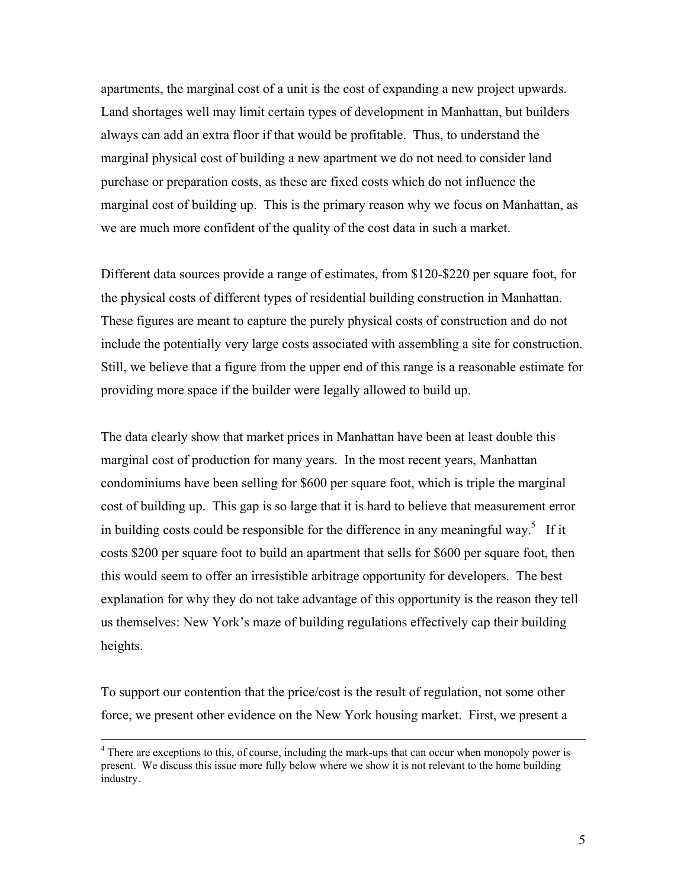apartments, the marginal cost of a unit is the cost of expanding a new project upwards. Land shortages well may limit certain types of development in Manhattan, but builders always can add an extra floor if that would be profitable. Thus, to understand the marginal physical cost of building a new apartment we do not need to consider land purchase or preparation costs, as these are fixed costs which do not influence the marginal cost of building up. This is the primary reason why we focus on Manhattan, as we are much more confident of the quality of the cost data in such a market.

Different data sources provide a range of estimates, from $120-$220 per square foot, for the physical costs of different types of residential building construction in Manhattan. These figures are meant to capture the purely physical costs of construction and do not include the potentially very large costs associated with assembling a site for construction. Still, we believe that a figure from the upper end of this range is a reasonable estimate for providing more space if the builder were legally allowed to build up.

The data clearly show that market prices in Manhattan have been at least double this marginal cost of production for many years. In the most recent years, Manhattan condominiums have been selling for $600 per square foot, which is triple the marginal cost of building up. This gap is so large that it is hard to believe that measurement error in building costs could be responsible for the difference in any meaningful way.[5] If it costs $200 per square foot to build an apartment that sells for $600 per square foot, then this would seem to offer an irresistible arbitrage opportunity for developers. The best explanation for why they do not take advantage of this opportunity is the reason they tell us themselves: New York's maze of building regulations effectively cap their building heights.

To support our contention that the price/cost is the result of regulation, not some other force, we present other evidence on the New York housing market. First, we present a

[4] There are exceptions to this, of course, including the mark-ups that can occur when monopoly power is present. We discuss this issue more fully below where we show it is not relevant to the home building industry.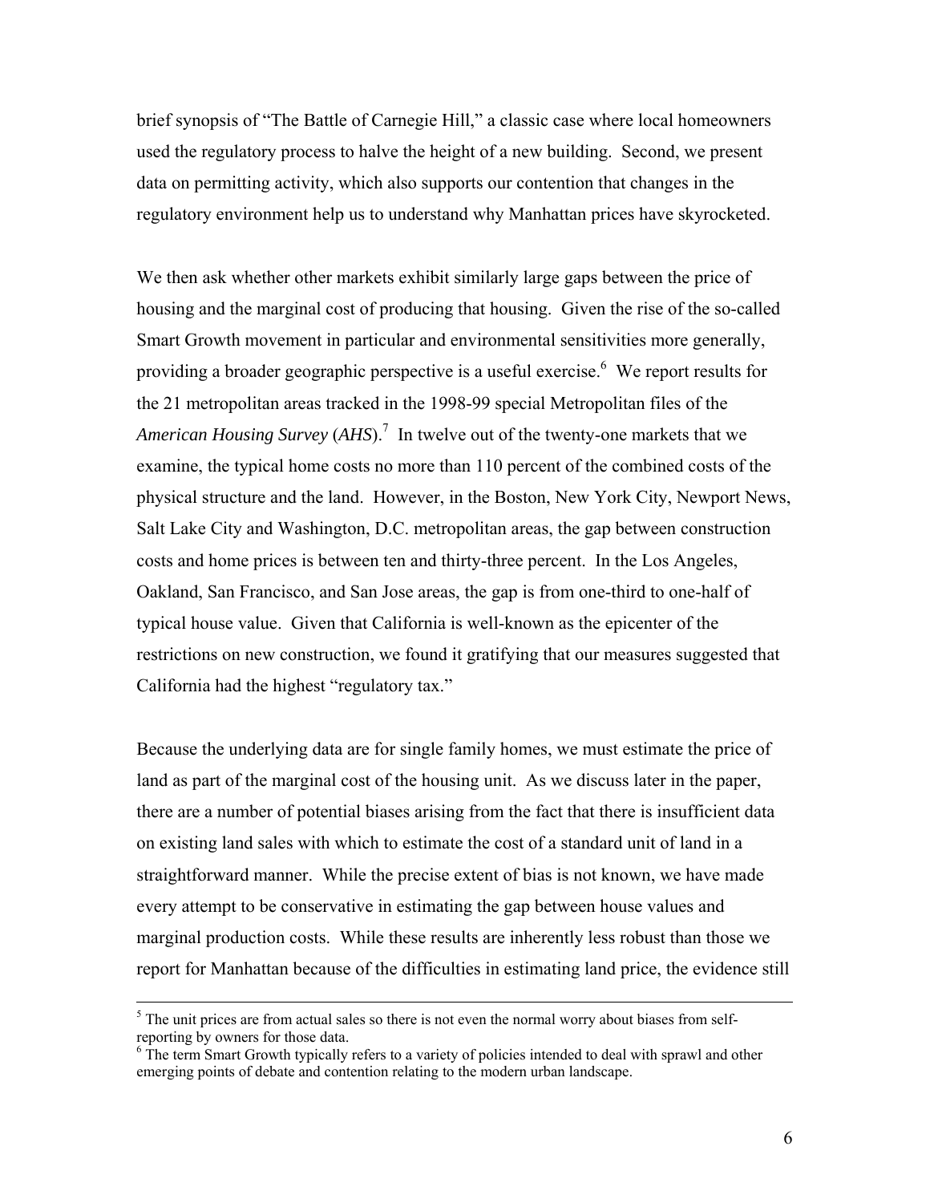brief synopsis of "The Battle of Carnegie Hill," a classic case where local homeowners used the regulatory process to halve the height of a new building. Second, we present data on permitting activity, which also supports our contention that changes in the regulatory environment help us to understand why Manhattan prices have skyrocketed.

We then ask whether other markets exhibit similarly large gaps between the price of housing and the marginal cost of producing that housing. Given the rise of the so-called Smart Growth movement in particular and environmental sensitivities more generally, providing a broader geographic perspective is a useful exercise.[6] We report results for the 21 metropolitan areas tracked in the 1998-99 special Metropolitan files of the *American Housing Survey* (*AHS*).[7] In twelve out of the twenty-one markets that we examine, the typical home costs no more than 110 percent of the combined costs of the physical structure and the land. However, in the Boston, New York City, Newport News, Salt Lake City and Washington, D.C. metropolitan areas, the gap between construction costs and home prices is between ten and thirty-three percent. In the Los Angeles, Oakland, San Francisco, and San Jose areas, the gap is from one-third to one-half of typical house value. Given that California is well-known as the epicenter of the restrictions on new construction, we found it gratifying that our measures suggested that California had the highest "regulatory tax."

Because the underlying data are for single family homes, we must estimate the price of land as part of the marginal cost of the housing unit. As we discuss later in the paper, there are a number of potential biases arising from the fact that there is insufficient data on existing land sales with which to estimate the cost of a standard unit of land in a straightforward manner. While the precise extent of bias is not known, we have made every attempt to be conservative in estimating the gap between house values and marginal production costs. While these results are inherently less robust than those we report for Manhattan because of the difficulties in estimating land price, the evidence still

[5] The unit prices are from actual sales so there is not even the normal worry about biases from self-reporting by owners for those data.

[6] The term Smart Growth typically refers to a variety of policies intended to deal with sprawl and other emerging points of debate and contention relating to the modern urban landscape.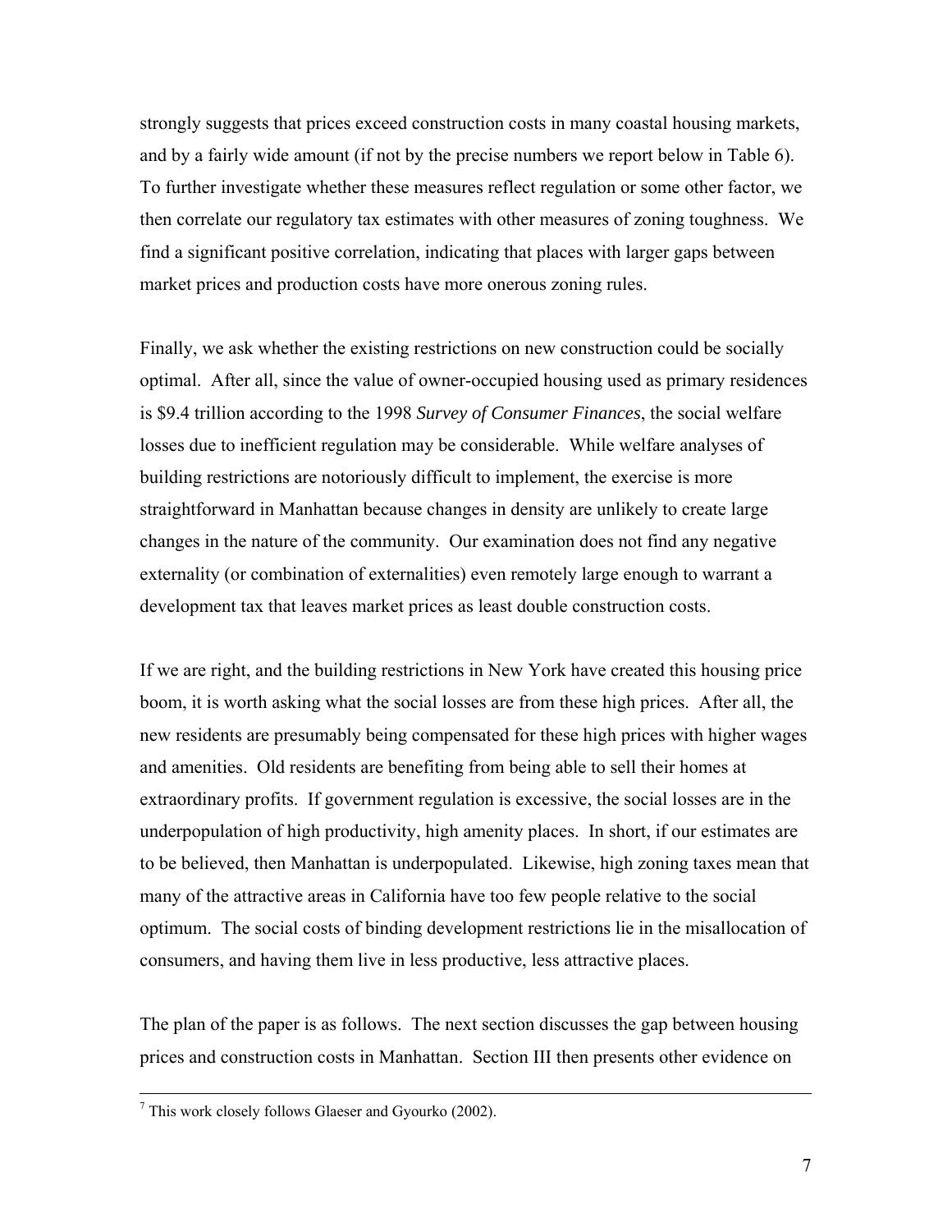strongly suggests that prices exceed construction costs in many coastal housing markets, and by a fairly wide amount (if not by the precise numbers we report below in Table 6). To further investigate whether these measures reflect regulation or some other factor, we then correlate our regulatory tax estimates with other measures of zoning toughness. We find a significant positive correlation, indicating that places with larger gaps between market prices and production costs have more onerous zoning rules.

Finally, we ask whether the existing restrictions on new construction could be socially optimal. After all, since the value of owner-occupied housing used as primary residences is $9.4 trillion according to the 1998 *Survey of Consumer Finances*, the social welfare losses due to inefficient regulation may be considerable. While welfare analyses of building restrictions are notoriously difficult to implement, the exercise is more straightforward in Manhattan because changes in density are unlikely to create large changes in the nature of the community. Our examination does not find any negative externality (or combination of externalities) even remotely large enough to warrant a development tax that leaves market prices as least double construction costs.

If we are right, and the building restrictions in New York have created this housing price boom, it is worth asking what the social losses are from these high prices. After all, the new residents are presumably being compensated for these high prices with higher wages and amenities. Old residents are benefiting from being able to sell their homes at extraordinary profits. If government regulation is excessive, the social losses are in the underpopulation of high productivity, high amenity places. In short, if our estimates are to be believed, then Manhattan is underpopulated. Likewise, high zoning taxes mean that many of the attractive areas in California have too few people relative to the social optimum. The social costs of binding development restrictions lie in the misallocation of consumers, and having them live in less productive, less attractive places.

The plan of the paper is as follows. The next section discusses the gap between housing prices and construction costs in Manhattan. Section III then presents other evidence on

---

[7] This work closely follows Glaeser and Gyourko (2002).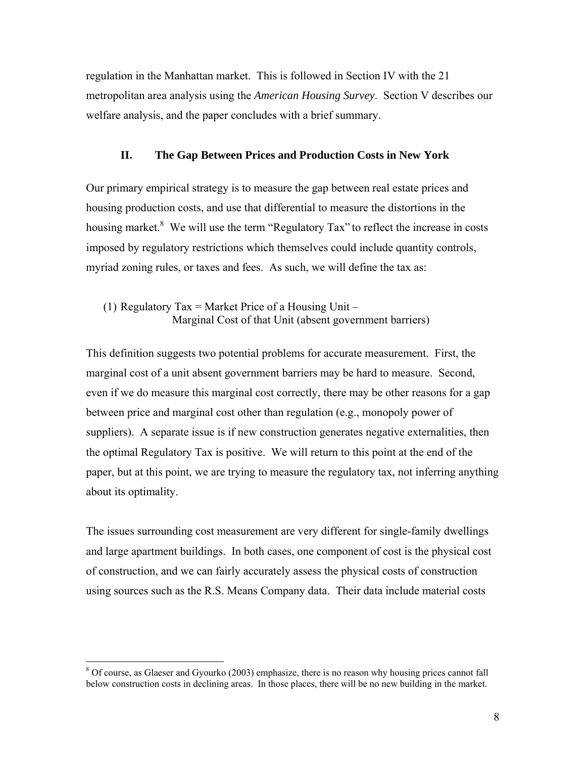regulation in the Manhattan market. This is followed in Section IV with the 21 metropolitan area analysis using the *American Housing Survey*. Section V describes our welfare analysis, and the paper concludes with a brief summary.

## II. The Gap Between Prices and Production Costs in New York

Our primary empirical strategy is to measure the gap between real estate prices and housing production costs, and use that differential to measure the distortions in the housing market.[8] We will use the term "Regulatory Tax" to reflect the increase in costs imposed by regulatory restrictions which themselves could include quantity controls, myriad zoning rules, or taxes and fees. As such, we will define the tax as:

(1) Regulatory Tax = Market Price of a Housing Unit –
Marginal Cost of that Unit (absent government barriers)

This definition suggests two potential problems for accurate measurement. First, the marginal cost of a unit absent government barriers may be hard to measure. Second, even if we do measure this marginal cost correctly, there may be other reasons for a gap between price and marginal cost other than regulation (e.g., monopoly power of suppliers). A separate issue is if new construction generates negative externalities, then the optimal Regulatory Tax is positive. We will return to this point at the end of the paper, but at this point, we are trying to measure the regulatory tax, not inferring anything about its optimality.

The issues surrounding cost measurement are very different for single-family dwellings and large apartment buildings. In both cases, one component of cost is the physical cost of construction, and we can fairly accurately assess the physical costs of construction using sources such as the R.S. Means Company data. Their data include material costs

[8] Of course, as Glaeser and Gyourko (2003) emphasize, there is no reason why housing prices cannot fall below construction costs in declining areas. In those places, there will be no new building in the market.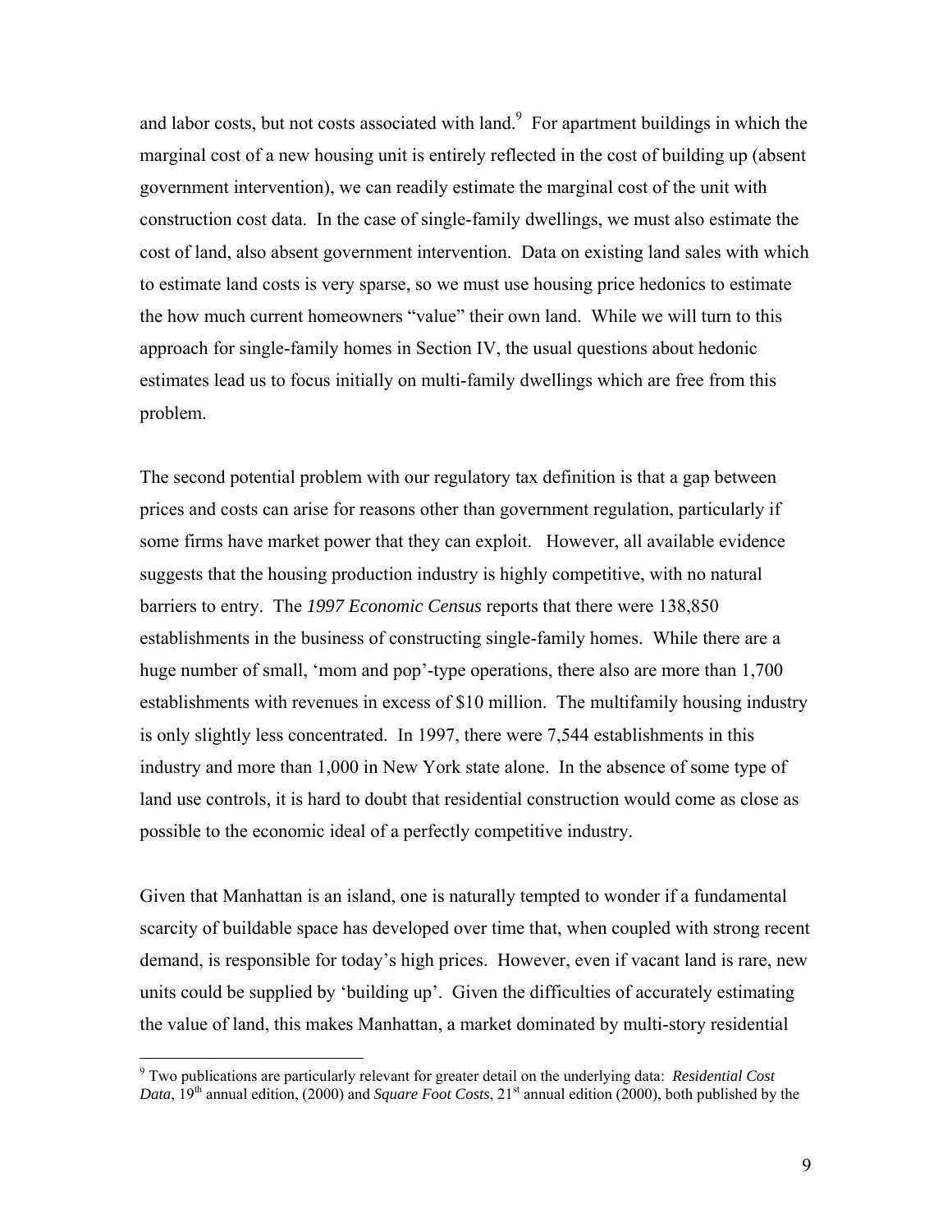and labor costs, but not costs associated with land.[9] For apartment buildings in which the marginal cost of a new housing unit is entirely reflected in the cost of building up (absent government intervention), we can readily estimate the marginal cost of the unit with construction cost data. In the case of single-family dwellings, we must also estimate the cost of land, also absent government intervention. Data on existing land sales with which to estimate land costs is very sparse, so we must use housing price hedonics to estimate the how much current homeowners "value" their own land. While we will turn to this approach for single-family homes in Section IV, the usual questions about hedonic estimates lead us to focus initially on multi-family dwellings which are free from this problem.

The second potential problem with our regulatory tax definition is that a gap between prices and costs can arise for reasons other than government regulation, particularly if some firms have market power that they can exploit. However, all available evidence suggests that the housing production industry is highly competitive, with no natural barriers to entry. The *1997 Economic Census* reports that there were 138,850 establishments in the business of constructing single-family homes. While there are a huge number of small, 'mom and pop'-type operations, there also are more than 1,700 establishments with revenues in excess of $10 million. The multifamily housing industry is only slightly less concentrated. In 1997, there were 7,544 establishments in this industry and more than 1,000 in New York state alone. In the absence of some type of land use controls, it is hard to doubt that residential construction would come as close as possible to the economic ideal of a perfectly competitive industry.

Given that Manhattan is an island, one is naturally tempted to wonder if a fundamental scarcity of buildable space has developed over time that, when coupled with strong recent demand, is responsible for today's high prices. However, even if vacant land is rare, new units could be supplied by 'building up'. Given the difficulties of accurately estimating the value of land, this makes Manhattan, a market dominated by multi-story residential

---

[9] Two publications are particularly relevant for greater detail on the underlying data: *Residential Cost Data*, 19th annual edition, (2000) and *Square Foot Costs*, 21st annual edition (2000), both published by the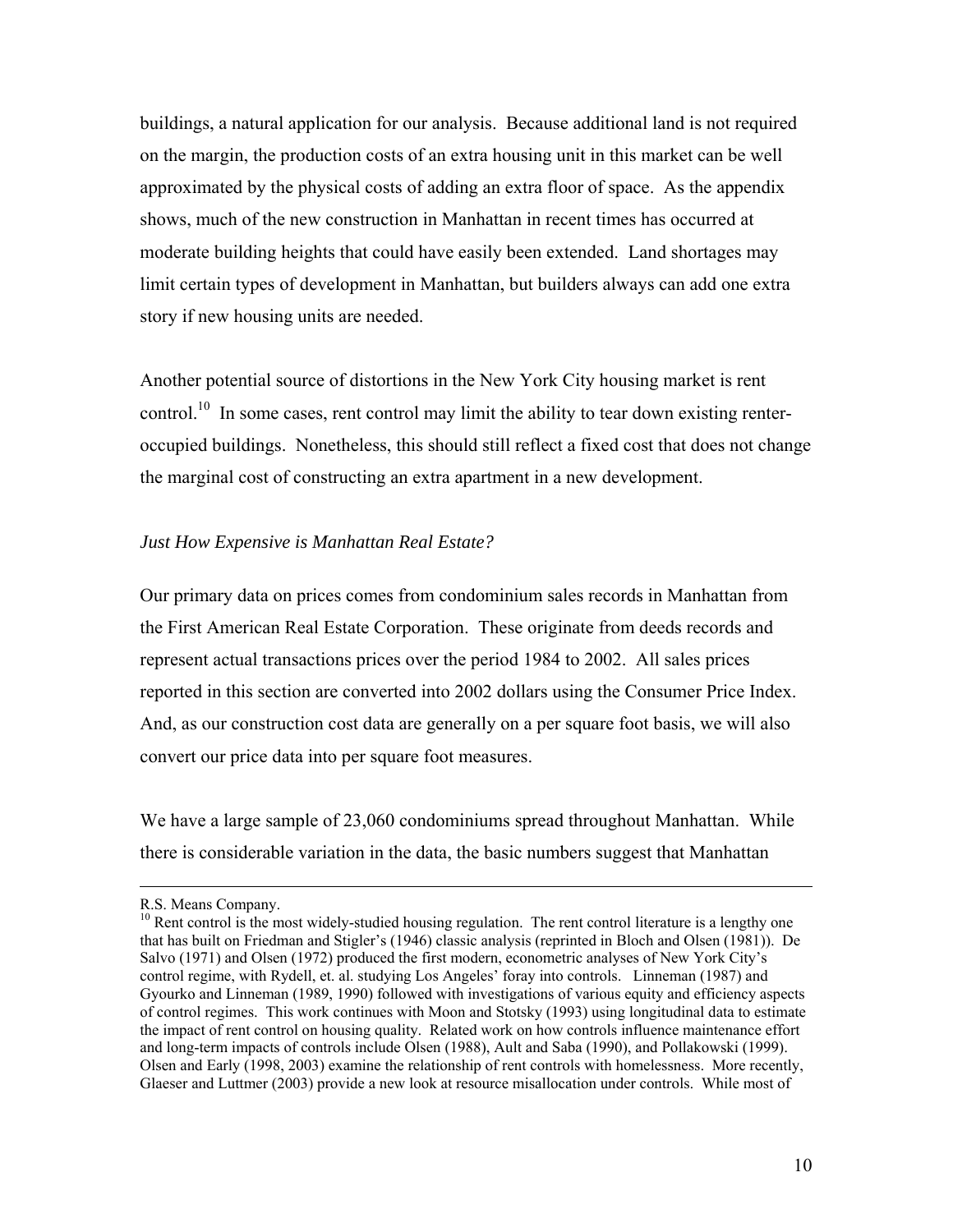buildings, a natural application for our analysis. Because additional land is not required on the margin, the production costs of an extra housing unit in this market can be well approximated by the physical costs of adding an extra floor of space. As the appendix shows, much of the new construction in Manhattan in recent times has occurred at moderate building heights that could have easily been extended. Land shortages may limit certain types of development in Manhattan, but builders always can add one extra story if new housing units are needed.

Another potential source of distortions in the New York City housing market is rent control.[10] In some cases, rent control may limit the ability to tear down existing renter-occupied buildings. Nonetheless, this should still reflect a fixed cost that does not change the marginal cost of constructing an extra apartment in a new development.

*Just How Expensive is Manhattan Real Estate?*

Our primary data on prices comes from condominium sales records in Manhattan from the First American Real Estate Corporation. These originate from deeds records and represent actual transactions prices over the period 1984 to 2002. All sales prices reported in this section are converted into 2002 dollars using the Consumer Price Index. And, as our construction cost data are generally on a per square foot basis, we will also convert our price data into per square foot measures.

We have a large sample of 23,060 condominiums spread throughout Manhattan. While there is considerable variation in the data, the basic numbers suggest that Manhattan

---

R.S. Means Company.

[10] Rent control is the most widely-studied housing regulation. The rent control literature is a lengthy one that has built on Friedman and Stigler's (1946) classic analysis (reprinted in Bloch and Olsen (1981)). De Salvo (1971) and Olsen (1972) produced the first modern, econometric analyses of New York City's control regime, with Rydell, et. al. studying Los Angeles' foray into controls. Linneman (1987) and Gyourko and Linneman (1989, 1990) followed with investigations of various equity and efficiency aspects of control regimes. This work continues with Moon and Stotsky (1993) using longitudinal data to estimate the impact of rent control on housing quality. Related work on how controls influence maintenance effort and long-term impacts of controls include Olsen (1988), Ault and Saba (1990), and Pollakowski (1999). Olsen and Early (1998, 2003) examine the relationship of rent controls with homelessness. More recently, Glaeser and Luttmer (2003) provide a new look at resource misallocation under controls. While most of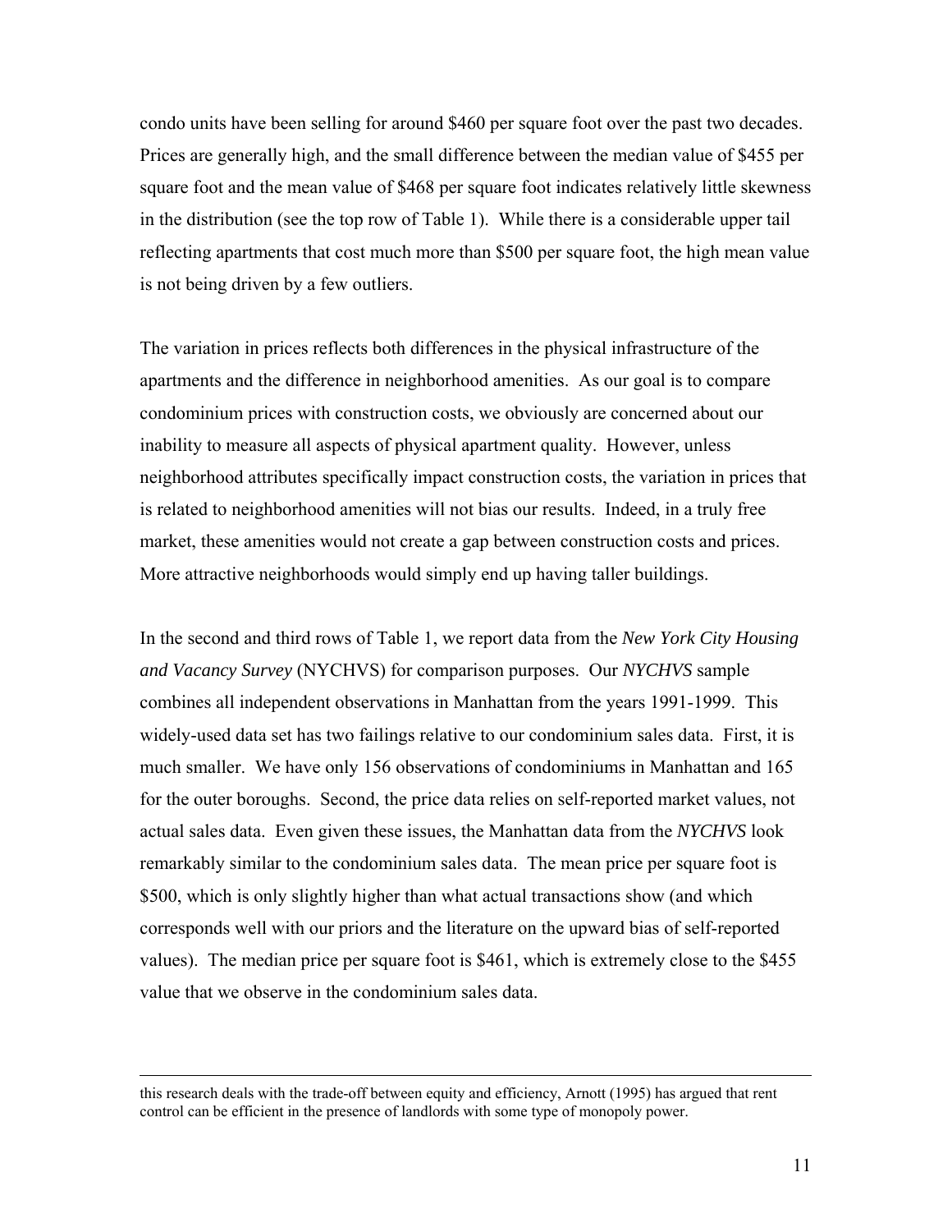condo units have been selling for around $460 per square foot over the past two decades. Prices are generally high, and the small difference between the median value of $455 per square foot and the mean value of $468 per square foot indicates relatively little skewness in the distribution (see the top row of Table 1). While there is a considerable upper tail reflecting apartments that cost much more than $500 per square foot, the high mean value is not being driven by a few outliers.

The variation in prices reflects both differences in the physical infrastructure of the apartments and the difference in neighborhood amenities. As our goal is to compare condominium prices with construction costs, we obviously are concerned about our inability to measure all aspects of physical apartment quality. However, unless neighborhood attributes specifically impact construction costs, the variation in prices that is related to neighborhood amenities will not bias our results. Indeed, in a truly free market, these amenities would not create a gap between construction costs and prices. More attractive neighborhoods would simply end up having taller buildings.

In the second and third rows of Table 1, we report data from the *New York City Housing and Vacancy Survey* (NYCHVS) for comparison purposes. Our *NYCHVS* sample combines all independent observations in Manhattan from the years 1991-1999. This widely-used data set has two failings relative to our condominium sales data. First, it is much smaller. We have only 156 observations of condominiums in Manhattan and 165 for the outer boroughs. Second, the price data relies on self-reported market values, not actual sales data. Even given these issues, the Manhattan data from the *NYCHVS* look remarkably similar to the condominium sales data. The mean price per square foot is $500, which is only slightly higher than what actual transactions show (and which corresponds well with our priors and the literature on the upward bias of self-reported values). The median price per square foot is $461, which is extremely close to the $455 value that we observe in the condominium sales data.

---

this research deals with the trade-off between equity and efficiency, Arnott (1995) has argued that rent control can be efficient in the presence of landlords with some type of monopoly power.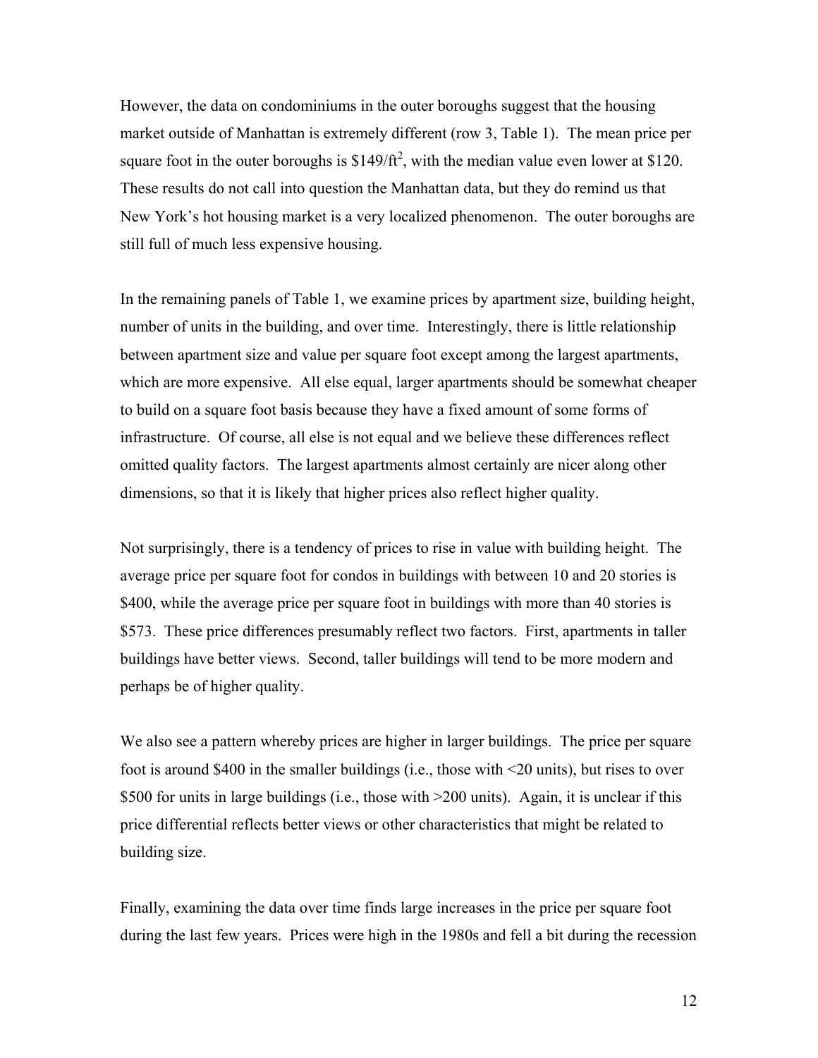However, the data on condominiums in the outer boroughs suggest that the housing market outside of Manhattan is extremely different (row 3, Table 1). The mean price per square foot in the outer boroughs is $\$149/ft^2$, with the median value even lower at \$120. These results do not call into question the Manhattan data, but they do remind us that New York's hot housing market is a very localized phenomenon. The outer boroughs are still full of much less expensive housing.

In the remaining panels of Table 1, we examine prices by apartment size, building height, number of units in the building, and over time. Interestingly, there is little relationship between apartment size and value per square foot except among the largest apartments, which are more expensive. All else equal, larger apartments should be somewhat cheaper to build on a square foot basis because they have a fixed amount of some forms of infrastructure. Of course, all else is not equal and we believe these differences reflect omitted quality factors. The largest apartments almost certainly are nicer along other dimensions, so that it is likely that higher prices also reflect higher quality.

Not surprisingly, there is a tendency of prices to rise in value with building height. The average price per square foot for condos in buildings with between 10 and 20 stories is \$400, while the average price per square foot in buildings with more than 40 stories is \$573. These price differences presumably reflect two factors. First, apartments in taller buildings have better views. Second, taller buildings will tend to be more modern and perhaps be of higher quality.

We also see a pattern whereby prices are higher in larger buildings. The price per square foot is around \$400 in the smaller buildings (i.e., those with <20 units), but rises to over \$500 for units in large buildings (i.e., those with >200 units). Again, it is unclear if this price differential reflects better views or other characteristics that might be related to building size.

Finally, examining the data over time finds large increases in the price per square foot during the last few years. Prices were high in the 1980s and fell a bit during the recession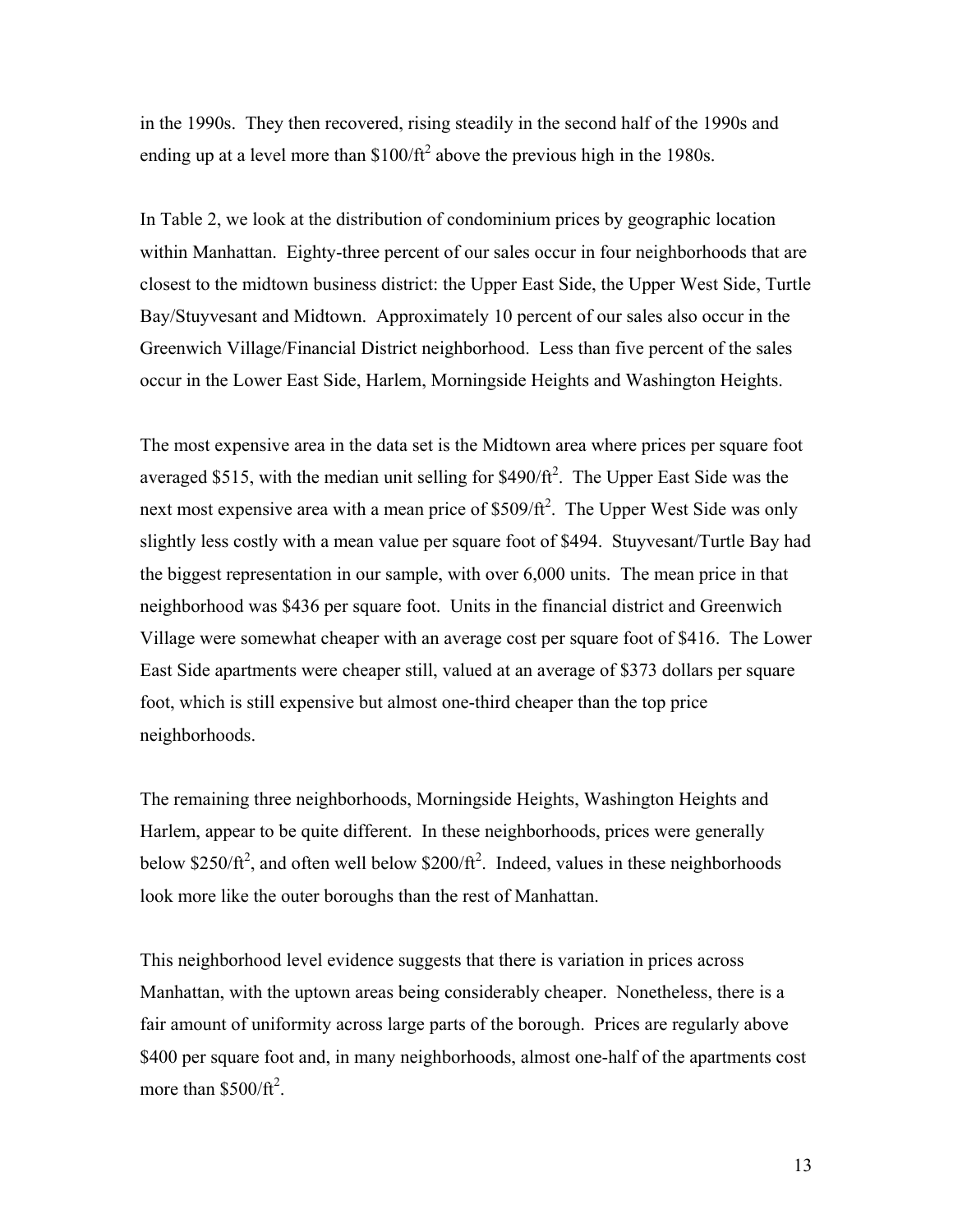in the 1990s. They then recovered, rising steadily in the second half of the 1990s and ending up at a level more than $\$100/ft^2$ above the previous high in the 1980s.

In Table 2, we look at the distribution of condominium prices by geographic location within Manhattan. Eighty-three percent of our sales occur in four neighborhoods that are closest to the midtown business district: the Upper East Side, the Upper West Side, Turtle Bay/Stuyvesant and Midtown. Approximately 10 percent of our sales also occur in the Greenwich Village/Financial District neighborhood. Less than five percent of the sales occur in the Lower East Side, Harlem, Morningside Heights and Washington Heights.

The most expensive area in the data set is the Midtown area where prices per square foot averaged \$515, with the median unit selling for $\$490/ft^2$. The Upper East Side was the next most expensive area with a mean price of $\$509/ft^2$. The Upper West Side was only slightly less costly with a mean value per square foot of \$494. Stuyvesant/Turtle Bay had the biggest representation in our sample, with over 6,000 units. The mean price in that neighborhood was \$436 per square foot. Units in the financial district and Greenwich Village were somewhat cheaper with an average cost per square foot of \$416. The Lower East Side apartments were cheaper still, valued at an average of \$373 dollars per square foot, which is still expensive but almost one-third cheaper than the top price neighborhoods.

The remaining three neighborhoods, Morningside Heights, Washington Heights and Harlem, appear to be quite different. In these neighborhoods, prices were generally below $\$250/ft^2$, and often well below $\$200/ft^2$. Indeed, values in these neighborhoods look more like the outer boroughs than the rest of Manhattan.

This neighborhood level evidence suggests that there is variation in prices across Manhattan, with the uptown areas being considerably cheaper. Nonetheless, there is a fair amount of uniformity across large parts of the borough. Prices are regularly above \$400 per square foot and, in many neighborhoods, almost one-half of the apartments cost more than $\$500/ft^2$.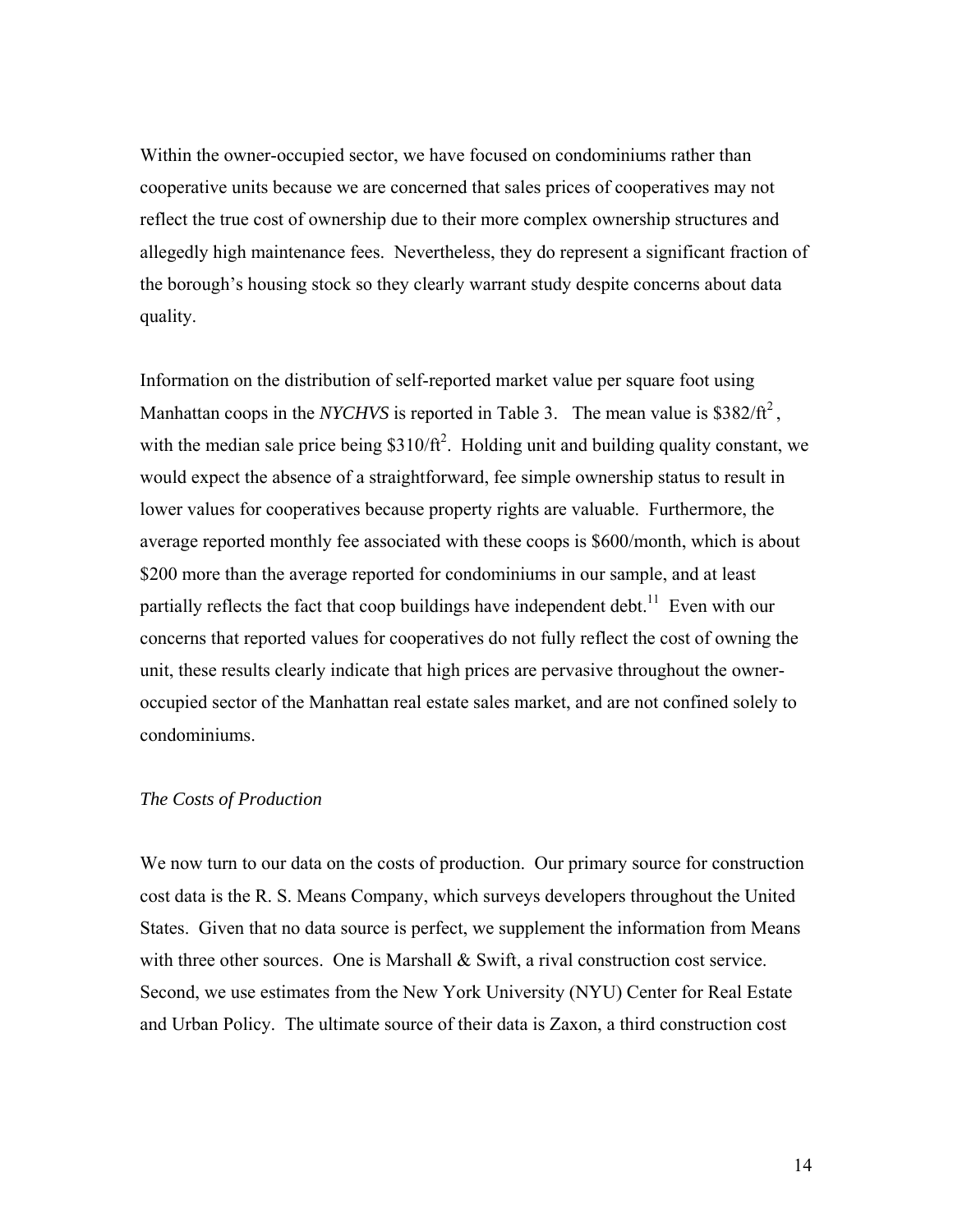Within the owner-occupied sector, we have focused on condominiums rather than cooperative units because we are concerned that sales prices of cooperatives may not reflect the true cost of ownership due to their more complex ownership structures and allegedly high maintenance fees. Nevertheless, they do represent a significant fraction of the borough's housing stock so they clearly warrant study despite concerns about data quality.

Information on the distribution of self-reported market value per square foot using Manhattan coops in the *NYCHVS* is reported in Table 3. The mean value is $\$382/\text{ft}^2$, with the median sale price being $\$310/\text{ft}^2$. Holding unit and building quality constant, we would expect the absence of a straightforward, fee simple ownership status to result in lower values for cooperatives because property rights are valuable. Furthermore, the average reported monthly fee associated with these coops is \$600/month, which is about \$200 more than the average reported for condominiums in our sample, and at least partially reflects the fact that coop buildings have independent debt.[11] Even with our concerns that reported values for cooperatives do not fully reflect the cost of owning the unit, these results clearly indicate that high prices are pervasive throughout the owner-occupied sector of the Manhattan real estate sales market, and are not confined solely to condominiums.

### *The Costs of Production*

We now turn to our data on the costs of production. Our primary source for construction cost data is the R. S. Means Company, which surveys developers throughout the United States. Given that no data source is perfect, we supplement the information from Means with three other sources. One is Marshall & Swift, a rival construction cost service. Second, we use estimates from the New York University (NYU) Center for Real Estate and Urban Policy. The ultimate source of their data is Zaxon, a third construction cost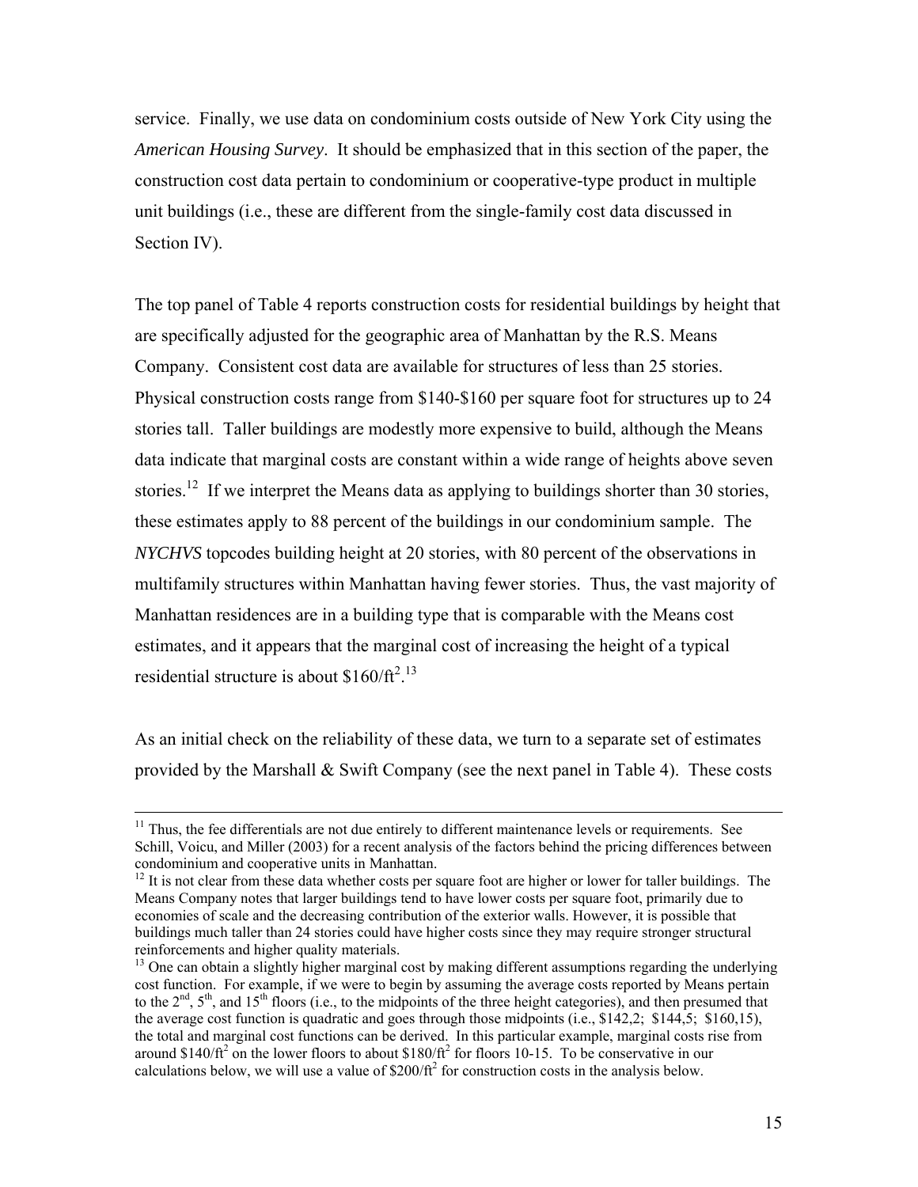service. Finally, we use data on condominium costs outside of New York City using the *American Housing Survey*. It should be emphasized that in this section of the paper, the construction cost data pertain to condominium or cooperative-type product in multiple unit buildings (i.e., these are different from the single-family cost data discussed in Section IV).

The top panel of Table 4 reports construction costs for residential buildings by height that are specifically adjusted for the geographic area of Manhattan by the R.S. Means Company. Consistent cost data are available for structures of less than 25 stories. Physical construction costs range from \$140-\$160 per square foot for structures up to 24 stories tall. Taller buildings are modestly more expensive to build, although the Means data indicate that marginal costs are constant within a wide range of heights above seven stories.[12] If we interpret the Means data as applying to buildings shorter than 30 stories, these estimates apply to 88 percent of the buildings in our condominium sample. The *NYCHVS* topcodes building height at 20 stories, with 80 percent of the observations in multifamily structures within Manhattan having fewer stories. Thus, the vast majority of Manhattan residences are in a building type that is comparable with the Means cost estimates, and it appears that the marginal cost of increasing the height of a typical residential structure is about \$160/ft$^2$.[13]

As an initial check on the reliability of these data, we turn to a separate set of estimates provided by the Marshall & Swift Company (see the next panel in Table 4). These costs

---

[11] Thus, the fee differentials are not due entirely to different maintenance levels or requirements. See Schill, Voicu, and Miller (2003) for a recent analysis of the factors behind the pricing differences between condominium and cooperative units in Manhattan.

[12] It is not clear from these data whether costs per square foot are higher or lower for taller buildings. The Means Company notes that larger buildings tend to have lower costs per square foot, primarily due to economies of scale and the decreasing contribution of the exterior walls. However, it is possible that buildings much taller than 24 stories could have higher costs since they may require stronger structural reinforcements and higher quality materials.

[13] One can obtain a slightly higher marginal cost by making different assumptions regarding the underlying cost function. For example, if we were to begin by assuming the average costs reported by Means pertain to the 2nd, 5th, and 15th floors (i.e., to the midpoints of the three height categories), and then presumed that the average cost function is quadratic and goes through those midpoints (i.e., \$142,2; \$144,5; \$160,15), the total and marginal cost functions can be derived. In this particular example, marginal costs rise from around \$140/ft$^2$ on the lower floors to about \$180/ft$^2$ for floors 10-15. To be conservative in our calculations below, we will use a value of \$200/ft$^2$ for construction costs in the analysis below.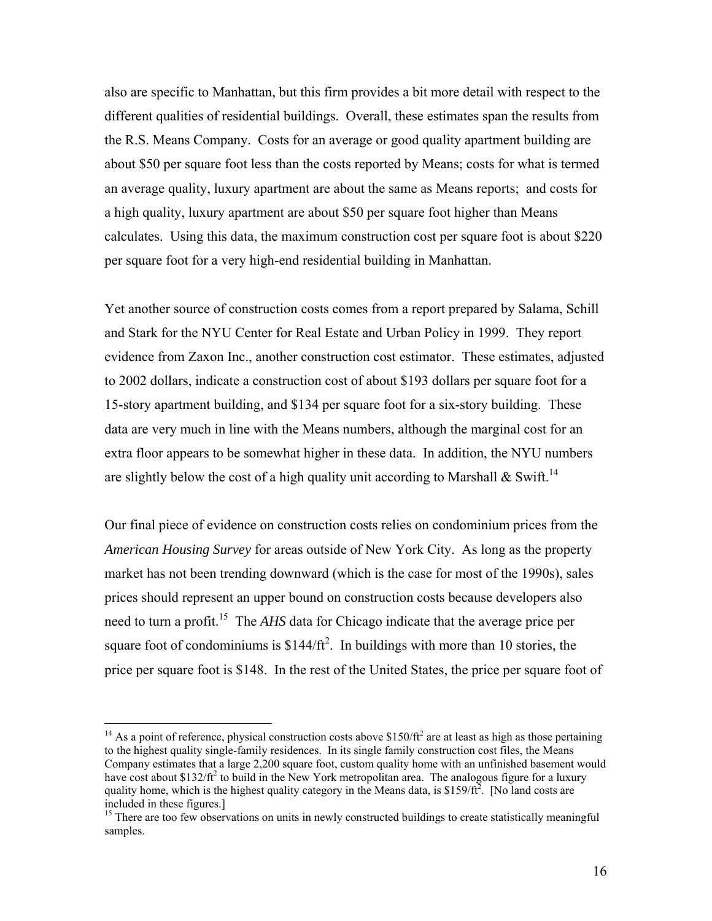also are specific to Manhattan, but this firm provides a bit more detail with respect to the different qualities of residential buildings. Overall, these estimates span the results from the R.S. Means Company. Costs for an average or good quality apartment building are about $50 per square foot less than the costs reported by Means; costs for what is termed an average quality, luxury apartment are about the same as Means reports; and costs for a high quality, luxury apartment are about $50 per square foot higher than Means calculates. Using this data, the maximum construction cost per square foot is about $220 per square foot for a very high-end residential building in Manhattan.

Yet another source of construction costs comes from a report prepared by Salama, Schill and Stark for the NYU Center for Real Estate and Urban Policy in 1999. They report evidence from Zaxon Inc., another construction cost estimator. These estimates, adjusted to 2002 dollars, indicate a construction cost of about $193 dollars per square foot for a 15-story apartment building, and $134 per square foot for a six-story building. These data are very much in line with the Means numbers, although the marginal cost for an extra floor appears to be somewhat higher in these data. In addition, the NYU numbers are slightly below the cost of a high quality unit according to Marshall & Swift.[14]

Our final piece of evidence on construction costs relies on condominium prices from the *American Housing Survey* for areas outside of New York City. As long as the property market has not been trending downward (which is the case for most of the 1990s), sales prices should represent an upper bound on construction costs because developers also need to turn a profit.[15] The *AHS* data for Chicago indicate that the average price per square foot of condominiums is $144/ft$^2$. In buildings with more than 10 stories, the price per square foot is $148. In the rest of the United States, the price per square foot of

[14] As a point of reference, physical construction costs above $150/ft$^2$ are at least as high as those pertaining to the highest quality single-family residences. In its single family construction cost files, the Means Company estimates that a large 2,200 square foot, custom quality home with an unfinished basement would have cost about $132/ft$^2$ to build in the New York metropolitan area. The analogous figure for a luxury quality home, which is the highest quality category in the Means data, is $159/ft$^2$. [No land costs are included in these figures.]

[15] There are too few observations on units in newly constructed buildings to create statistically meaningful samples.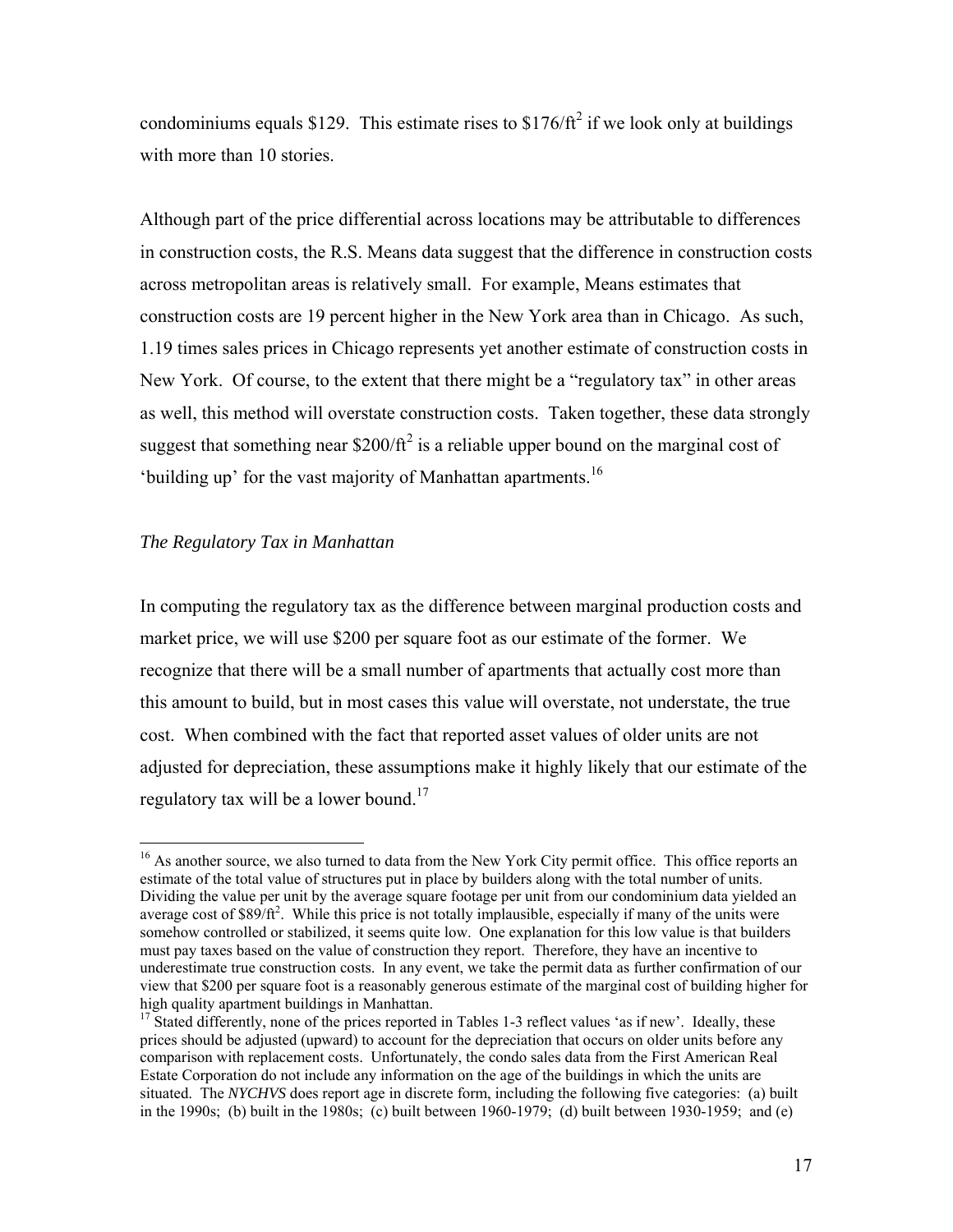condominiums equals \$129. This estimate rises to $\$176/\text{ft}^2$ if we look only at buildings with more than 10 stories.

Although part of the price differential across locations may be attributable to differences in construction costs, the R.S. Means data suggest that the difference in construction costs across metropolitan areas is relatively small. For example, Means estimates that construction costs are 19 percent higher in the New York area than in Chicago. As such, 1.19 times sales prices in Chicago represents yet another estimate of construction costs in New York. Of course, to the extent that there might be a "regulatory tax" in other areas as well, this method will overstate construction costs. Taken together, these data strongly suggest that something near $\$200/\text{ft}^2$ is a reliable upper bound on the marginal cost of 'building up' for the vast majority of Manhattan apartments.[16]

*The Regulatory Tax in Manhattan*

In computing the regulatory tax as the difference between marginal production costs and market price, we will use \$200 per square foot as our estimate of the former. We recognize that there will be a small number of apartments that actually cost more than this amount to build, but in most cases this value will overstate, not understate, the true cost. When combined with the fact that reported asset values of older units are not adjusted for depreciation, these assumptions make it highly likely that our estimate of the regulatory tax will be a lower bound.[17]

---

[16] As another source, we also turned to data from the New York City permit office. This office reports an estimate of the total value of structures put in place by builders along with the total number of units. Dividing the value per unit by the average square footage per unit from our condominium data yielded an average cost of $\$89/\text{ft}^2$. While this price is not totally implausible, especially if many of the units were somehow controlled or stabilized, it seems quite low. One explanation for this low value is that builders must pay taxes based on the value of construction they report. Therefore, they have an incentive to underestimate true construction costs. In any event, we take the permit data as further confirmation of our view that \$200 per square foot is a reasonably generous estimate of the marginal cost of building higher for high quality apartment buildings in Manhattan.

[17] Stated differently, none of the prices reported in Tables 1-3 reflect values 'as if new'. Ideally, these prices should be adjusted (upward) to account for the depreciation that occurs on older units before any comparison with replacement costs. Unfortunately, the condo sales data from the First American Real Estate Corporation do not include any information on the age of the buildings in which the units are situated. The *NYCHVS* does report age in discrete form, including the following five categories: (a) built in the 1990s; (b) built in the 1980s; (c) built between 1960-1979; (d) built between 1930-1959; and (e)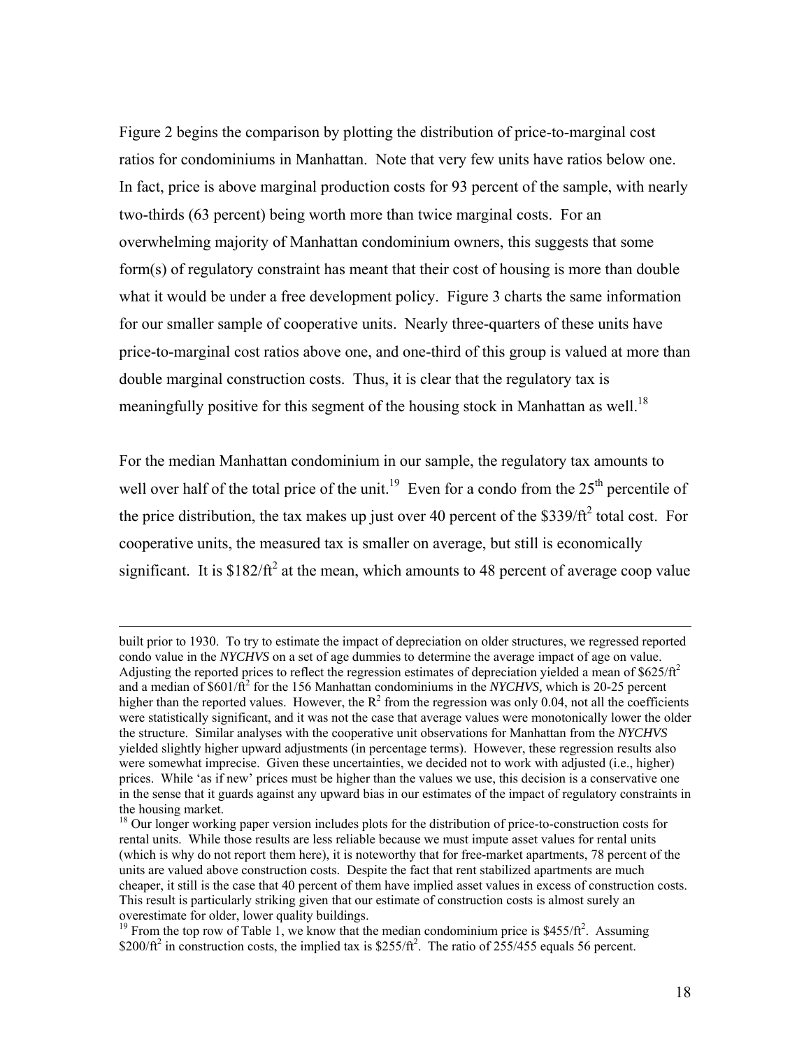Figure 2 begins the comparison by plotting the distribution of price-to-marginal cost ratios for condominiums in Manhattan. Note that very few units have ratios below one. In fact, price is above marginal production costs for 93 percent of the sample, with nearly two-thirds (63 percent) being worth more than twice marginal costs. For an overwhelming majority of Manhattan condominium owners, this suggests that some form(s) of regulatory constraint has meant that their cost of housing is more than double what it would be under a free development policy. Figure 3 charts the same information for our smaller sample of cooperative units. Nearly three-quarters of these units have price-to-marginal cost ratios above one, and one-third of this group is valued at more than double marginal construction costs. Thus, it is clear that the regulatory tax is meaningfully positive for this segment of the housing stock in Manhattan as well.[18]

For the median Manhattan condominium in our sample, the regulatory tax amounts to well over half of the total price of the unit.[19] Even for a condo from the 25th percentile of the price distribution, the tax makes up just over 40 percent of the $339/ft$^2$ total cost. For cooperative units, the measured tax is smaller on average, but still is economically significant. It is $182/ft$^2$ at the mean, which amounts to 48 percent of average coop value

---

built prior to 1930. To try to estimate the impact of depreciation on older structures, we regressed reported condo value in the *NYCHVS* on a set of age dummies to determine the average impact of age on value. Adjusting the reported prices to reflect the regression estimates of depreciation yielded a mean of $625/ft$^2$ and a median of $601/ft$^2$ for the 156 Manhattan condominiums in the *NYCHVS,* which is 20-25 percent higher than the reported values. However, the $R^2$ from the regression was only 0.04, not all the coefficients were statistically significant, and it was not the case that average values were monotonically lower the older the structure. Similar analyses with the cooperative unit observations for Manhattan from the *NYCHVS* yielded slightly higher upward adjustments (in percentage terms). However, these regression results also were somewhat imprecise. Given these uncertainties, we decided not to work with adjusted (i.e., higher) prices. While 'as if new' prices must be higher than the values we use, this decision is a conservative one in the sense that it guards against any upward bias in our estimates of the impact of regulatory constraints in the housing market.

[18] Our longer working paper version includes plots for the distribution of price-to-construction costs for rental units. While those results are less reliable because we must impute asset values for rental units (which is why do not report them here), it is noteworthy that for free-market apartments, 78 percent of the units are valued above construction costs. Despite the fact that rent stabilized apartments are much cheaper, it still is the case that 40 percent of them have implied asset values in excess of construction costs. This result is particularly striking given that our estimate of construction costs is almost surely an overestimate for older, lower quality buildings.

[19] From the top row of Table 1, we know that the median condominium price is $455/ft$^2$. Assuming $200/ft$^2$ in construction costs, the implied tax is $255/ft$^2$. The ratio of 255/455 equals 56 percent.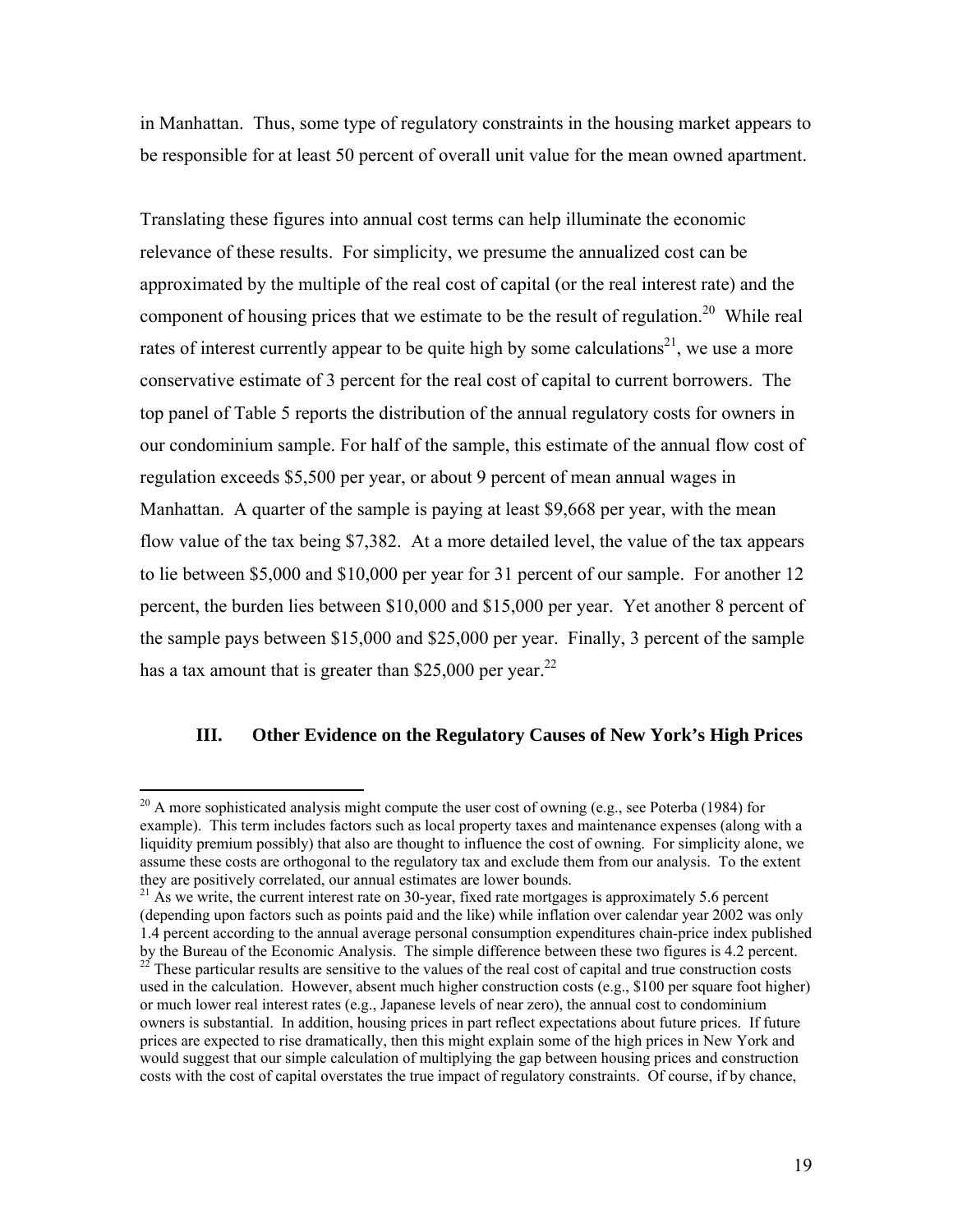in Manhattan. Thus, some type of regulatory constraints in the housing market appears to be responsible for at least 50 percent of overall unit value for the mean owned apartment.

Translating these figures into annual cost terms can help illuminate the economic relevance of these results. For simplicity, we presume the annualized cost can be approximated by the multiple of the real cost of capital (or the real interest rate) and the component of housing prices that we estimate to be the result of regulation.[20] While real rates of interest currently appear to be quite high by some calculations[21], we use a more conservative estimate of 3 percent for the real cost of capital to current borrowers. The top panel of Table 5 reports the distribution of the annual regulatory costs for owners in our condominium sample. For half of the sample, this estimate of the annual flow cost of regulation exceeds $5,500 per year, or about 9 percent of mean annual wages in Manhattan. A quarter of the sample is paying at least $9,668 per year, with the mean flow value of the tax being $7,382. At a more detailed level, the value of the tax appears to lie between $5,000 and $10,000 per year for 31 percent of our sample. For another 12 percent, the burden lies between $10,000 and $15,000 per year. Yet another 8 percent of the sample pays between $15,000 and $25,000 per year. Finally, 3 percent of the sample has a tax amount that is greater than $25,000 per year.[22]

## III. Other Evidence on the Regulatory Causes of New York's High Prices

---

[20] A more sophisticated analysis might compute the user cost of owning (e.g., see Poterba (1984) for example). This term includes factors such as local property taxes and maintenance expenses (along with a liquidity premium possibly) that also are thought to influence the cost of owning. For simplicity alone, we assume these costs are orthogonal to the regulatory tax and exclude them from our analysis. To the extent they are positively correlated, our annual estimates are lower bounds.

[21] As we write, the current interest rate on 30-year, fixed rate mortgages is approximately 5.6 percent (depending upon factors such as points paid and the like) while inflation over calendar year 2002 was only 1.4 percent according to the annual average personal consumption expenditures chain-price index published by the Bureau of the Economic Analysis. The simple difference between these two figures is 4.2 percent.

[22] These particular results are sensitive to the values of the real cost of capital and true construction costs used in the calculation. However, absent much higher construction costs (e.g., $100 per square foot higher) or much lower real interest rates (e.g., Japanese levels of near zero), the annual cost to condominium owners is substantial. In addition, housing prices in part reflect expectations about future prices. If future prices are expected to rise dramatically, then this might explain some of the high prices in New York and would suggest that our simple calculation of multiplying the gap between housing prices and construction costs with the cost of capital overstates the true impact of regulatory constraints. Of course, if by chance,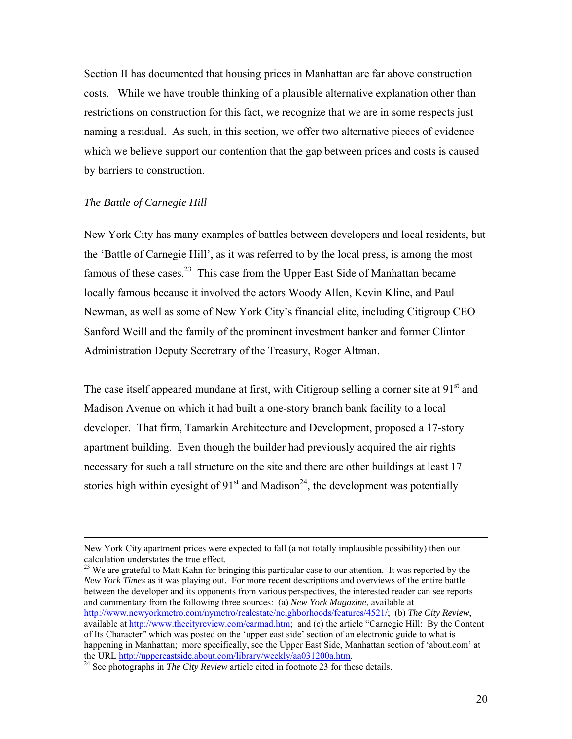Section II has documented that housing prices in Manhattan are far above construction costs. While we have trouble thinking of a plausible alternative explanation other than restrictions on construction for this fact, we recognize that we are in some respects just naming a residual. As such, in this section, we offer two alternative pieces of evidence which we believe support our contention that the gap between prices and costs is caused by barriers to construction.

*The Battle of Carnegie Hill*

New York City has many examples of battles between developers and local residents, but the 'Battle of Carnegie Hill', as it was referred to by the local press, is among the most famous of these cases.[23] This case from the Upper East Side of Manhattan became locally famous because it involved the actors Woody Allen, Kevin Kline, and Paul Newman, as well as some of New York City's financial elite, including Citigroup CEO Sanford Weill and the family of the prominent investment banker and former Clinton Administration Deputy Secretary of the Treasury, Roger Altman.

The case itself appeared mundane at first, with Citigroup selling a corner site at 91st and Madison Avenue on which it had built a one-story branch bank facility to a local developer. That firm, Tamarkin Architecture and Development, proposed a 17-story apartment building. Even though the builder had previously acquired the air rights necessary for such a tall structure on the site and there are other buildings at least 17 stories high within eyesight of 91st and Madison[24], the development was potentially

---

New York City apartment prices were expected to fall (a not totally implausible possibility) then our calculation understates the true effect.

[23] We are grateful to Matt Kahn for bringing this particular case to our attention. It was reported by the *New York Times* as it was playing out. For more recent descriptions and overviews of the entire battle between the developer and its opponents from various perspectives, the interested reader can see reports and commentary from the following three sources: (a) *New York Magazine*, available at http://www.newyorkmetro.com/nymetro/realestate/neighborhoods/features/4521/; (b) *The City Review*, available at http://www.thecityreview.com/carmad.htm; and (c) the article "Carnegie Hill: By the Content of Its Character" which was posted on the 'upper east side' section of an electronic guide to what is happening in Manhattan; more specifically, see the Upper East Side, Manhattan section of 'about.com' at the URL http://uppereastside.about.com/library/weekly/aa031200a.htm.

[24] See photographs in *The City Review* article cited in footnote 23 for these details.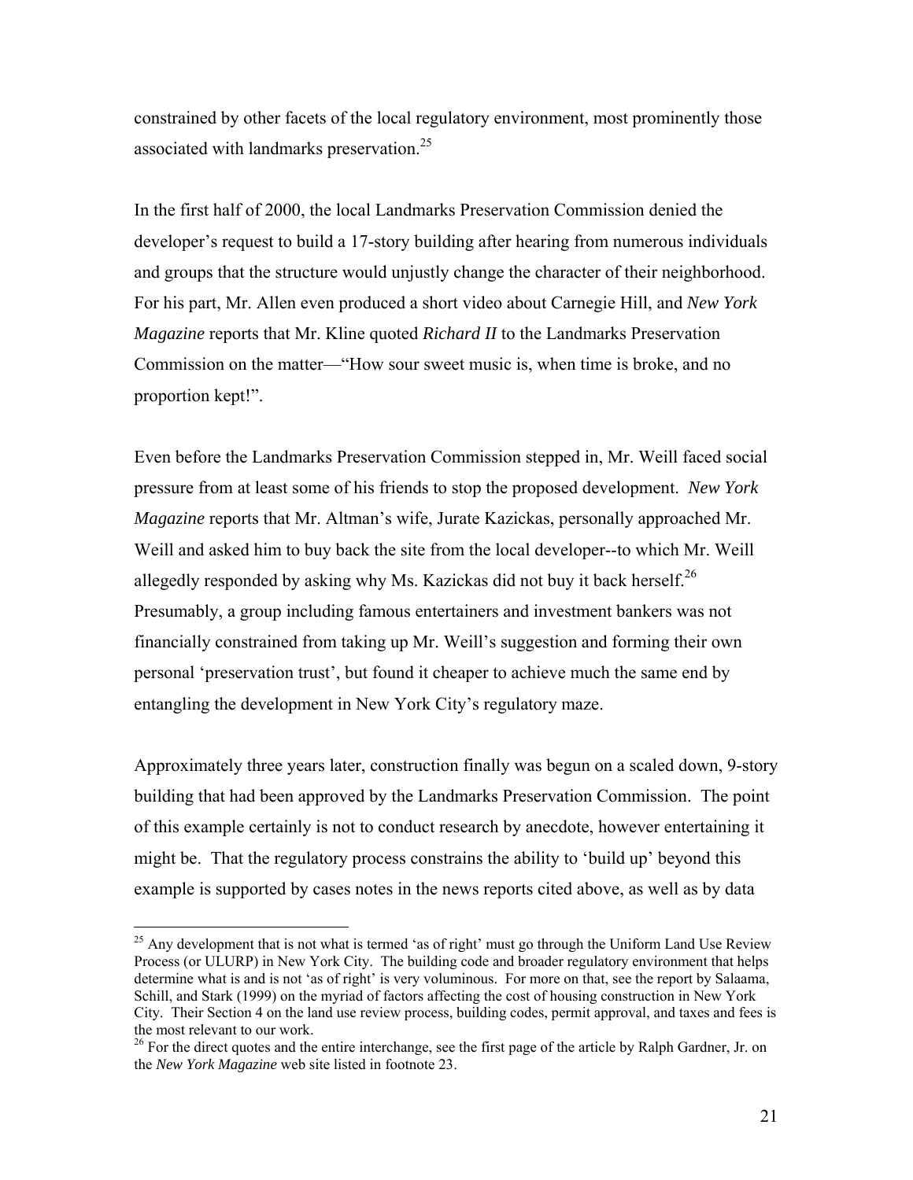constrained by other facets of the local regulatory environment, most prominently those associated with landmarks preservation.[25]

In the first half of 2000, the local Landmarks Preservation Commission denied the developer's request to build a 17-story building after hearing from numerous individuals and groups that the structure would unjustly change the character of their neighborhood. For his part, Mr. Allen even produced a short video about Carnegie Hill, and *New York Magazine* reports that Mr. Kline quoted *Richard II* to the Landmarks Preservation Commission on the matter—"How sour sweet music is, when time is broke, and no proportion kept!".

Even before the Landmarks Preservation Commission stepped in, Mr. Weill faced social pressure from at least some of his friends to stop the proposed development. *New York Magazine* reports that Mr. Altman's wife, Jurate Kazickas, personally approached Mr. Weill and asked him to buy back the site from the local developer--to which Mr. Weill allegedly responded by asking why Ms. Kazickas did not buy it back herself.[26] Presumably, a group including famous entertainers and investment bankers was not financially constrained from taking up Mr. Weill's suggestion and forming their own personal 'preservation trust', but found it cheaper to achieve much the same end by entangling the development in New York City's regulatory maze.

Approximately three years later, construction finally was begun on a scaled down, 9-story building that had been approved by the Landmarks Preservation Commission. The point of this example certainly is not to conduct research by anecdote, however entertaining it might be. That the regulatory process constrains the ability to 'build up' beyond this example is supported by cases notes in the news reports cited above, as well as by data

---

[25] Any development that is not what is termed 'as of right' must go through the Uniform Land Use Review Process (or ULURP) in New York City. The building code and broader regulatory environment that helps determine what is and is not 'as of right' is very voluminous. For more on that, see the report by Salaama, Schill, and Stark (1999) on the myriad of factors affecting the cost of housing construction in New York City. Their Section 4 on the land use review process, building codes, permit approval, and taxes and fees is the most relevant to our work.

[26] For the direct quotes and the entire interchange, see the first page of the article by Ralph Gardner, Jr. on the *New York Magazine* web site listed in footnote 23.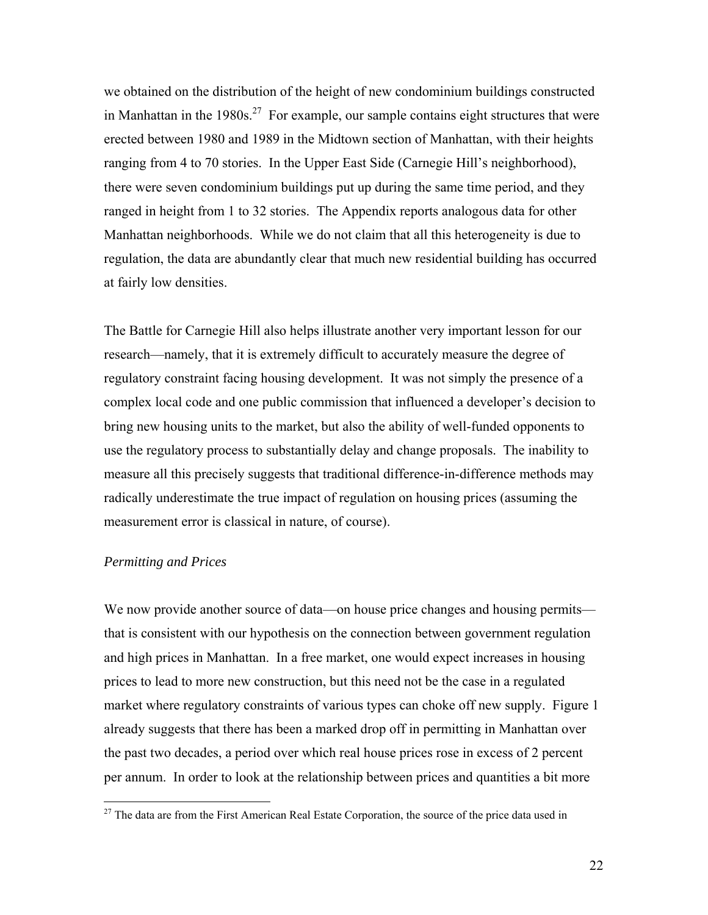we obtained on the distribution of the height of new condominium buildings constructed in Manhattan in the 1980s.[27] For example, our sample contains eight structures that were erected between 1980 and 1989 in the Midtown section of Manhattan, with their heights ranging from 4 to 70 stories. In the Upper East Side (Carnegie Hill's neighborhood), there were seven condominium buildings put up during the same time period, and they ranged in height from 1 to 32 stories. The Appendix reports analogous data for other Manhattan neighborhoods. While we do not claim that all this heterogeneity is due to regulation, the data are abundantly clear that much new residential building has occurred at fairly low densities.

The Battle for Carnegie Hill also helps illustrate another very important lesson for our research—namely, that it is extremely difficult to accurately measure the degree of regulatory constraint facing housing development. It was not simply the presence of a complex local code and one public commission that influenced a developer's decision to bring new housing units to the market, but also the ability of well-funded opponents to use the regulatory process to substantially delay and change proposals. The inability to measure all this precisely suggests that traditional difference-in-difference methods may radically underestimate the true impact of regulation on housing prices (assuming the measurement error is classical in nature, of course).

*Permitting and Prices*

We now provide another source of data—on house price changes and housing permits—that is consistent with our hypothesis on the connection between government regulation and high prices in Manhattan. In a free market, one would expect increases in housing prices to lead to more new construction, but this need not be the case in a regulated market where regulatory constraints of various types can choke off new supply. Figure 1 already suggests that there has been a marked drop off in permitting in Manhattan over the past two decades, a period over which real house prices rose in excess of 2 percent per annum. In order to look at the relationship between prices and quantities a bit more

[27] The data are from the First American Real Estate Corporation, the source of the price data used in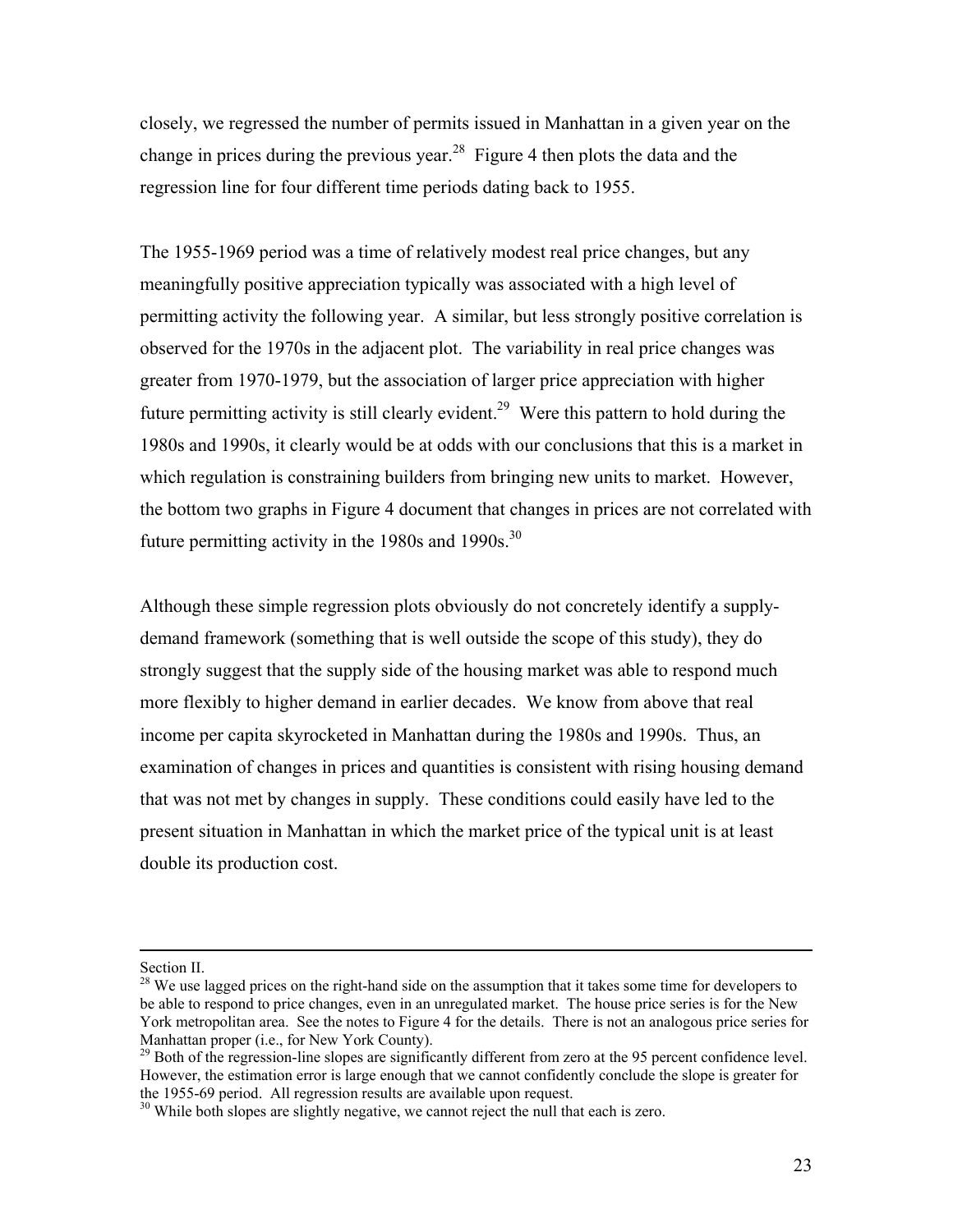closely, we regressed the number of permits issued in Manhattan in a given year on the change in prices during the previous year.[28] Figure 4 then plots the data and the regression line for four different time periods dating back to 1955.

The 1955-1969 period was a time of relatively modest real price changes, but any meaningfully positive appreciation typically was associated with a high level of permitting activity the following year. A similar, but less strongly positive correlation is observed for the 1970s in the adjacent plot. The variability in real price changes was greater from 1970-1979, but the association of larger price appreciation with higher future permitting activity is still clearly evident.[29] Were this pattern to hold during the 1980s and 1990s, it clearly would be at odds with our conclusions that this is a market in which regulation is constraining builders from bringing new units to market. However, the bottom two graphs in Figure 4 document that changes in prices are not correlated with future permitting activity in the 1980s and 1990s.[30]

Although these simple regression plots obviously do not concretely identify a supply-demand framework (something that is well outside the scope of this study), they do strongly suggest that the supply side of the housing market was able to respond much more flexibly to higher demand in earlier decades. We know from above that real income per capita skyrocketed in Manhattan during the 1980s and 1990s. Thus, an examination of changes in prices and quantities is consistent with rising housing demand that was not met by changes in supply. These conditions could easily have led to the present situation in Manhattan in which the market price of the typical unit is at least double its production cost.

---

Section II.

[28] We use lagged prices on the right-hand side on the assumption that it takes some time for developers to be able to respond to price changes, even in an unregulated market. The house price series is for the New York metropolitan area. See the notes to Figure 4 for the details. There is not an analogous price series for Manhattan proper (i.e., for New York County).

[29] Both of the regression-line slopes are significantly different from zero at the 95 percent confidence level. However, the estimation error is large enough that we cannot confidently conclude the slope is greater for the 1955-69 period. All regression results are available upon request.

[30] While both slopes are slightly negative, we cannot reject the null that each is zero.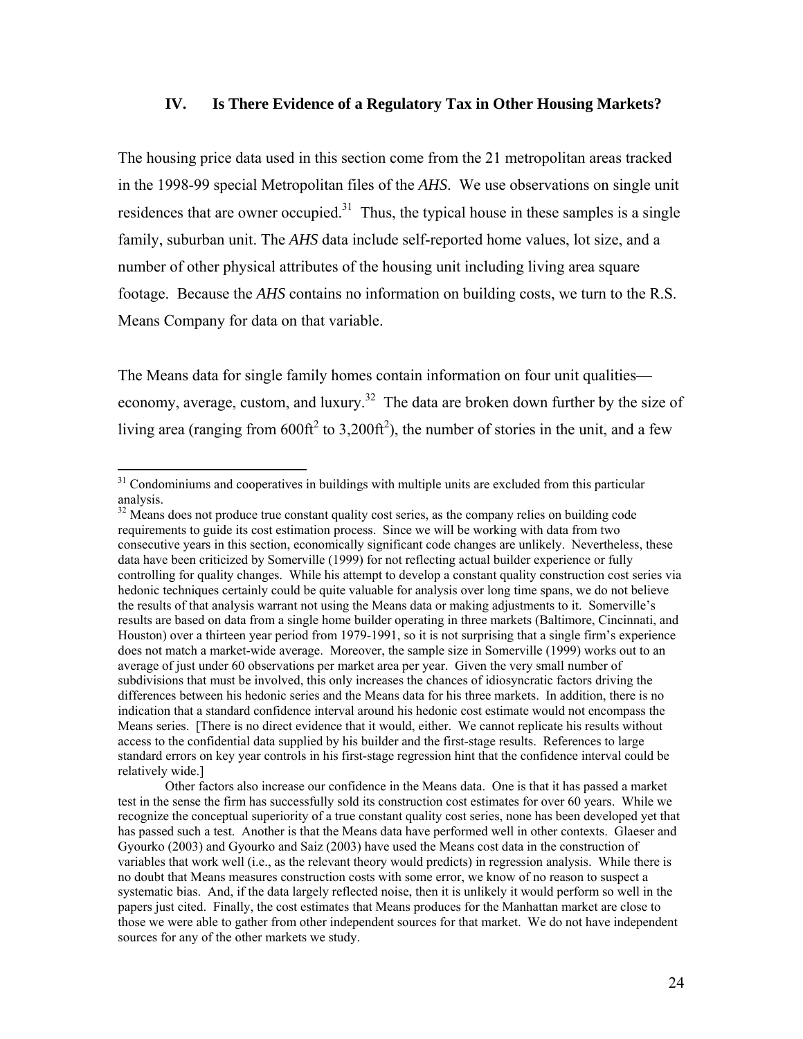## IV. Is There Evidence of a Regulatory Tax in Other Housing Markets?

The housing price data used in this section come from the 21 metropolitan areas tracked in the 1998-99 special Metropolitan files of the *AHS*. We use observations on single unit residences that are owner occupied.[31] Thus, the typical house in these samples is a single family, suburban unit. The *AHS* data include self-reported home values, lot size, and a number of other physical attributes of the housing unit including living area square footage. Because the *AHS* contains no information on building costs, we turn to the R.S. Means Company for data on that variable.

The Means data for single family homes contain information on four unit qualities—economy, average, custom, and luxury.[32] The data are broken down further by the size of living area (ranging from $600ft^2$ to $3,200ft^2$), the number of stories in the unit, and a few

[31] Condominiums and cooperatives in buildings with multiple units are excluded from this particular analysis.

[32] Means does not produce true constant quality cost series, as the company relies on building code requirements to guide its cost estimation process. Since we will be working with data from two consecutive years in this section, economically significant code changes are unlikely. Nevertheless, these data have been criticized by Somerville (1999) for not reflecting actual builder experience or fully controlling for quality changes. While his attempt to develop a constant quality construction cost series via hedonic techniques certainly could be quite valuable for analysis over long time spans, we do not believe the results of that analysis warrant not using the Means data or making adjustments to it. Somerville's results are based on data from a single home builder operating in three markets (Baltimore, Cincinnati, and Houston) over a thirteen year period from 1979-1991, so it is not surprising that a single firm's experience does not match a market-wide average. Moreover, the sample size in Somerville (1999) works out to an average of just under 60 observations per market area per year. Given the very small number of subdivisions that must be involved, this only increases the chances of idiosyncratic factors driving the differences between his hedonic series and the Means data for his three markets. In addition, there is no indication that a standard confidence interval around his hedonic cost estimate would not encompass the Means series. [There is no direct evidence that it would, either. We cannot replicate his results without access to the confidential data supplied by his builder and the first-stage results. References to large standard errors on key year controls in his first-stage regression hint that the confidence interval could be relatively wide.]

Other factors also increase our confidence in the Means data. One is that it has passed a market test in the sense the firm has successfully sold its construction cost estimates for over 60 years. While we recognize the conceptual superiority of a true constant quality cost series, none has been developed yet that has passed such a test. Another is that the Means data have performed well in other contexts. Glaeser and Gyourko (2003) and Gyourko and Saiz (2003) have used the Means cost data in the construction of variables that work well (i.e., as the relevant theory would predicts) in regression analysis. While there is no doubt that Means measures construction costs with some error, we know of no reason to suspect a systematic bias. And, if the data largely reflected noise, then it is unlikely it would perform so well in the papers just cited. Finally, the cost estimates that Means produces for the Manhattan market are close to those we were able to gather from other independent sources for that market. We do not have independent sources for any of the other markets we study.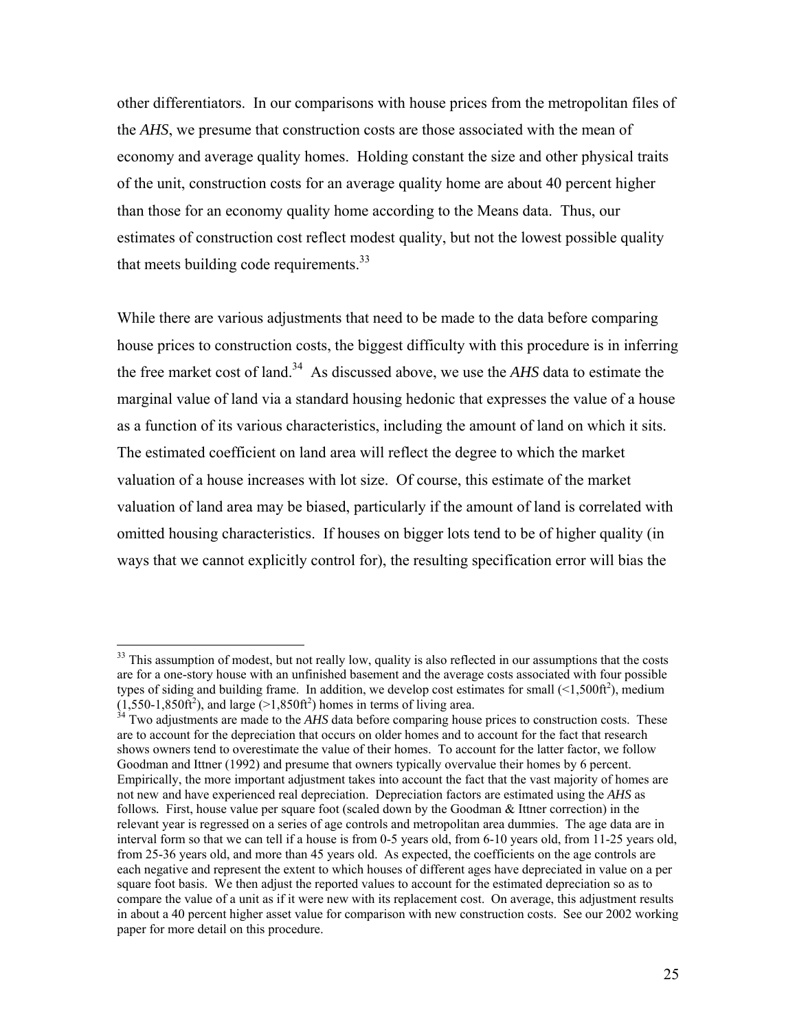other differentiators. In our comparisons with house prices from the metropolitan files of the *AHS*, we presume that construction costs are those associated with the mean of economy and average quality homes. Holding constant the size and other physical traits of the unit, construction costs for an average quality home are about 40 percent higher than those for an economy quality home according to the Means data. Thus, our estimates of construction cost reflect modest quality, but not the lowest possible quality that meets building code requirements.[33]

While there are various adjustments that need to be made to the data before comparing house prices to construction costs, the biggest difficulty with this procedure is in inferring the free market cost of land.[34] As discussed above, we use the *AHS* data to estimate the marginal value of land via a standard housing hedonic that expresses the value of a house as a function of its various characteristics, including the amount of land on which it sits. The estimated coefficient on land area will reflect the degree to which the market valuation of a house increases with lot size. Of course, this estimate of the market valuation of land area may be biased, particularly if the amount of land is correlated with omitted housing characteristics. If houses on bigger lots tend to be of higher quality (in ways that we cannot explicitly control for), the resulting specification error will bias the

---

[33] This assumption of modest, but not really low, quality is also reflected in our assumptions that the costs are for a one-story house with an unfinished basement and the average costs associated with four possible types of siding and building frame. In addition, we develop cost estimates for small (<1,500ft$^2$), medium (1,550-1,850ft$^2$), and large (>1,850ft$^2$) homes in terms of living area.

[34] Two adjustments are made to the *AHS* data before comparing house prices to construction costs. These are to account for the depreciation that occurs on older homes and to account for the fact that research shows owners tend to overestimate the value of their homes. To account for the latter factor, we follow Goodman and Ittner (1992) and presume that owners typically overvalue their homes by 6 percent. Empirically, the more important adjustment takes into account the fact that the vast majority of homes are not new and have experienced real depreciation. Depreciation factors are estimated using the *AHS* as follows. First, house value per square foot (scaled down by the Goodman & Ittner correction) in the relevant year is regressed on a series of age controls and metropolitan area dummies. The age data are in interval form so that we can tell if a house is from 0-5 years old, from 6-10 years old, from 11-25 years old, from 25-36 years old, and more than 45 years old. As expected, the coefficients on the age controls are each negative and represent the extent to which houses of different ages have depreciated in value on a per square foot basis. We then adjust the reported values to account for the estimated depreciation so as to compare the value of a unit as if it were new with its replacement cost. On average, this adjustment results in about a 40 percent higher asset value for comparison with new construction costs. See our 2002 working paper for more detail on this procedure.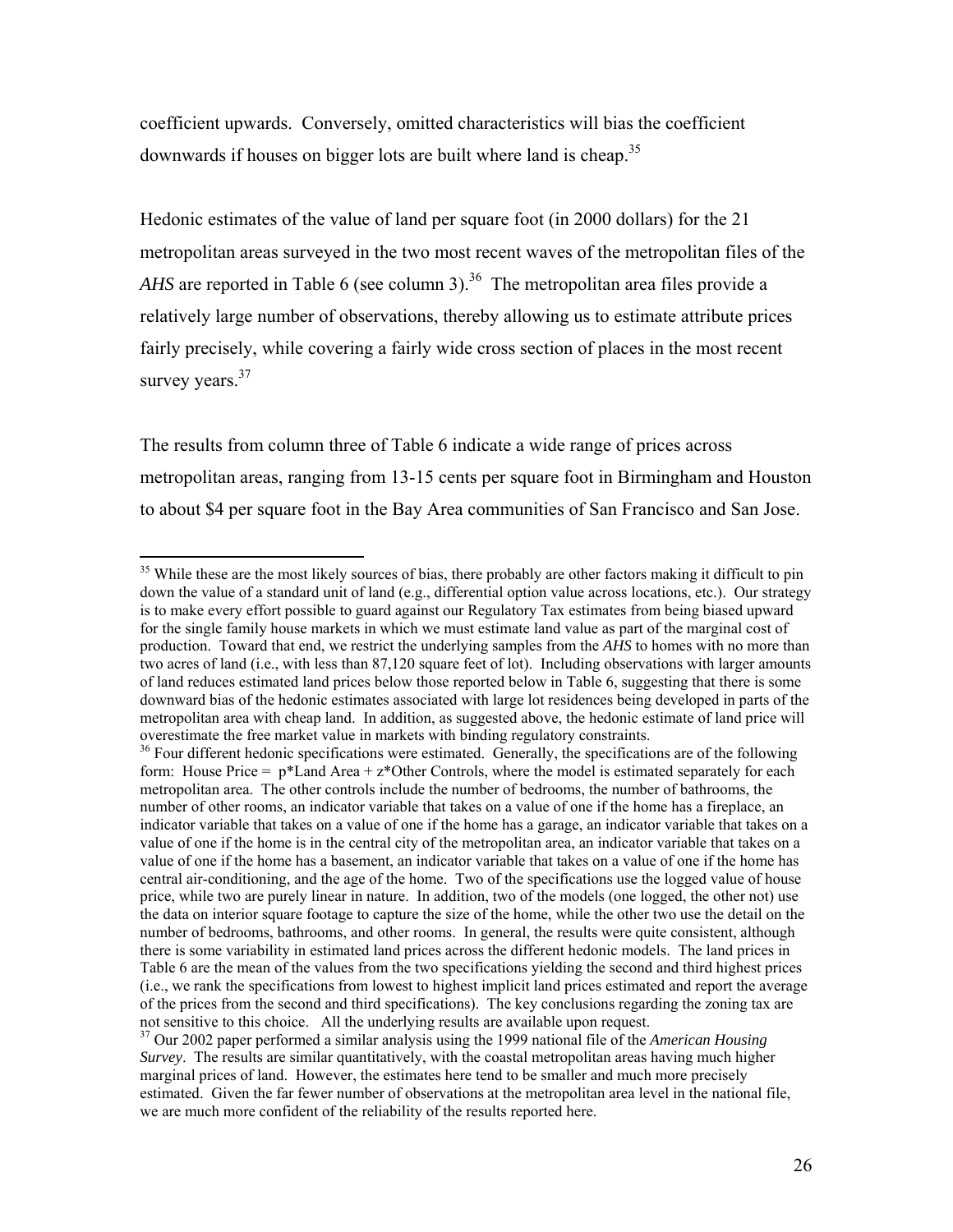coefficient upwards. Conversely, omitted characteristics will bias the coefficient downwards if houses on bigger lots are built where land is cheap.[35]

Hedonic estimates of the value of land per square foot (in 2000 dollars) for the 21 metropolitan areas surveyed in the two most recent waves of the metropolitan files of the *AHS* are reported in Table 6 (see column 3).[36] The metropolitan area files provide a relatively large number of observations, thereby allowing us to estimate attribute prices fairly precisely, while covering a fairly wide cross section of places in the most recent survey years.[37]

The results from column three of Table 6 indicate a wide range of prices across metropolitan areas, ranging from 13-15 cents per square foot in Birmingham and Houston to about $4 per square foot in the Bay Area communities of San Francisco and San Jose.

---

[35] While these are the most likely sources of bias, there probably are other factors making it difficult to pin down the value of a standard unit of land (e.g., differential option value across locations, etc.). Our strategy is to make every effort possible to guard against our Regulatory Tax estimates from being biased upward for the single family house markets in which we must estimate land value as part of the marginal cost of production. Toward that end, we restrict the underlying samples from the *AHS* to homes with no more than two acres of land (i.e., with less than 87,120 square feet of lot). Including observations with larger amounts of land reduces estimated land prices below those reported below in Table 6, suggesting that there is some downward bias of the hedonic estimates associated with large lot residences being developed in parts of the metropolitan area with cheap land. In addition, as suggested above, the hedonic estimate of land price will overestimate the free market value in markets with binding regulatory constraints.

[36] Four different hedonic specifications were estimated. Generally, the specifications are of the following form: House Price = p*Land Area + z*Other Controls, where the model is estimated separately for each metropolitan area. The other controls include the number of bedrooms, the number of bathrooms, the number of other rooms, an indicator variable that takes on a value of one if the home has a fireplace, an indicator variable that takes on a value of one if the home has a garage, an indicator variable that takes on a value of one if the home is in the central city of the metropolitan area, an indicator variable that takes on a value of one if the home has a basement, an indicator variable that takes on a value of one if the home has central air-conditioning, and the age of the home. Two of the specifications use the logged value of house price, while two are purely linear in nature. In addition, two of the models (one logged, the other not) use the data on interior square footage to capture the size of the home, while the other two use the detail on the number of bedrooms, bathrooms, and other rooms. In general, the results were quite consistent, although there is some variability in estimated land prices across the different hedonic models. The land prices in Table 6 are the mean of the values from the two specifications yielding the second and third highest prices (i.e., we rank the specifications from lowest to highest implicit land prices estimated and report the average of the prices from the second and third specifications). The key conclusions regarding the zoning tax are not sensitive to this choice. All the underlying results are available upon request.

[37] Our 2002 paper performed a similar analysis using the 1999 national file of the *American Housing Survey*. The results are similar quantitatively, with the coastal metropolitan areas having much higher marginal prices of land. However, the estimates here tend to be smaller and much more precisely estimated. Given the far fewer number of observations at the metropolitan area level in the national file, we are much more confident of the reliability of the results reported here.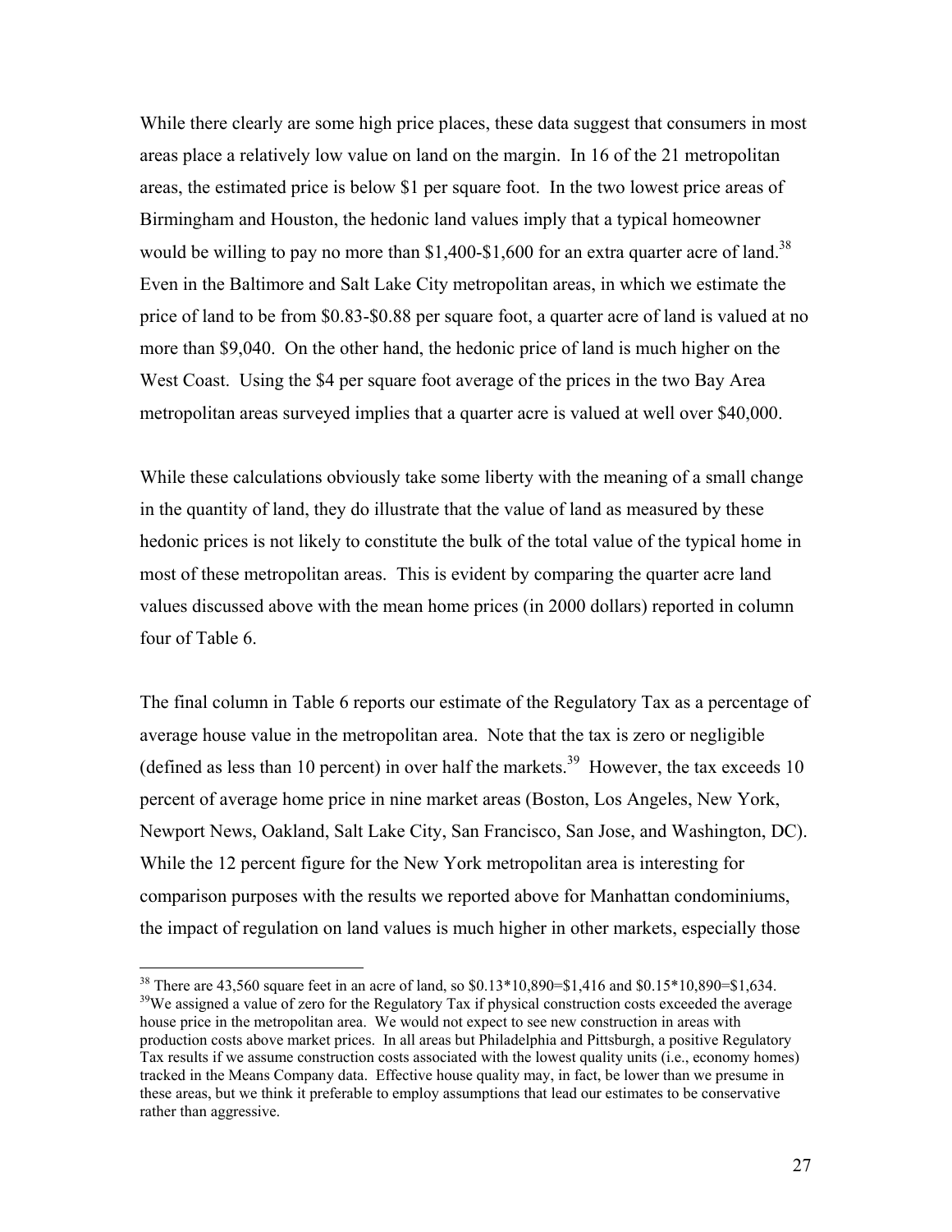While there clearly are some high price places, these data suggest that consumers in most areas place a relatively low value on land on the margin. In 16 of the 21 metropolitan areas, the estimated price is below $1 per square foot. In the two lowest price areas of Birmingham and Houston, the hedonic land values imply that a typical homeowner would be willing to pay no more than $1,400-$1,600 for an extra quarter acre of land.[38] Even in the Baltimore and Salt Lake City metropolitan areas, in which we estimate the price of land to be from $0.83-$0.88 per square foot, a quarter acre of land is valued at no more than $9,040. On the other hand, the hedonic price of land is much higher on the West Coast. Using the $4 per square foot average of the prices in the two Bay Area metropolitan areas surveyed implies that a quarter acre is valued at well over $40,000.

While these calculations obviously take some liberty with the meaning of a small change in the quantity of land, they do illustrate that the value of land as measured by these hedonic prices is not likely to constitute the bulk of the total value of the typical home in most of these metropolitan areas. This is evident by comparing the quarter acre land values discussed above with the mean home prices (in 2000 dollars) reported in column four of Table 6.

The final column in Table 6 reports our estimate of the Regulatory Tax as a percentage of average house value in the metropolitan area. Note that the tax is zero or negligible (defined as less than 10 percent) in over half the markets.[39] However, the tax exceeds 10 percent of average home price in nine market areas (Boston, Los Angeles, New York, Newport News, Oakland, Salt Lake City, San Francisco, San Jose, and Washington, DC). While the 12 percent figure for the New York metropolitan area is interesting for comparison purposes with the results we reported above for Manhattan condominiums, the impact of regulation on land values is much higher in other markets, especially those

---

[38] There are 43,560 square feet in an acre of land, so $0.13*10,890=$1,416 and $0.15*10,890=$1,634.

[39] We assigned a value of zero for the Regulatory Tax if physical construction costs exceeded the average house price in the metropolitan area. We would not expect to see new construction in areas with production costs above market prices. In all areas but Philadelphia and Pittsburgh, a positive Regulatory Tax results if we assume construction costs associated with the lowest quality units (i.e., economy homes) tracked in the Means Company data. Effective house quality may, in fact, be lower than we presume in these areas, but we think it preferable to employ assumptions that lead our estimates to be conservative rather than aggressive.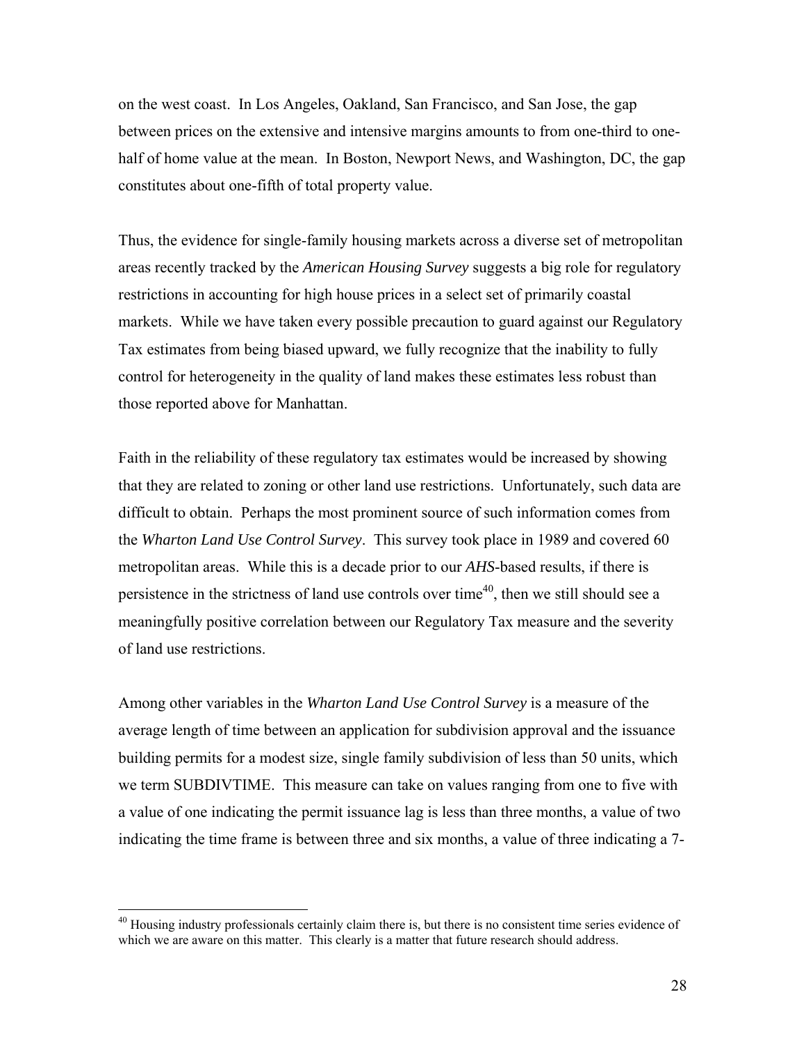on the west coast. In Los Angeles, Oakland, San Francisco, and San Jose, the gap between prices on the extensive and intensive margins amounts to from one-third to one-half of home value at the mean. In Boston, Newport News, and Washington, DC, the gap constitutes about one-fifth of total property value.

Thus, the evidence for single-family housing markets across a diverse set of metropolitan areas recently tracked by the *American Housing Survey* suggests a big role for regulatory restrictions in accounting for high house prices in a select set of primarily coastal markets. While we have taken every possible precaution to guard against our Regulatory Tax estimates from being biased upward, we fully recognize that the inability to fully control for heterogeneity in the quality of land makes these estimates less robust than those reported above for Manhattan.

Faith in the reliability of these regulatory tax estimates would be increased by showing that they are related to zoning or other land use restrictions. Unfortunately, such data are difficult to obtain. Perhaps the most prominent source of such information comes from the *Wharton Land Use Control Survey*. This survey took place in 1989 and covered 60 metropolitan areas. While this is a decade prior to our *AHS*-based results, if there is persistence in the strictness of land use controls over time[40], then we still should see a meaningfully positive correlation between our Regulatory Tax measure and the severity of land use restrictions.

Among other variables in the *Wharton Land Use Control Survey* is a measure of the average length of time between an application for subdivision approval and the issuance building permits for a modest size, single family subdivision of less than 50 units, which we term SUBDIVTIME. This measure can take on values ranging from one to five with a value of one indicating the permit issuance lag is less than three months, a value of two indicating the time frame is between three and six months, a value of three indicating a 7-

[40] Housing industry professionals certainly claim there is, but there is no consistent time series evidence of which we are aware on this matter. This clearly is a matter that future research should address.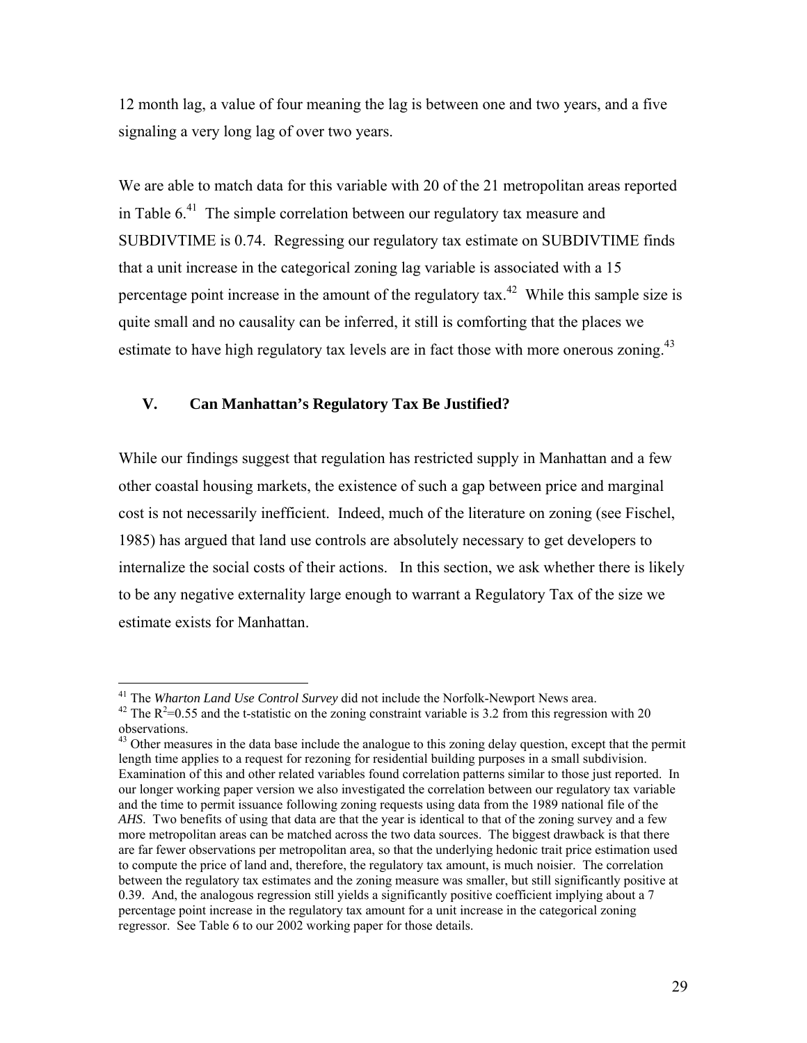12 month lag, a value of four meaning the lag is between one and two years, and a five signaling a very long lag of over two years.

We are able to match data for this variable with 20 of the 21 metropolitan areas reported in Table 6.[41] The simple correlation between our regulatory tax measure and SUBDIVTIME is 0.74. Regressing our regulatory tax estimate on SUBDIVTIME finds that a unit increase in the categorical zoning lag variable is associated with a 15 percentage point increase in the amount of the regulatory tax.[42] While this sample size is quite small and no causality can be inferred, it still is comforting that the places we estimate to have high regulatory tax levels are in fact those with more onerous zoning.[43]

## V. Can Manhattan's Regulatory Tax Be Justified?

While our findings suggest that regulation has restricted supply in Manhattan and a few other coastal housing markets, the existence of such a gap between price and marginal cost is not necessarily inefficient. Indeed, much of the literature on zoning (see Fischel, 1985) has argued that land use controls are absolutely necessary to get developers to internalize the social costs of their actions. In this section, we ask whether there is likely to be any negative externality large enough to warrant a Regulatory Tax of the size we estimate exists for Manhattan.

---

[41] The *Wharton Land Use Control Survey* did not include the Norfolk-Newport News area.

[42] The $R^2$=0.55 and the t-statistic on the zoning constraint variable is 3.2 from this regression with 20 observations.

[43] Other measures in the data base include the analogue to this zoning delay question, except that the permit length time applies to a request for rezoning for residential building purposes in a small subdivision. Examination of this and other related variables found correlation patterns similar to those just reported. In our longer working paper version we also investigated the correlation between our regulatory tax variable and the time to permit issuance following zoning requests using data from the 1989 national file of the *AHS*. Two benefits of using that data are that the year is identical to that of the zoning survey and a few more metropolitan areas can be matched across the two data sources. The biggest drawback is that there are far fewer observations per metropolitan area, so that the underlying hedonic trait price estimation used to compute the price of land and, therefore, the regulatory tax amount, is much noisier. The correlation between the regulatory tax estimates and the zoning measure was smaller, but still significantly positive at 0.39. And, the analogous regression still yields a significantly positive coefficient implying about a 7 percentage point increase in the regulatory tax amount for a unit increase in the categorical zoning regressor. See Table 6 to our 2002 working paper for those details.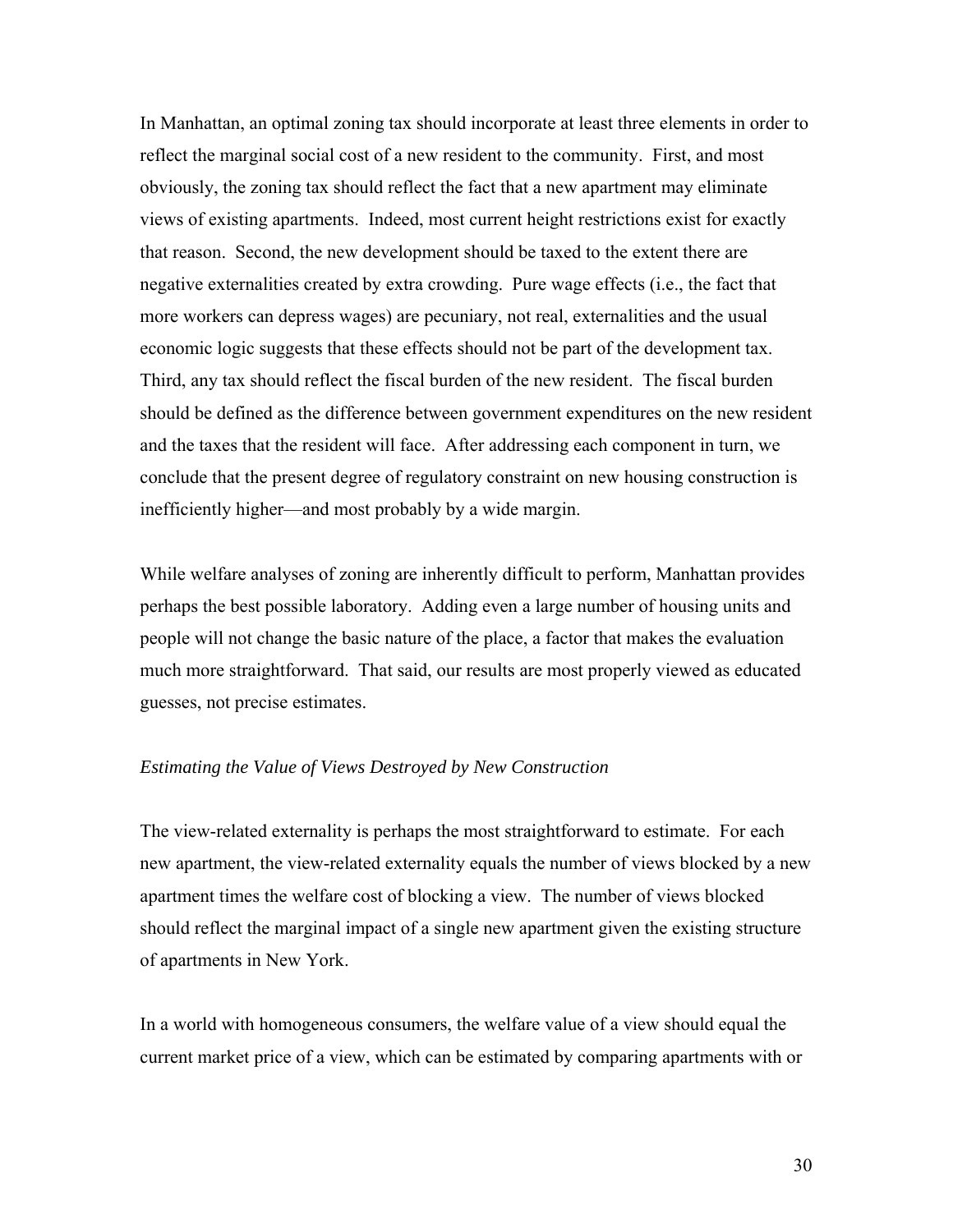In Manhattan, an optimal zoning tax should incorporate at least three elements in order to reflect the marginal social cost of a new resident to the community. First, and most obviously, the zoning tax should reflect the fact that a new apartment may eliminate views of existing apartments. Indeed, most current height restrictions exist for exactly that reason. Second, the new development should be taxed to the extent there are negative externalities created by extra crowding. Pure wage effects (i.e., the fact that more workers can depress wages) are pecuniary, not real, externalities and the usual economic logic suggests that these effects should not be part of the development tax. Third, any tax should reflect the fiscal burden of the new resident. The fiscal burden should be defined as the difference between government expenditures on the new resident and the taxes that the resident will face. After addressing each component in turn, we conclude that the present degree of regulatory constraint on new housing construction is inefficiently higher—and most probably by a wide margin.

While welfare analyses of zoning are inherently difficult to perform, Manhattan provides perhaps the best possible laboratory. Adding even a large number of housing units and people will not change the basic nature of the place, a factor that makes the evaluation much more straightforward. That said, our results are most properly viewed as educated guesses, not precise estimates.

*Estimating the Value of Views Destroyed by New Construction*

The view-related externality is perhaps the most straightforward to estimate. For each new apartment, the view-related externality equals the number of views blocked by a new apartment times the welfare cost of blocking a view. The number of views blocked should reflect the marginal impact of a single new apartment given the existing structure of apartments in New York.

In a world with homogeneous consumers, the welfare value of a view should equal the current market price of a view, which can be estimated by comparing apartments with or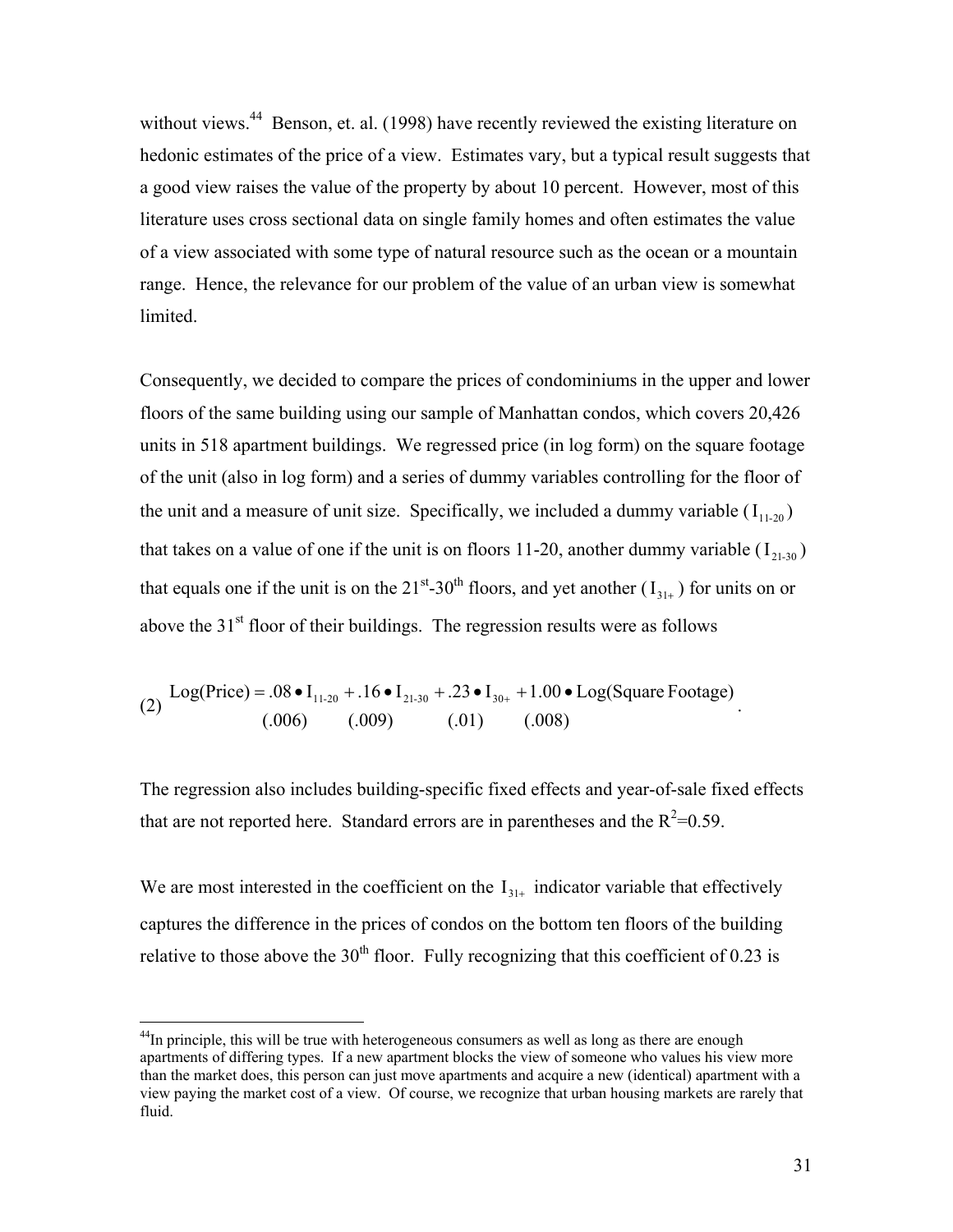without views.[44] Benson, et. al. (1998) have recently reviewed the existing literature on hedonic estimates of the price of a view. Estimates vary, but a typical result suggests that a good view raises the value of the property by about 10 percent. However, most of this literature uses cross sectional data on single family homes and often estimates the value of a view associated with some type of natural resource such as the ocean or a mountain range. Hence, the relevance for our problem of the value of an urban view is somewhat limited.

Consequently, we decided to compare the prices of condominiums in the upper and lower floors of the same building using our sample of Manhattan condos, which covers 20,426 units in 518 apartment buildings. We regressed price (in log form) on the square footage of the unit (also in log form) and a series of dummy variables controlling for the floor of the unit and a measure of unit size. Specifically, we included a dummy variable ($I_{11\text{-}20}$) that takes on a value of one if the unit is on floors 11-20, another dummy variable ($I_{21\text{-}30}$) that equals one if the unit is on the 21st-30th floors, and yet another ($I_{31+}$) for units on or above the 31st floor of their buildings. The regression results were as follows

$$\text{(2)} \quad \underset{}{\text{Log(Price)}} = \underset{(.006)}{.08} \bullet I_{11\text{-}20} + \underset{(.009)}{.16} \bullet I_{21\text{-}30} + \underset{(.01)}{.23} \bullet I_{30+} + \underset{(.008)}{1.00} \bullet \text{Log(Square Footage)}.$$

The regression also includes building-specific fixed effects and year-of-sale fixed effects that are not reported here. Standard errors are in parentheses and the $R^2$=0.59.

We are most interested in the coefficient on the $I_{31+}$ indicator variable that effectively captures the difference in the prices of condos on the bottom ten floors of the building relative to those above the 30th floor. Fully recognizing that this coefficient of 0.23 is

[44]In principle, this will be true with heterogeneous consumers as well as long as there are enough apartments of differing types. If a new apartment blocks the view of someone who values his view more than the market does, this person can just move apartments and acquire a new (identical) apartment with a view paying the market cost of a view. Of course, we recognize that urban housing markets are rarely that fluid.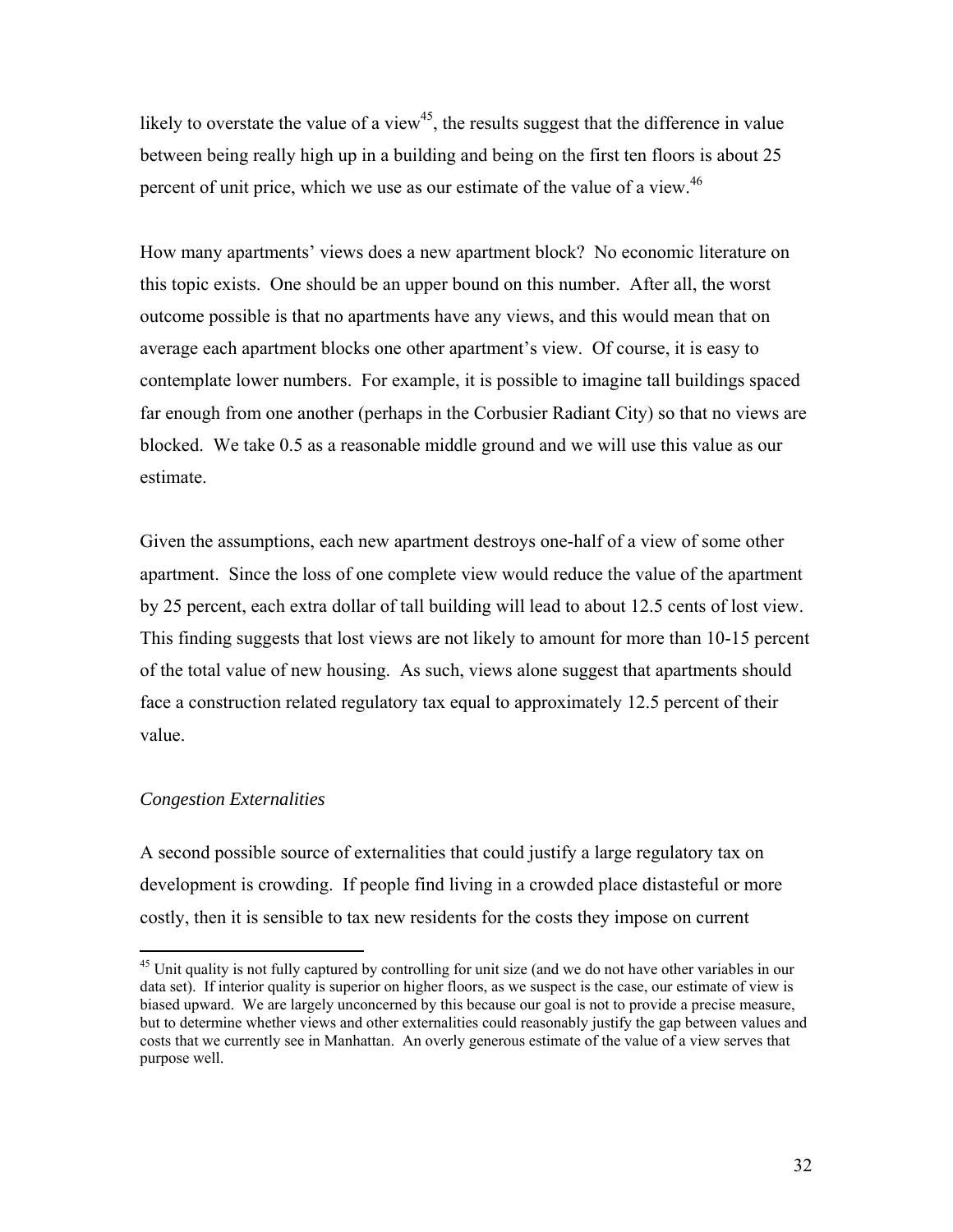likely to overstate the value of a view[45], the results suggest that the difference in value between being really high up in a building and being on the first ten floors is about 25 percent of unit price, which we use as our estimate of the value of a view.[46]

How many apartments' views does a new apartment block? No economic literature on this topic exists. One should be an upper bound on this number. After all, the worst outcome possible is that no apartments have any views, and this would mean that on average each apartment blocks one other apartment's view. Of course, it is easy to contemplate lower numbers. For example, it is possible to imagine tall buildings spaced far enough from one another (perhaps in the Corbusier Radiant City) so that no views are blocked. We take 0.5 as a reasonable middle ground and we will use this value as our estimate.

Given the assumptions, each new apartment destroys one-half of a view of some other apartment. Since the loss of one complete view would reduce the value of the apartment by 25 percent, each extra dollar of tall building will lead to about 12.5 cents of lost view. This finding suggests that lost views are not likely to amount for more than 10-15 percent of the total value of new housing. As such, views alone suggest that apartments should face a construction related regulatory tax equal to approximately 12.5 percent of their value.

*Congestion Externalities*

A second possible source of externalities that could justify a large regulatory tax on development is crowding. If people find living in a crowded place distasteful or more costly, then it is sensible to tax new residents for the costs they impose on current

---

[45] Unit quality is not fully captured by controlling for unit size (and we do not have other variables in our data set). If interior quality is superior on higher floors, as we suspect is the case, our estimate of view is biased upward. We are largely unconcerned by this because our goal is not to provide a precise measure, but to determine whether views and other externalities could reasonably justify the gap between values and costs that we currently see in Manhattan. An overly generous estimate of the value of a view serves that purpose well.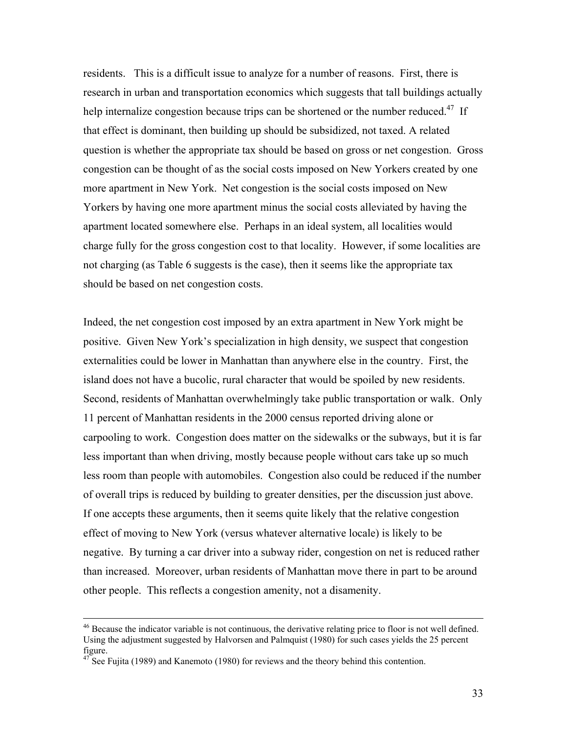residents. This is a difficult issue to analyze for a number of reasons. First, there is research in urban and transportation economics which suggests that tall buildings actually help internalize congestion because trips can be shortened or the number reduced.[47] If that effect is dominant, then building up should be subsidized, not taxed. A related question is whether the appropriate tax should be based on gross or net congestion. Gross congestion can be thought of as the social costs imposed on New Yorkers created by one more apartment in New York. Net congestion is the social costs imposed on New Yorkers by having one more apartment minus the social costs alleviated by having the apartment located somewhere else. Perhaps in an ideal system, all localities would charge fully for the gross congestion cost to that locality. However, if some localities are not charging (as Table 6 suggests is the case), then it seems like the appropriate tax should be based on net congestion costs.

Indeed, the net congestion cost imposed by an extra apartment in New York might be positive. Given New York's specialization in high density, we suspect that congestion externalities could be lower in Manhattan than anywhere else in the country. First, the island does not have a bucolic, rural character that would be spoiled by new residents. Second, residents of Manhattan overwhelmingly take public transportation or walk. Only 11 percent of Manhattan residents in the 2000 census reported driving alone or carpooling to work. Congestion does matter on the sidewalks or the subways, but it is far less important than when driving, mostly because people without cars take up so much less room than people with automobiles. Congestion also could be reduced if the number of overall trips is reduced by building to greater densities, per the discussion just above. If one accepts these arguments, then it seems quite likely that the relative congestion effect of moving to New York (versus whatever alternative locale) is likely to be negative. By turning a car driver into a subway rider, congestion on net is reduced rather than increased. Moreover, urban residents of Manhattan move there in part to be around other people. This reflects a congestion amenity, not a disamenity.

---

[46] Because the indicator variable is not continuous, the derivative relating price to floor is not well defined. Using the adjustment suggested by Halvorsen and Palmquist (1980) for such cases yields the 25 percent figure.

[47] See Fujita (1989) and Kanemoto (1980) for reviews and the theory behind this contention.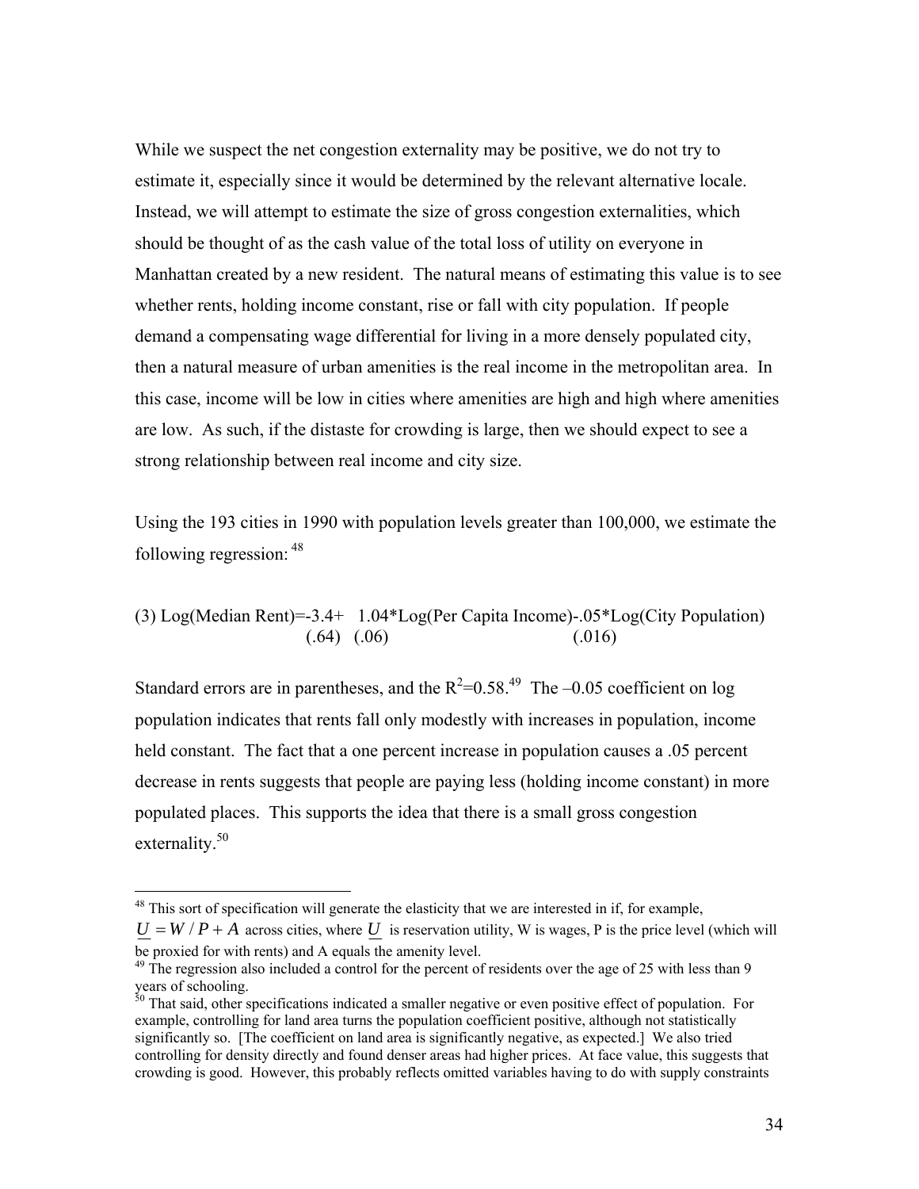While we suspect the net congestion externality may be positive, we do not try to estimate it, especially since it would be determined by the relevant alternative locale. Instead, we will attempt to estimate the size of gross congestion externalities, which should be thought of as the cash value of the total loss of utility on everyone in Manhattan created by a new resident. The natural means of estimating this value is to see whether rents, holding income constant, rise or fall with city population. If people demand a compensating wage differential for living in a more densely populated city, then a natural measure of urban amenities is the real income in the metropolitan area. In this case, income will be low in cities where amenities are high and high where amenities are low. As such, if the distaste for crowding is large, then we should expect to see a strong relationship between real income and city size.

Using the 193 cities in 1990 with population levels greater than 100,000, we estimate the following regression:[48]

$$\text{(3) Log(Median Rent)} = \underset{(.64)}{-3.4} + \underset{(.06)}{1.04}\text{*Log(Per Capita Income)} - \underset{(.016)}{.05}\text{*Log(City Population)}$$

Standard errors are in parentheses, and the $R^2$=0.58.[49] The –0.05 coefficient on log population indicates that rents fall only modestly with increases in population, income held constant. The fact that a one percent increase in population causes a .05 percent decrease in rents suggests that people are paying less (holding income constant) in more populated places. This supports the idea that there is a small gross congestion externality.[50]

---

[48] This sort of specification will generate the elasticity that we are interested in if, for example, $\underline{U} = W/P + A$ across cities, where $\underline{U}$ is reservation utility, W is wages, P is the price level (which will be proxied for with rents) and A equals the amenity level.

[49] The regression also included a control for the percent of residents over the age of 25 with less than 9 years of schooling.

[50] That said, other specifications indicated a smaller negative or even positive effect of population. For example, controlling for land area turns the population coefficient positive, although not statistically significantly so. [The coefficient on land area is significantly negative, as expected.] We also tried controlling for density directly and found denser areas had higher prices. At face value, this suggests that crowding is good. However, this probably reflects omitted variables having to do with supply constraints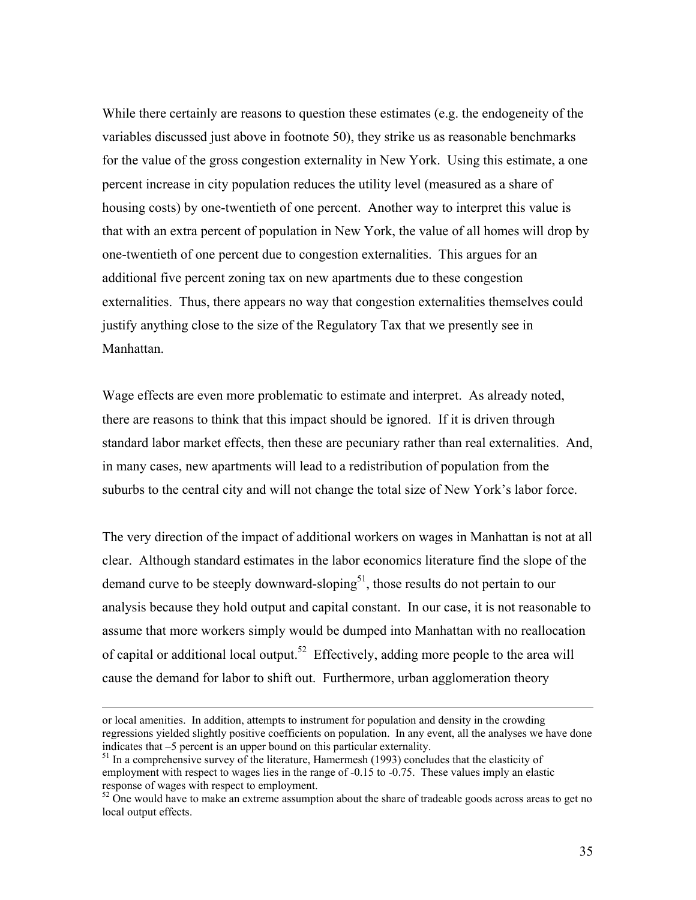While there certainly are reasons to question these estimates (e.g. the endogeneity of the variables discussed just above in footnote 50), they strike us as reasonable benchmarks for the value of the gross congestion externality in New York. Using this estimate, a one percent increase in city population reduces the utility level (measured as a share of housing costs) by one-twentieth of one percent. Another way to interpret this value is that with an extra percent of population in New York, the value of all homes will drop by one-twentieth of one percent due to congestion externalities. This argues for an additional five percent zoning tax on new apartments due to these congestion externalities. Thus, there appears no way that congestion externalities themselves could justify anything close to the size of the Regulatory Tax that we presently see in Manhattan.

Wage effects are even more problematic to estimate and interpret. As already noted, there are reasons to think that this impact should be ignored. If it is driven through standard labor market effects, then these are pecuniary rather than real externalities. And, in many cases, new apartments will lead to a redistribution of population from the suburbs to the central city and will not change the total size of New York's labor force.

The very direction of the impact of additional workers on wages in Manhattan is not at all clear. Although standard estimates in the labor economics literature find the slope of the demand curve to be steeply downward-sloping[51], those results do not pertain to our analysis because they hold output and capital constant. In our case, it is not reasonable to assume that more workers simply would be dumped into Manhattan with no reallocation of capital or additional local output.[52] Effectively, adding more people to the area will cause the demand for labor to shift out. Furthermore, urban agglomeration theory

---

or local amenities. In addition, attempts to instrument for population and density in the crowding regressions yielded slightly positive coefficients on population. In any event, all the analyses we have done indicates that –5 percent is an upper bound on this particular externality.

[51] In a comprehensive survey of the literature, Hamermesh (1993) concludes that the elasticity of employment with respect to wages lies in the range of -0.15 to -0.75. These values imply an elastic response of wages with respect to employment.

[52] One would have to make an extreme assumption about the share of tradeable goods across areas to get no local output effects.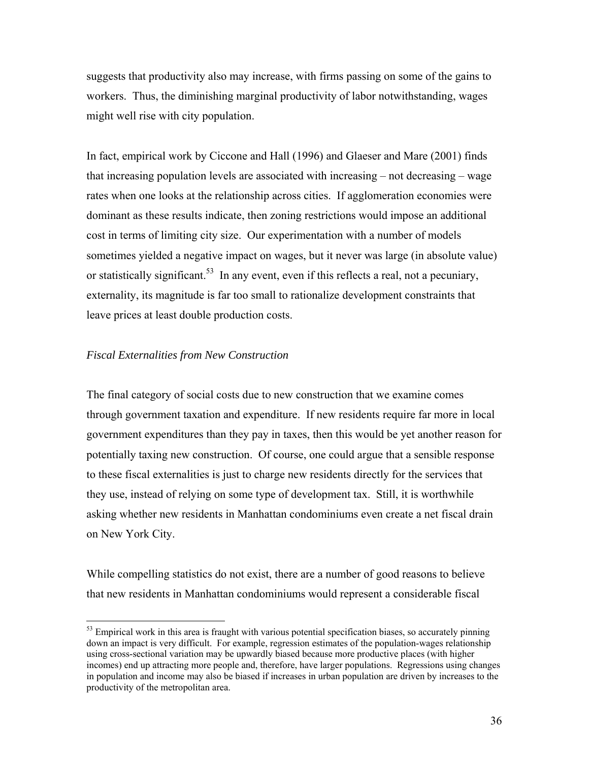suggests that productivity also may increase, with firms passing on some of the gains to workers. Thus, the diminishing marginal productivity of labor notwithstanding, wages might well rise with city population.

In fact, empirical work by Ciccone and Hall (1996) and Glaeser and Mare (2001) finds that increasing population levels are associated with increasing – not decreasing – wage rates when one looks at the relationship across cities. If agglomeration economies were dominant as these results indicate, then zoning restrictions would impose an additional cost in terms of limiting city size. Our experimentation with a number of models sometimes yielded a negative impact on wages, but it never was large (in absolute value) or statistically significant.[53] In any event, even if this reflects a real, not a pecuniary, externality, its magnitude is far too small to rationalize development constraints that leave prices at least double production costs.

*Fiscal Externalities from New Construction*

The final category of social costs due to new construction that we examine comes through government taxation and expenditure. If new residents require far more in local government expenditures than they pay in taxes, then this would be yet another reason for potentially taxing new construction. Of course, one could argue that a sensible response to these fiscal externalities is just to charge new residents directly for the services that they use, instead of relying on some type of development tax. Still, it is worthwhile asking whether new residents in Manhattan condominiums even create a net fiscal drain on New York City.

While compelling statistics do not exist, there are a number of good reasons to believe that new residents in Manhattan condominiums would represent a considerable fiscal

[53] Empirical work in this area is fraught with various potential specification biases, so accurately pinning down an impact is very difficult. For example, regression estimates of the population-wages relationship using cross-sectional variation may be upwardly biased because more productive places (with higher incomes) end up attracting more people and, therefore, have larger populations. Regressions using changes in population and income may also be biased if increases in urban population are driven by increases to the productivity of the metropolitan area.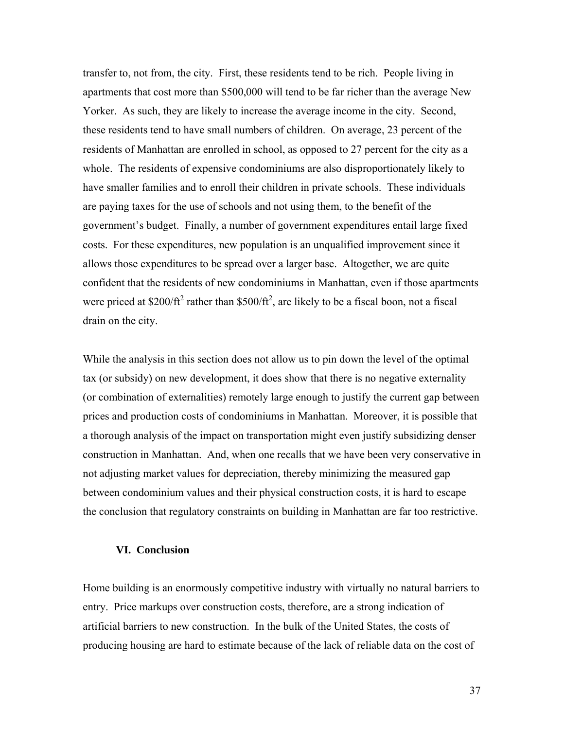transfer to, not from, the city. First, these residents tend to be rich. People living in apartments that cost more than \$500,000 will tend to be far richer than the average New Yorker. As such, they are likely to increase the average income in the city. Second, these residents tend to have small numbers of children. On average, 23 percent of the residents of Manhattan are enrolled in school, as opposed to 27 percent for the city as a whole. The residents of expensive condominiums are also disproportionately likely to have smaller families and to enroll their children in private schools. These individuals are paying taxes for the use of schools and not using them, to the benefit of the government's budget. Finally, a number of government expenditures entail large fixed costs. For these expenditures, new population is an unqualified improvement since it allows those expenditures to be spread over a larger base. Altogether, we are quite confident that the residents of new condominiums in Manhattan, even if those apartments were priced at \$200/ft$^2$ rather than \$500/ft$^2$, are likely to be a fiscal boon, not a fiscal drain on the city.

While the analysis in this section does not allow us to pin down the level of the optimal tax (or subsidy) on new development, it does show that there is no negative externality (or combination of externalities) remotely large enough to justify the current gap between prices and production costs of condominiums in Manhattan. Moreover, it is possible that a thorough analysis of the impact on transportation might even justify subsidizing denser construction in Manhattan. And, when one recalls that we have been very conservative in not adjusting market values for depreciation, thereby minimizing the measured gap between condominium values and their physical construction costs, it is hard to escape the conclusion that regulatory constraints on building in Manhattan are far too restrictive.

## VI. Conclusion

Home building is an enormously competitive industry with virtually no natural barriers to entry. Price markups over construction costs, therefore, are a strong indication of artificial barriers to new construction. In the bulk of the United States, the costs of producing housing are hard to estimate because of the lack of reliable data on the cost of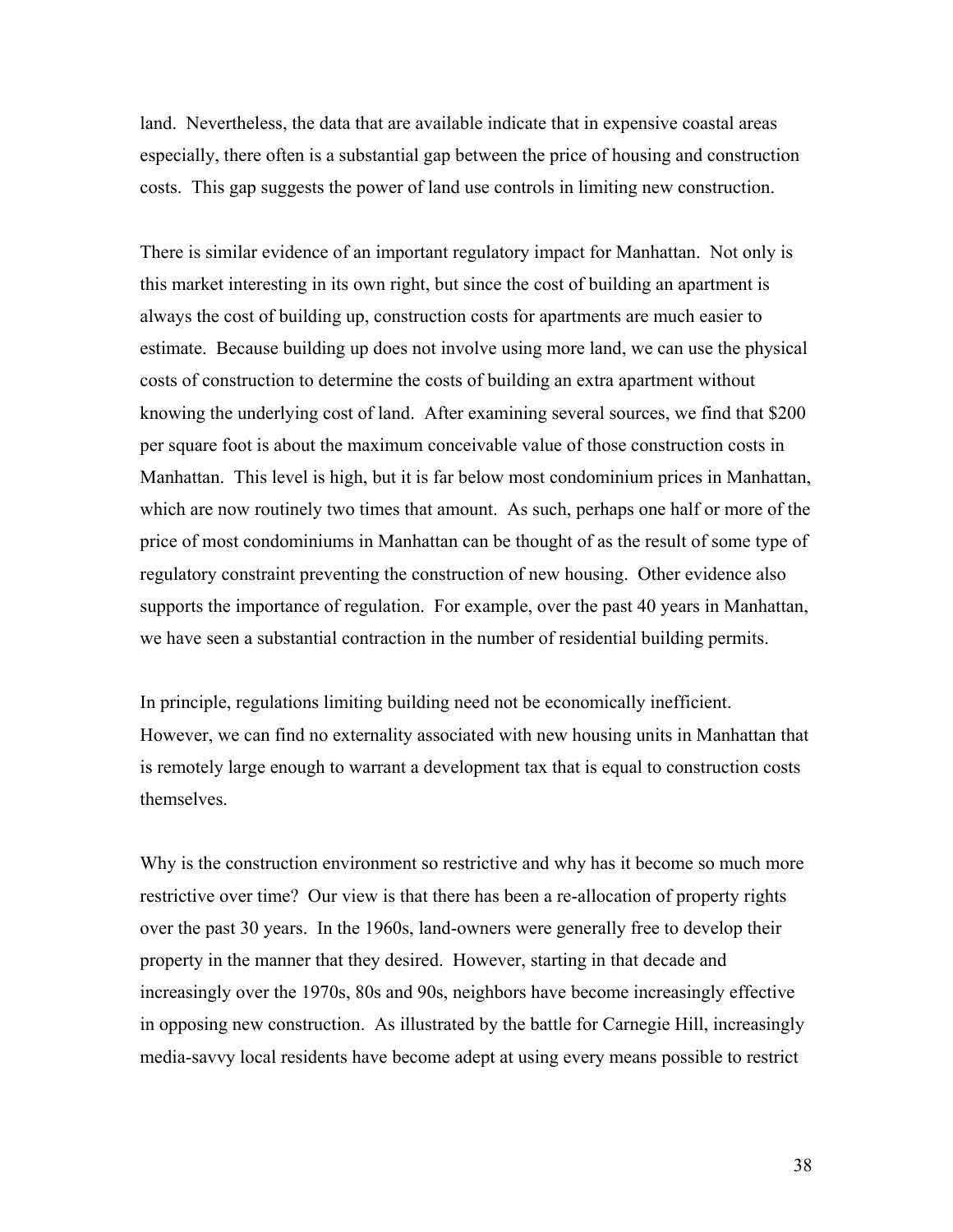land. Nevertheless, the data that are available indicate that in expensive coastal areas especially, there often is a substantial gap between the price of housing and construction costs. This gap suggests the power of land use controls in limiting new construction.

There is similar evidence of an important regulatory impact for Manhattan. Not only is this market interesting in its own right, but since the cost of building an apartment is always the cost of building up, construction costs for apartments are much easier to estimate. Because building up does not involve using more land, we can use the physical costs of construction to determine the costs of building an extra apartment without knowing the underlying cost of land. After examining several sources, we find that $200 per square foot is about the maximum conceivable value of those construction costs in Manhattan. This level is high, but it is far below most condominium prices in Manhattan, which are now routinely two times that amount. As such, perhaps one half or more of the price of most condominiums in Manhattan can be thought of as the result of some type of regulatory constraint preventing the construction of new housing. Other evidence also supports the importance of regulation. For example, over the past 40 years in Manhattan, we have seen a substantial contraction in the number of residential building permits.

In principle, regulations limiting building need not be economically inefficient. However, we can find no externality associated with new housing units in Manhattan that is remotely large enough to warrant a development tax that is equal to construction costs themselves.

Why is the construction environment so restrictive and why has it become so much more restrictive over time? Our view is that there has been a re-allocation of property rights over the past 30 years. In the 1960s, land-owners were generally free to develop their property in the manner that they desired. However, starting in that decade and increasingly over the 1970s, 80s and 90s, neighbors have become increasingly effective in opposing new construction. As illustrated by the battle for Carnegie Hill, increasingly media-savvy local residents have become adept at using every means possible to restrict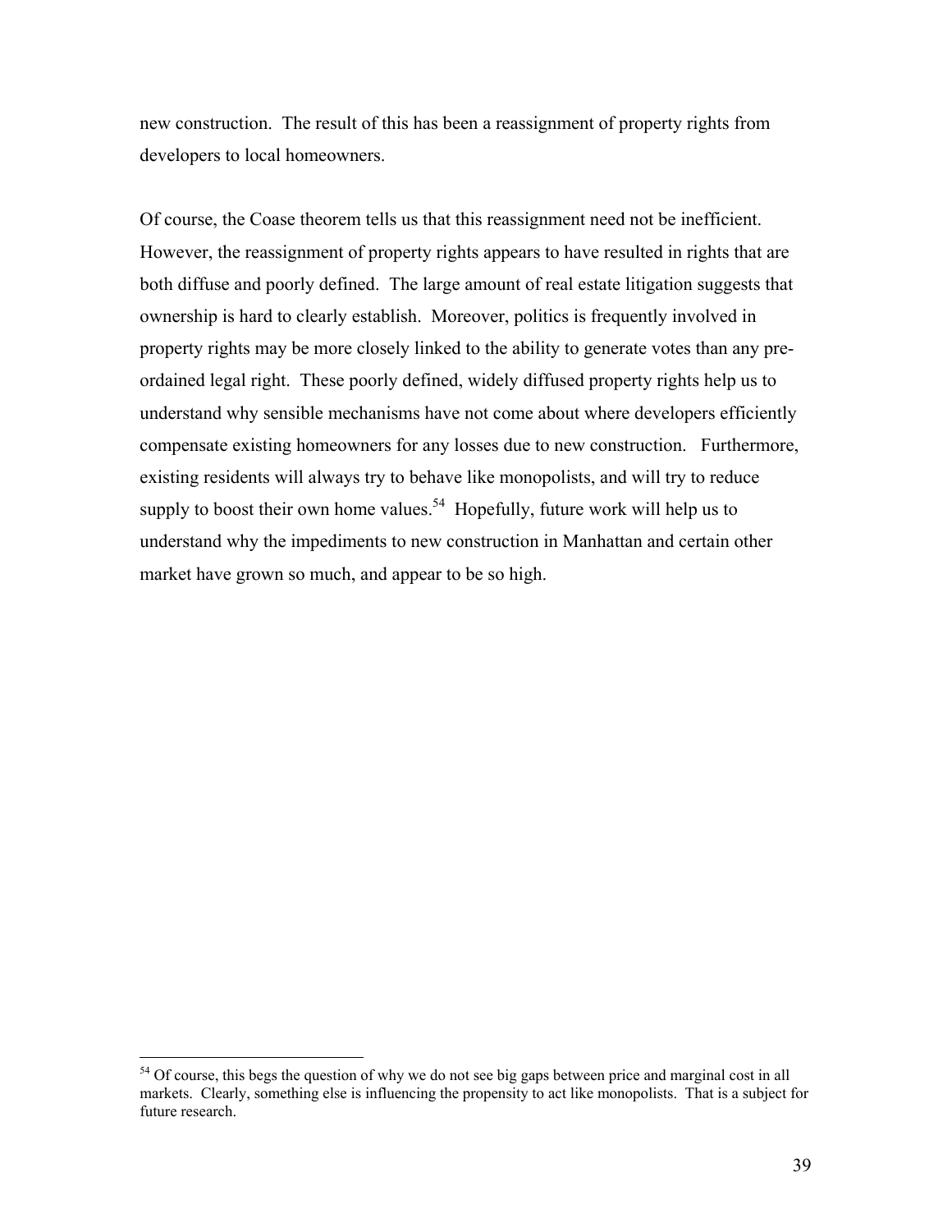new construction. The result of this has been a reassignment of property rights from developers to local homeowners.

Of course, the Coase theorem tells us that this reassignment need not be inefficient. However, the reassignment of property rights appears to have resulted in rights that are both diffuse and poorly defined. The large amount of real estate litigation suggests that ownership is hard to clearly establish. Moreover, politics is frequently involved in property rights may be more closely linked to the ability to generate votes than any pre-ordained legal right. These poorly defined, widely diffused property rights help us to understand why sensible mechanisms have not come about where developers efficiently compensate existing homeowners for any losses due to new construction. Furthermore, existing residents will always try to behave like monopolists, and will try to reduce supply to boost their own home values.[54] Hopefully, future work will help us to understand why the impediments to new construction in Manhattan and certain other market have grown so much, and appear to be so high.

---

[54] Of course, this begs the question of why we do not see big gaps between price and marginal cost in all markets. Clearly, something else is influencing the propensity to act like monopolists. That is a subject for future research.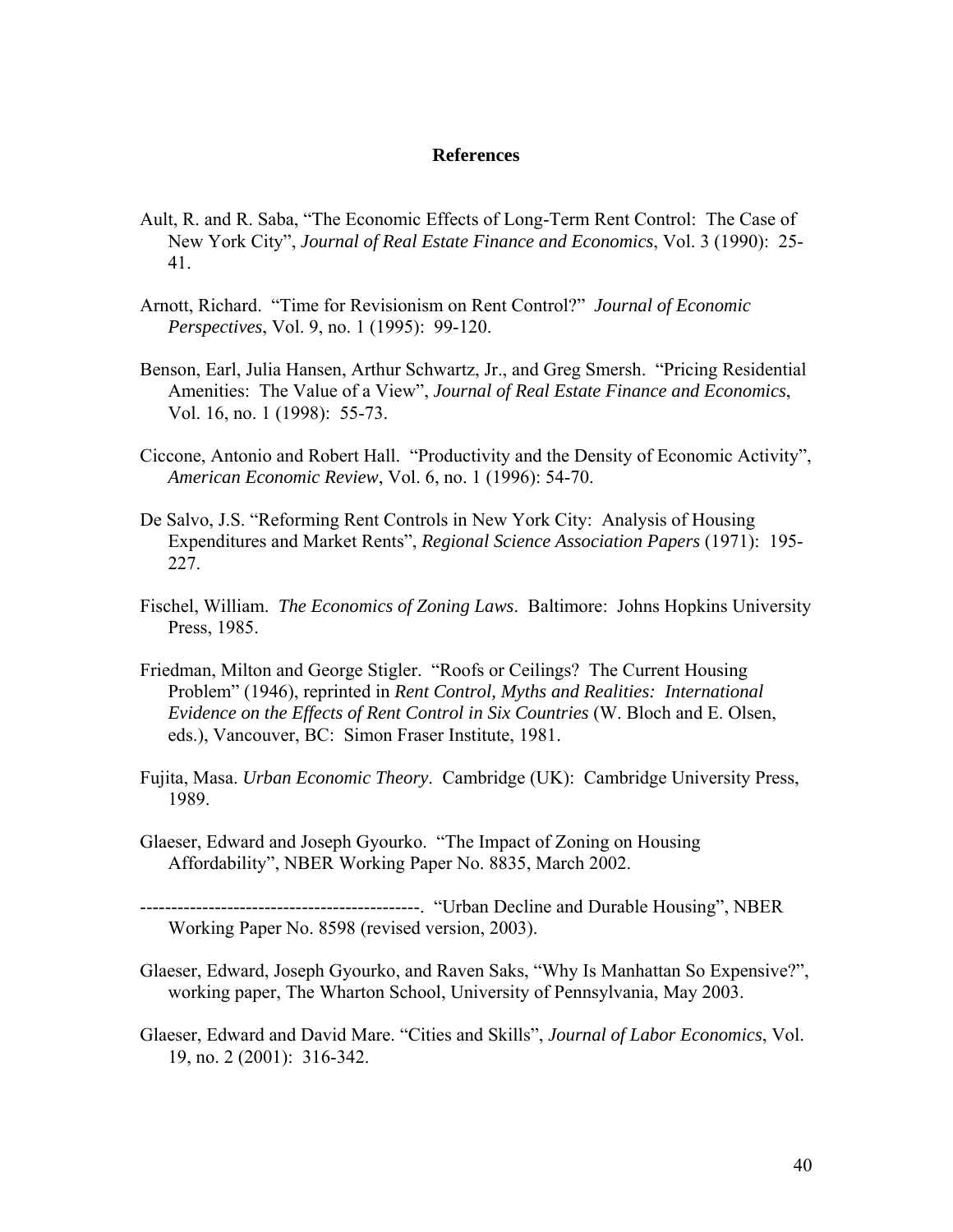## References

Ault, R. and R. Saba, "The Economic Effects of Long-Term Rent Control: The Case of New York City", *Journal of Real Estate Finance and Economics*, Vol. 3 (1990): 25-41.

Arnott, Richard. "Time for Revisionism on Rent Control?" *Journal of Economic Perspectives*, Vol. 9, no. 1 (1995): 99-120.

Benson, Earl, Julia Hansen, Arthur Schwartz, Jr., and Greg Smersh. "Pricing Residential Amenities: The Value of a View", *Journal of Real Estate Finance and Economics*, Vol. 16, no. 1 (1998): 55-73.

Ciccone, Antonio and Robert Hall. "Productivity and the Density of Economic Activity", *American Economic Review*, Vol. 6, no. 1 (1996): 54-70.

De Salvo, J.S. "Reforming Rent Controls in New York City: Analysis of Housing Expenditures and Market Rents", *Regional Science Association Papers* (1971): 195-227.

Fischel, William. *The Economics of Zoning Laws*. Baltimore: Johns Hopkins University Press, 1985.

Friedman, Milton and George Stigler. "Roofs or Ceilings? The Current Housing Problem" (1946), reprinted in *Rent Control, Myths and Realities: International Evidence on the Effects of Rent Control in Six Countries* (W. Bloch and E. Olsen, eds.), Vancouver, BC: Simon Fraser Institute, 1981.

Fujita, Masa. *Urban Economic Theory*. Cambridge (UK): Cambridge University Press, 1989.

Glaeser, Edward and Joseph Gyourko. "The Impact of Zoning on Housing Affordability", NBER Working Paper No. 8835, March 2002.

---------------------------------------------. "Urban Decline and Durable Housing", NBER Working Paper No. 8598 (revised version, 2003).

Glaeser, Edward, Joseph Gyourko, and Raven Saks, "Why Is Manhattan So Expensive?", working paper, The Wharton School, University of Pennsylvania, May 2003.

Glaeser, Edward and David Mare. "Cities and Skills", *Journal of Labor Economics*, Vol. 19, no. 2 (2001): 316-342.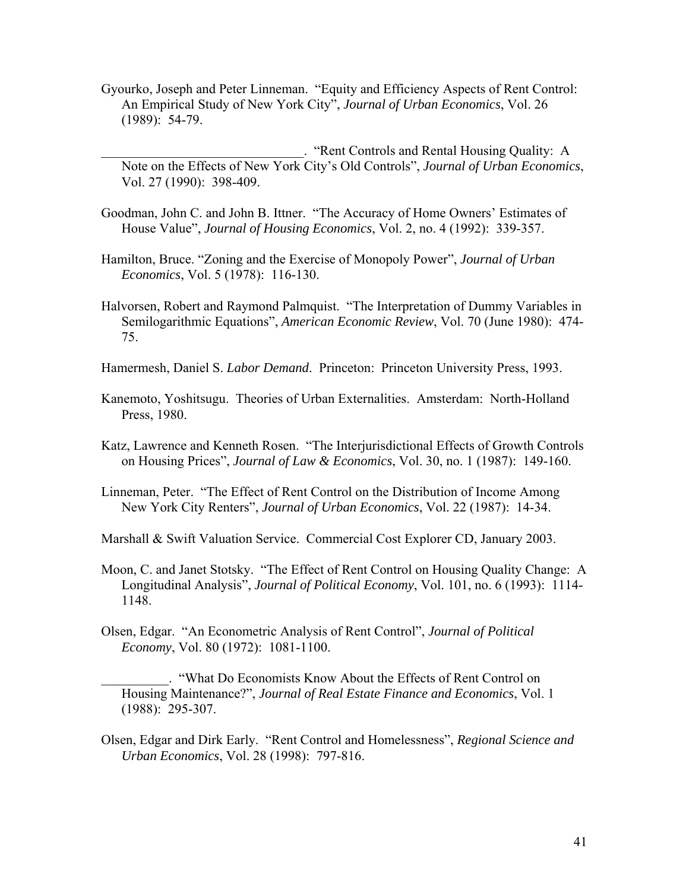Gyourko, Joseph and Peter Linneman. "Equity and Efficiency Aspects of Rent Control: An Empirical Study of New York City", *Journal of Urban Economics*, Vol. 26 (1989): 54-79.

_______________________________. "Rent Controls and Rental Housing Quality: A Note on the Effects of New York City's Old Controls", *Journal of Urban Economics*, Vol. 27 (1990): 398-409.

Goodman, John C. and John B. Ittner. "The Accuracy of Home Owners' Estimates of House Value", *Journal of Housing Economics*, Vol. 2, no. 4 (1992): 339-357.

Hamilton, Bruce. "Zoning and the Exercise of Monopoly Power", *Journal of Urban Economics*, Vol. 5 (1978): 116-130.

Halvorsen, Robert and Raymond Palmquist. "The Interpretation of Dummy Variables in Semilogarithmic Equations", *American Economic Review*, Vol. 70 (June 1980): 474-75.

Hamermesh, Daniel S. *Labor Demand*. Princeton: Princeton University Press, 1993.

Kanemoto, Yoshitsugu. Theories of Urban Externalities. Amsterdam: North-Holland Press, 1980.

Katz, Lawrence and Kenneth Rosen. "The Interjurisdictional Effects of Growth Controls on Housing Prices", *Journal of Law & Economics*, Vol. 30, no. 1 (1987): 149-160.

Linneman, Peter. "The Effect of Rent Control on the Distribution of Income Among New York City Renters", *Journal of Urban Economics*, Vol. 22 (1987): 14-34.

Marshall & Swift Valuation Service. Commercial Cost Explorer CD, January 2003.

Moon, C. and Janet Stotsky. "The Effect of Rent Control on Housing Quality Change: A Longitudinal Analysis", *Journal of Political Economy*, Vol. 101, no. 6 (1993): 1114-1148.

Olsen, Edgar. "An Econometric Analysis of Rent Control", *Journal of Political Economy*, Vol. 80 (1972): 1081-1100.

__________. "What Do Economists Know About the Effects of Rent Control on Housing Maintenance?", *Journal of Real Estate Finance and Economics*, Vol. 1 (1988): 295-307.

Olsen, Edgar and Dirk Early. "Rent Control and Homelessness", *Regional Science and Urban Economics*, Vol. 28 (1998): 797-816.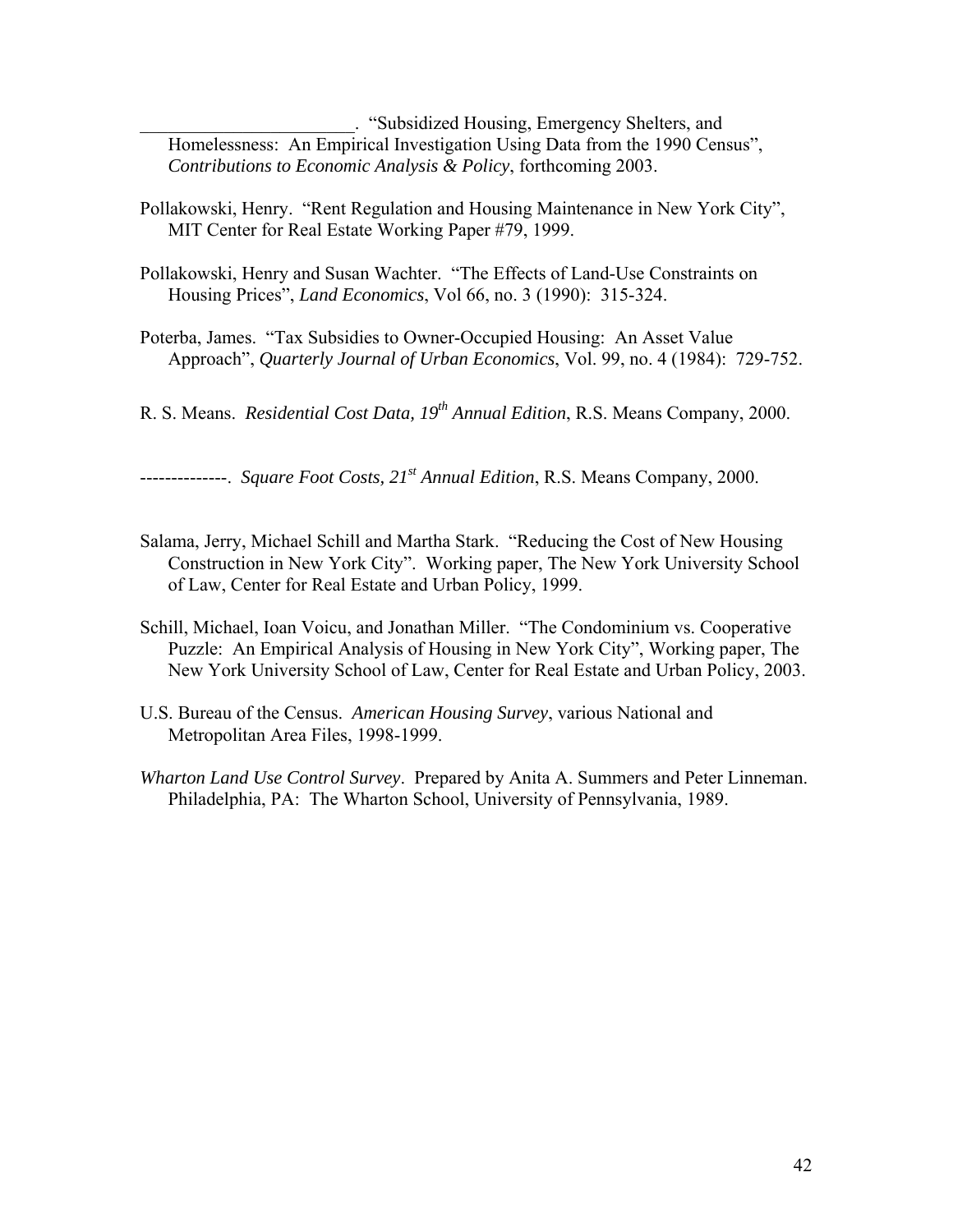\_\_\_\_\_\_\_\_\_\_\_\_\_\_\_\_\_\_\_\_\_\_\_. "Subsidized Housing, Emergency Shelters, and Homelessness: An Empirical Investigation Using Data from the 1990 Census", *Contributions to Economic Analysis & Policy*, forthcoming 2003.

Pollakowski, Henry. "Rent Regulation and Housing Maintenance in New York City", MIT Center for Real Estate Working Paper #79, 1999.

Pollakowski, Henry and Susan Wachter. "The Effects of Land-Use Constraints on Housing Prices", *Land Economics*, Vol 66, no. 3 (1990): 315-324.

Poterba, James. "Tax Subsidies to Owner-Occupied Housing: An Asset Value Approach", *Quarterly Journal of Urban Economics*, Vol. 99, no. 4 (1984): 729-752.

R. S. Means. *Residential Cost Data, 19th Annual Edition*, R.S. Means Company, 2000.

--------------. *Square Foot Costs, 21st Annual Edition*, R.S. Means Company, 2000.

Salama, Jerry, Michael Schill and Martha Stark. "Reducing the Cost of New Housing Construction in New York City". Working paper, The New York University School of Law, Center for Real Estate and Urban Policy, 1999.

Schill, Michael, Ioan Voicu, and Jonathan Miller. "The Condominium vs. Cooperative Puzzle: An Empirical Analysis of Housing in New York City", Working paper, The New York University School of Law, Center for Real Estate and Urban Policy, 2003.

U.S. Bureau of the Census. *American Housing Survey*, various National and Metropolitan Area Files, 1998-1999.

*Wharton Land Use Control Survey*. Prepared by Anita A. Summers and Peter Linneman. Philadelphia, PA: The Wharton School, University of Pennsylvania, 1989.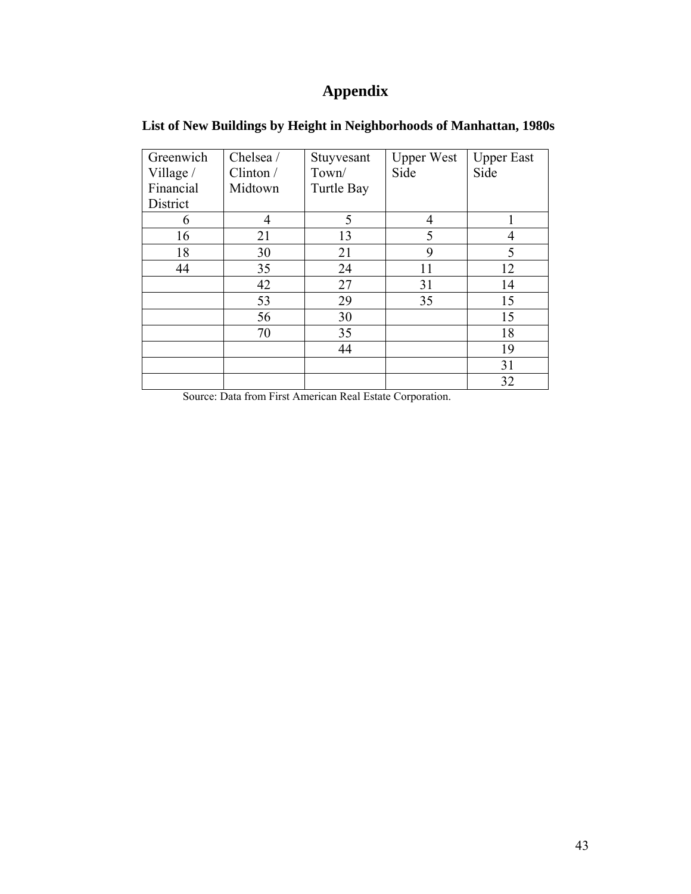# Appendix

## List of New Buildings by Height in Neighborhoods of Manhattan, 1980s

| Greenwich Village / Financial District | Chelsea / Clinton / Midtown | Stuyvesant Town/ Turtle Bay | Upper West Side | Upper East Side |
|---|---|---|---|---|
| 6 | 4 | 5 | 4 | 1 |
| 16 | 21 | 13 | 5 | 4 |
| 18 | 30 | 21 | 9 | 5 |
| 44 | 35 | 24 | 11 | 12 |
| | 42 | 27 | 31 | 14 |
| | 53 | 29 | 35 | 15 |
| | 56 | 30 | | 15 |
| | 70 | 35 | | 18 |
| | | 44 | | 19 |
| | | | | 31 |
| | | | | 32 |

Source: Data from First American Real Estate Corporation.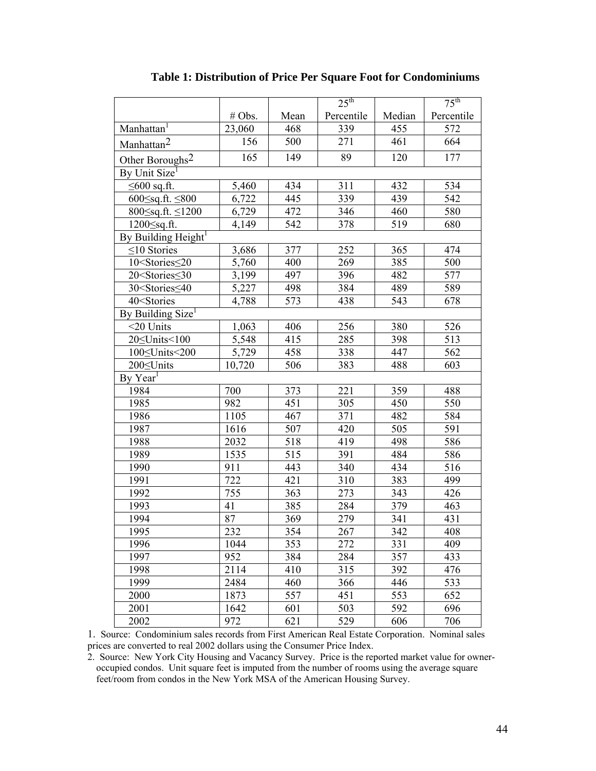**Table 1: Distribution of Price Per Square Foot for Condominiums**

| | # Obs. | Mean | 25th Percentile | Median | 75th Percentile |
|---|---|---|---|---|---|
| Manhattan[1] | 23,060 | 468 | 339 | 455 | 572 |
| Manhattan[2] | 156 | 500 | 271 | 461 | 664 |
| Other Boroughs[2] | 165 | 149 | 89 | 120 | 177 |
| By Unit Size[1] | | | | | |
| ≤600 sq.ft. | 5,460 | 434 | 311 | 432 | 534 |
| 600≤sq.ft. ≤800 | 6,722 | 445 | 339 | 439 | 542 |
| 800≤sq.ft. ≤1200 | 6,729 | 472 | 346 | 460 | 580 |
| 1200≤sq.ft. | 4,149 | 542 | 378 | 519 | 680 |
| By Building Height[1] | | | | | |
| ≤10 Stories | 3,686 | 377 | 252 | 365 | 474 |
| 10<Stories≤20 | 5,760 | 400 | 269 | 385 | 500 |
| 20<Stories≤30 | 3,199 | 497 | 396 | 482 | 577 |
| 30<Stories≤40 | 5,227 | 498 | 384 | 489 | 589 |
| 40<Stories | 4,788 | 573 | 438 | 543 | 678 |
| By Building Size[1] | | | | | |
| <20 Units | 1,063 | 406 | 256 | 380 | 526 |
| 20≤Units<100 | 5,548 | 415 | 285 | 398 | 513 |
| 100≤Units<200 | 5,729 | 458 | 338 | 447 | 562 |
| 200≤Units | 10,720 | 506 | 383 | 488 | 603 |
| By Year[1] | | | | | |
| 1984 | 700 | 373 | 221 | 359 | 488 |
| 1985 | 982 | 451 | 305 | 450 | 550 |
| 1986 | 1105 | 467 | 371 | 482 | 584 |
| 1987 | 1616 | 507 | 420 | 505 | 591 |
| 1988 | 2032 | 518 | 419 | 498 | 586 |
| 1989 | 1535 | 515 | 391 | 484 | 586 |
| 1990 | 911 | 443 | 340 | 434 | 516 |
| 1991 | 722 | 421 | 310 | 383 | 499 |
| 1992 | 755 | 363 | 273 | 343 | 426 |
| 1993 | 41 | 385 | 284 | 379 | 463 |
| 1994 | 87 | 369 | 279 | 341 | 431 |
| 1995 | 232 | 354 | 267 | 342 | 408 |
| 1996 | 1044 | 353 | 272 | 331 | 409 |
| 1997 | 952 | 384 | 284 | 357 | 433 |
| 1998 | 2114 | 410 | 315 | 392 | 476 |
| 1999 | 2484 | 460 | 366 | 446 | 533 |
| 2000 | 1873 | 557 | 451 | 553 | 652 |
| 2001 | 1642 | 601 | 503 | 592 | 696 |
| 2002 | 972 | 621 | 529 | 606 | 706 |

1. Source: Condominium sales records from First American Real Estate Corporation. Nominal sales prices are converted to real 2002 dollars using the Consumer Price Index.

2. Source: New York City Housing and Vacancy Survey. Price is the reported market value for owner-occupied condos. Unit square feet is imputed from the number of rooms using the average square feet/room from condos in the New York MSA of the American Housing Survey.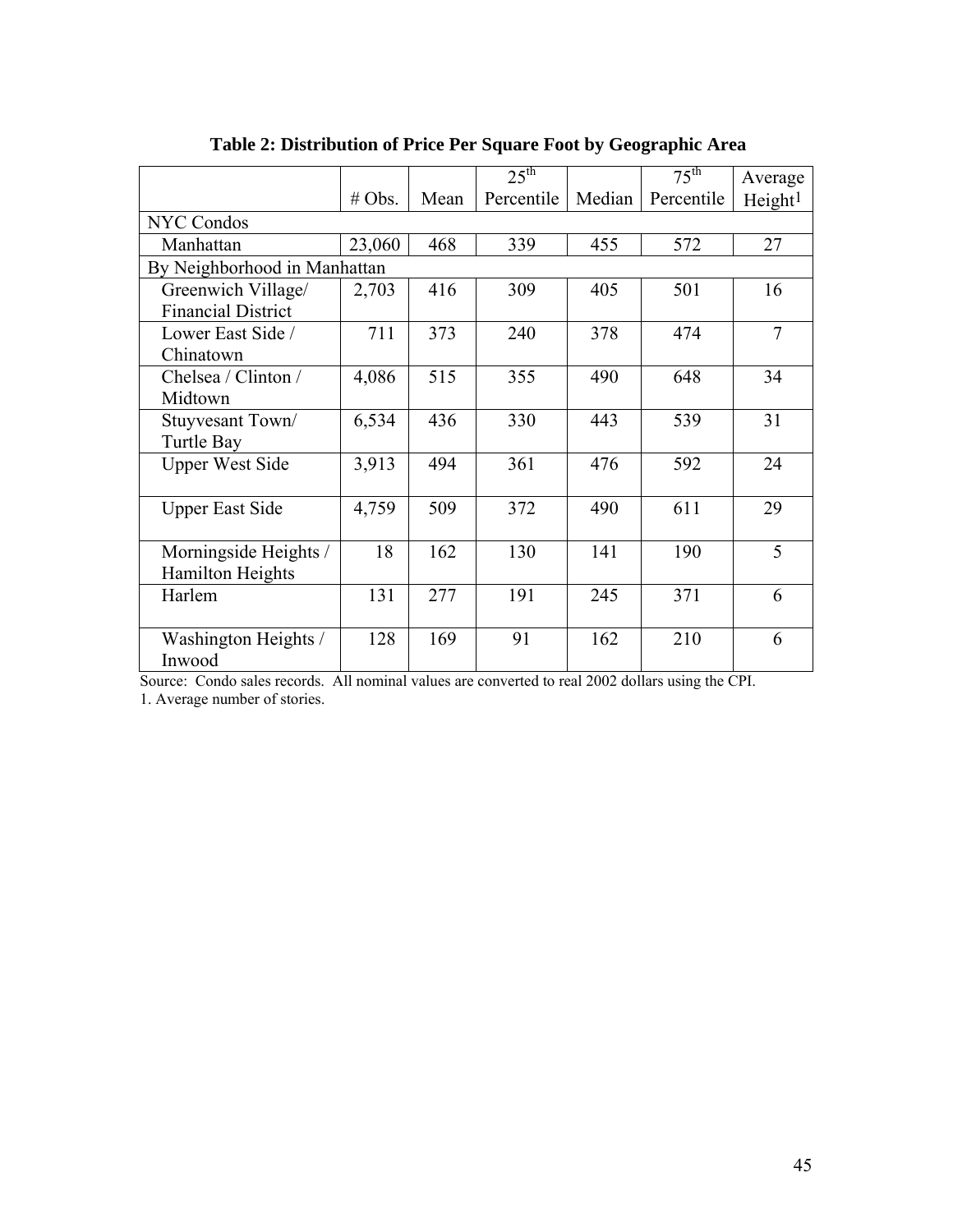**Table 2: Distribution of Price Per Square Foot by Geographic Area**

| | # Obs. | Mean | 25th Percentile | Median | 75th Percentile | Average Height[1] |
|---|---|---|---|---|---|---|
| NYC Condos | | | | | | |
| Manhattan | 23,060 | 468 | 339 | 455 | 572 | 27 |
| By Neighborhood in Manhattan | | | | | | |
| Greenwich Village/ Financial District | 2,703 | 416 | 309 | 405 | 501 | 16 |
| Lower East Side / Chinatown | 711 | 373 | 240 | 378 | 474 | 7 |
| Chelsea / Clinton / Midtown | 4,086 | 515 | 355 | 490 | 648 | 34 |
| Stuyvesant Town/ Turtle Bay | 6,534 | 436 | 330 | 443 | 539 | 31 |
| Upper West Side | 3,913 | 494 | 361 | 476 | 592 | 24 |
| Upper East Side | 4,759 | 509 | 372 | 490 | 611 | 29 |
| Morningside Heights / Hamilton Heights | 18 | 162 | 130 | 141 | 190 | 5 |
| Harlem | 131 | 277 | 191 | 245 | 371 | 6 |
| Washington Heights / Inwood | 128 | 169 | 91 | 162 | 210 | 6 |

Source: Condo sales records. All nominal values are converted to real 2002 dollars using the CPI.
1. Average number of stories.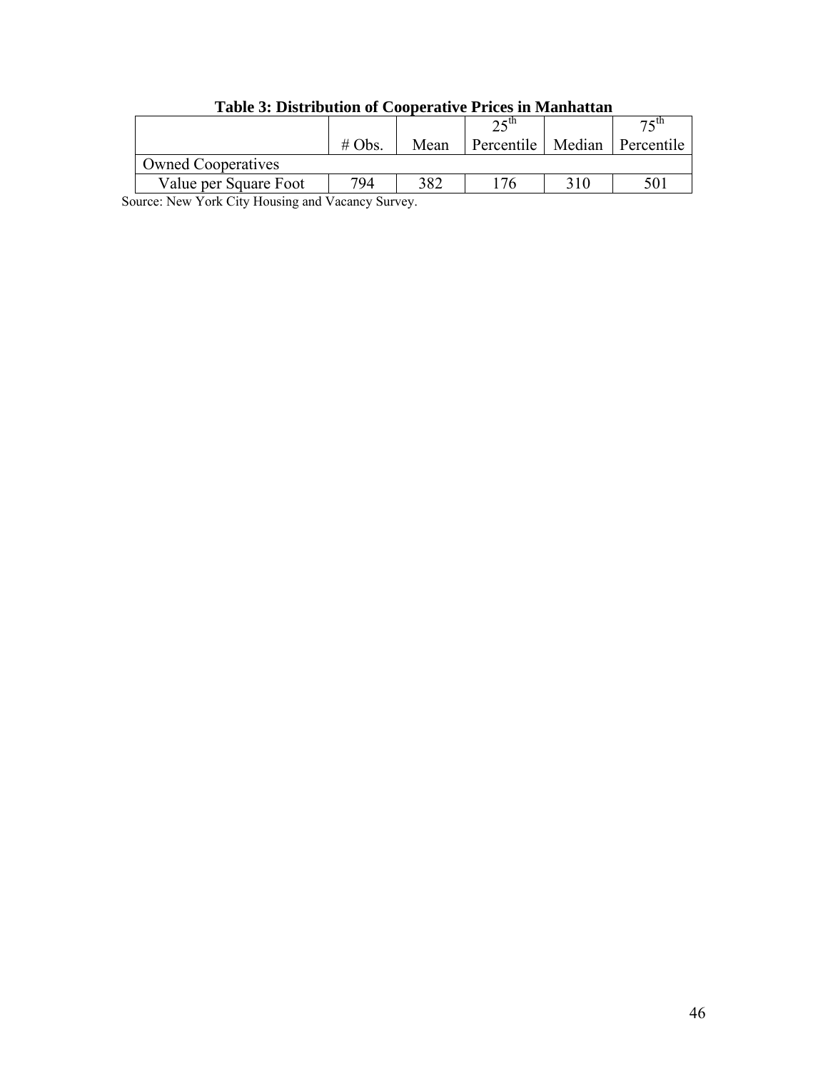**Table 3: Distribution of Cooperative Prices in Manhattan**

| | # Obs. | Mean | 25th Percentile | Median | 75th Percentile |
|---|---|---|---|---|---|
| Owned Cooperatives | | | | | |
| Value per Square Foot | 794 | 382 | 176 | 310 | 501 |

Source: New York City Housing and Vacancy Survey.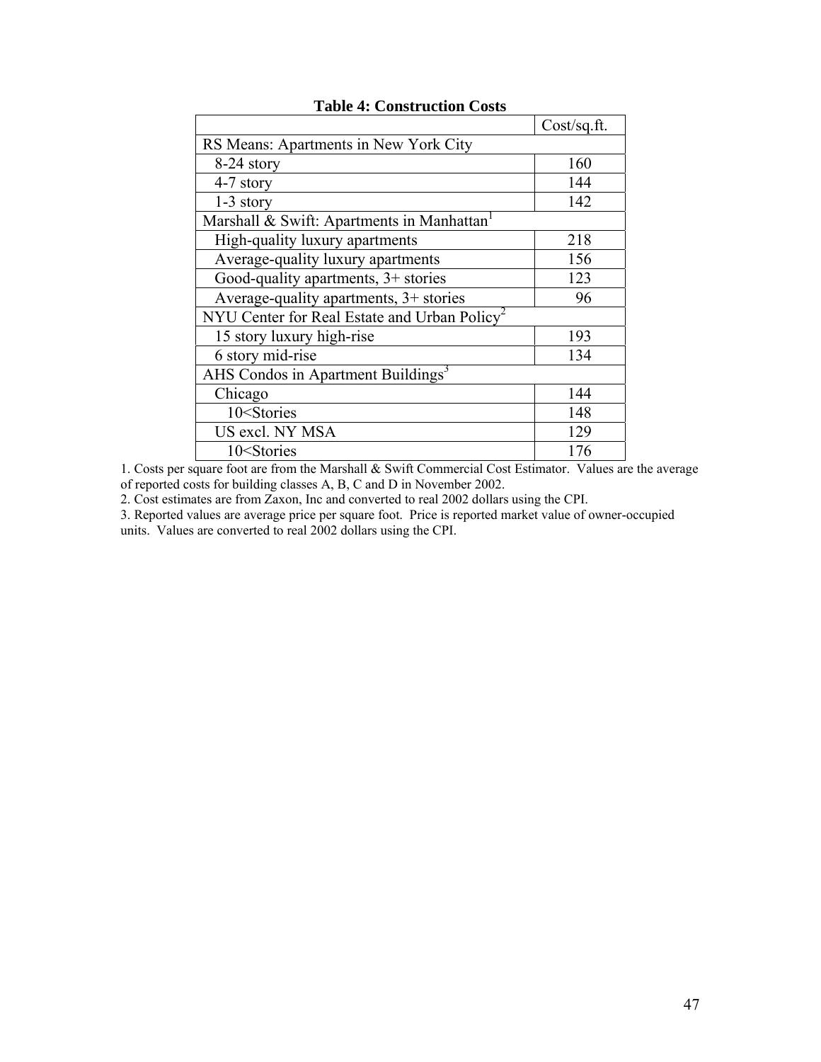**Table 4: Construction Costs**

| | Cost/sq.ft. |
|---|---|
| RS Means: Apartments in New York City | |
| 8-24 story | 160 |
| 4-7 story | 144 |
| 1-3 story | 142 |
| Marshall & Swift: Apartments in Manhattan[1] | |
| High-quality luxury apartments | 218 |
| Average-quality luxury apartments | 156 |
| Good-quality apartments, 3+ stories | 123 |
| Average-quality apartments, 3+ stories | 96 |
| NYU Center for Real Estate and Urban Policy[2] | |
| 15 story luxury high-rise | 193 |
| 6 story mid-rise | 134 |
| AHS Condos in Apartment Buildings[3] | |
| Chicago | 144 |
| 10<Stories | 148 |
| US excl. NY MSA | 129 |
| 10<Stories | 176 |

1. Costs per square foot are from the Marshall & Swift Commercial Cost Estimator. Values are the average of reported costs for building classes A, B, C and D in November 2002.
2. Cost estimates are from Zaxon, Inc and converted to real 2002 dollars using the CPI.
3. Reported values are average price per square foot. Price is reported market value of owner-occupied units. Values are converted to real 2002 dollars using the CPI.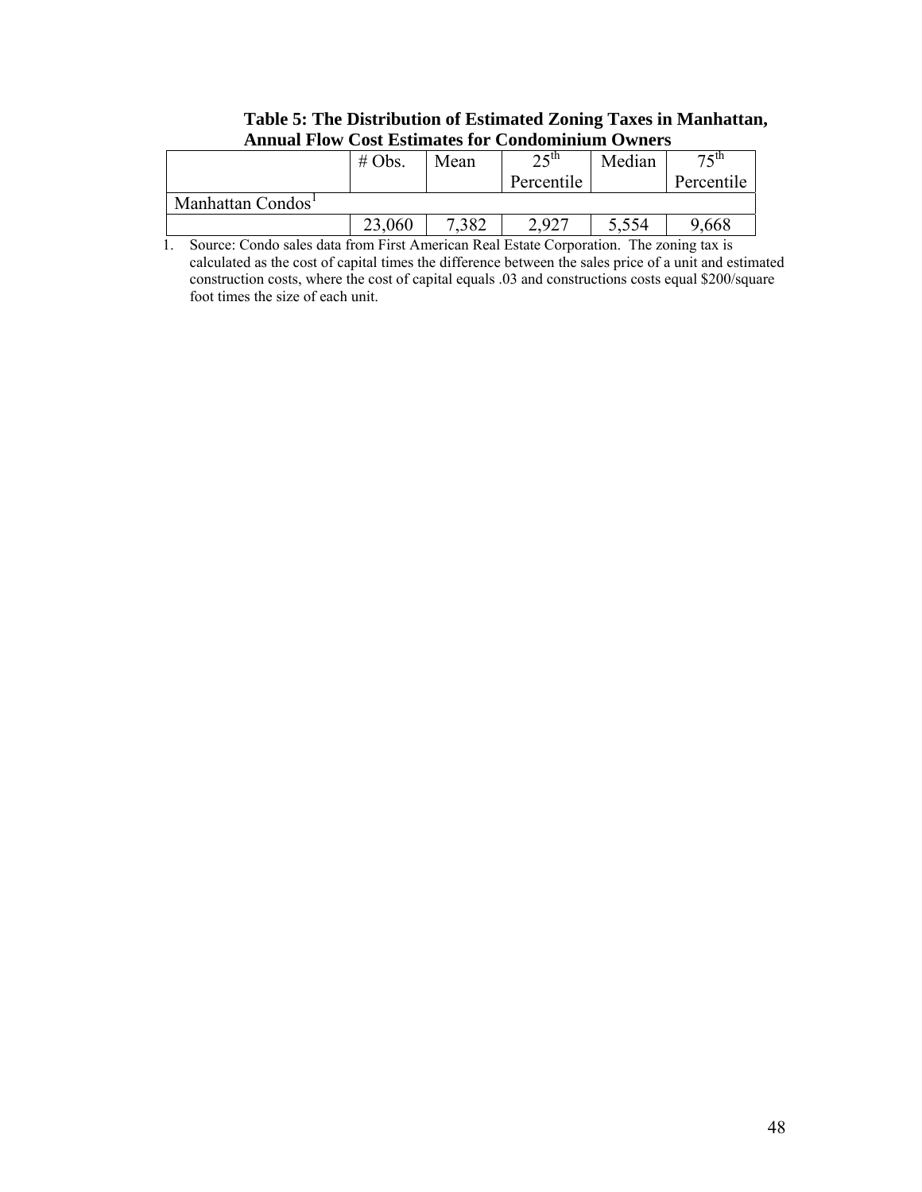**Table 5: The Distribution of Estimated Zoning Taxes in Manhattan, Annual Flow Cost Estimates for Condominium Owners**

| | # Obs. | Mean | 25th Percentile | Median | 75th Percentile |
|---|---|---|---|---|---|
| Manhattan Condos[1] | | | | | |
| | 23,060 | 7,382 | 2,927 | 5,554 | 9,668 |

1. Source: Condo sales data from First American Real Estate Corporation. The zoning tax is calculated as the cost of capital times the difference between the sales price of a unit and estimated construction costs, where the cost of capital equals .03 and constructions costs equal $200/square foot times the size of each unit.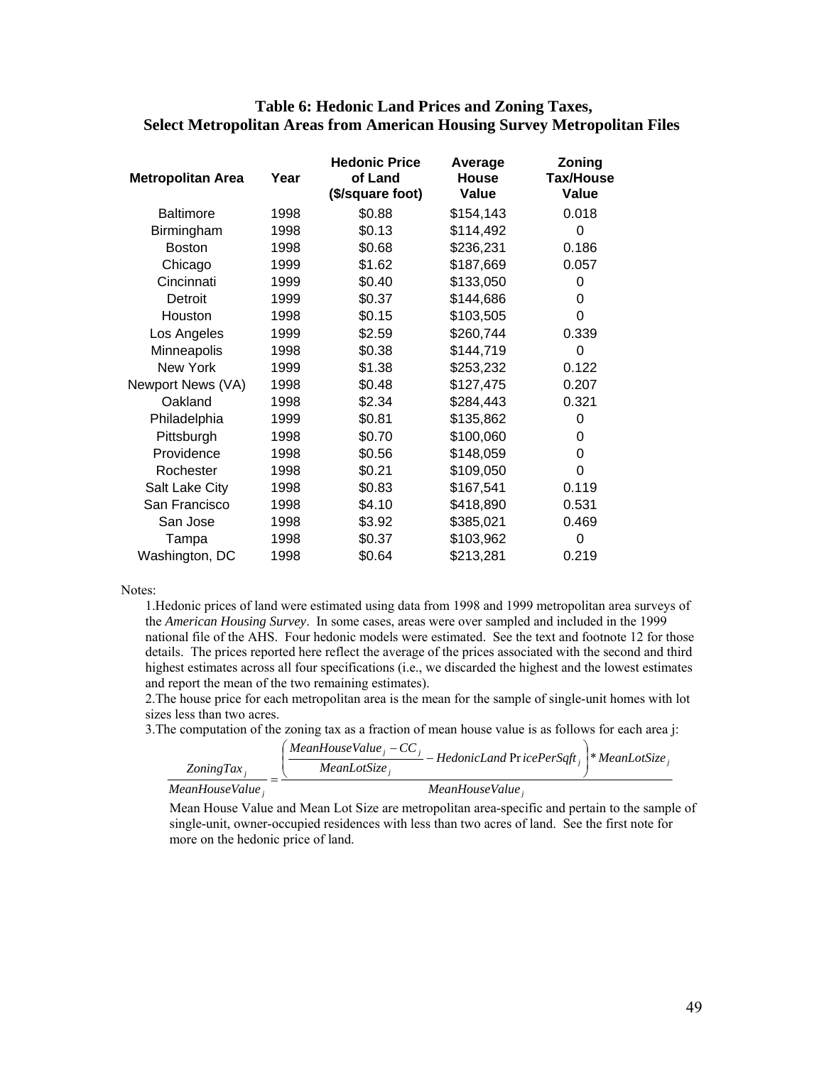## Table 6: Hedonic Land Prices and Zoning Taxes, Select Metropolitan Areas from American Housing Survey Metropolitan Files

| Metropolitan Area | Year | Hedonic Price of Land ($/square foot) | Average House Value | Zoning Tax/House Value |
|---|---|---|---|---|
| Baltimore | 1998 | $0.88 | $154,143 | 0.018 |
| Birmingham | 1998 | $0.13 | $114,492 | 0 |
| Boston | 1998 | $0.68 | $236,231 | 0.186 |
| Chicago | 1999 | $1.62 | $187,669 | 0.057 |
| Cincinnati | 1999 | $0.40 | $133,050 | 0 |
| Detroit | 1999 | $0.37 | $144,686 | 0 |
| Houston | 1998 | $0.15 | $103,505 | 0 |
| Los Angeles | 1999 | $2.59 | $260,744 | 0.339 |
| Minneapolis | 1998 | $0.38 | $144,719 | 0 |
| New York | 1999 | $1.38 | $253,232 | 0.122 |
| Newport News (VA) | 1998 | $0.48 | $127,475 | 0.207 |
| Oakland | 1998 | $2.34 | $284,443 | 0.321 |
| Philadelphia | 1999 | $0.81 | $135,862 | 0 |
| Pittsburgh | 1998 | $0.70 | $100,060 | 0 |
| Providence | 1998 | $0.56 | $148,059 | 0 |
| Rochester | 1998 | $0.21 | $109,050 | 0 |
| Salt Lake City | 1998 | $0.83 | $167,541 | 0.119 |
| San Francisco | 1998 | $4.10 | $418,890 | 0.531 |
| San Jose | 1998 | $3.92 | $385,021 | 0.469 |
| Tampa | 1998 | $0.37 | $103,962 | 0 |
| Washington, DC | 1998 | $0.64 | $213,281 | 0.219 |

Notes:

1.Hedonic prices of land were estimated using data from 1998 and 1999 metropolitan area surveys of the *American Housing Survey*. In some cases, areas were over sampled and included in the 1999 national file of the AHS. Four hedonic models were estimated. See the text and footnote 12 for those details. The prices reported here reflect the average of the prices associated with the second and third highest estimates across all four specifications (i.e., we discarded the highest and the lowest estimates and report the mean of the two remaining estimates).

2.The house price for each metropolitan area is the mean for the sample of single-unit homes with lot sizes less than two acres.

3.The computation of the zoning tax as a fraction of mean house value is as follows for each area j:

$$\frac{ZoningTax_j}{MeanHouseValue_j} = \frac{\left(\dfrac{MeanHouseValue_j - CC_j}{MeanLotSize_j} - HedonicLand\Pr icePerSqft_j\right) * MeanLotSize_j}{MeanHouseValue_j}$$

Mean House Value and Mean Lot Size are metropolitan area-specific and pertain to the sample of single-unit, owner-occupied residences with less than two acres of land. See the first note for more on the hedonic price of land.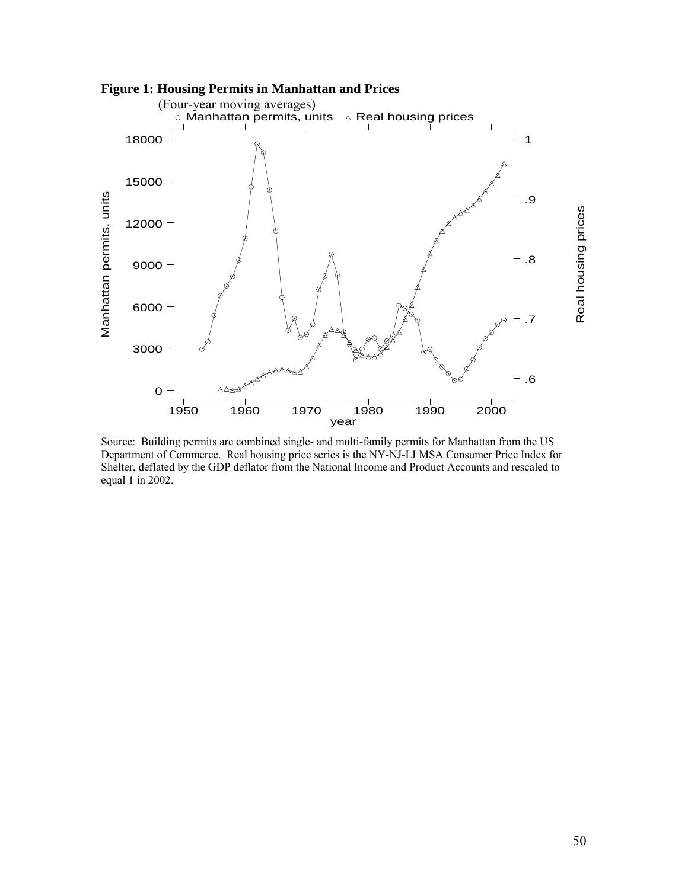**Figure 1: Housing Permits in Manhattan and Prices**

(Four-year moving averages)

Source: Building permits are combined single- and multi-family permits for Manhattan from the US Department of Commerce. Real housing price series is the NY-NJ-LI MSA Consumer Price Index for Shelter, deflated by the GDP deflator from the National Income and Product Accounts and rescaled to equal 1 in 2002.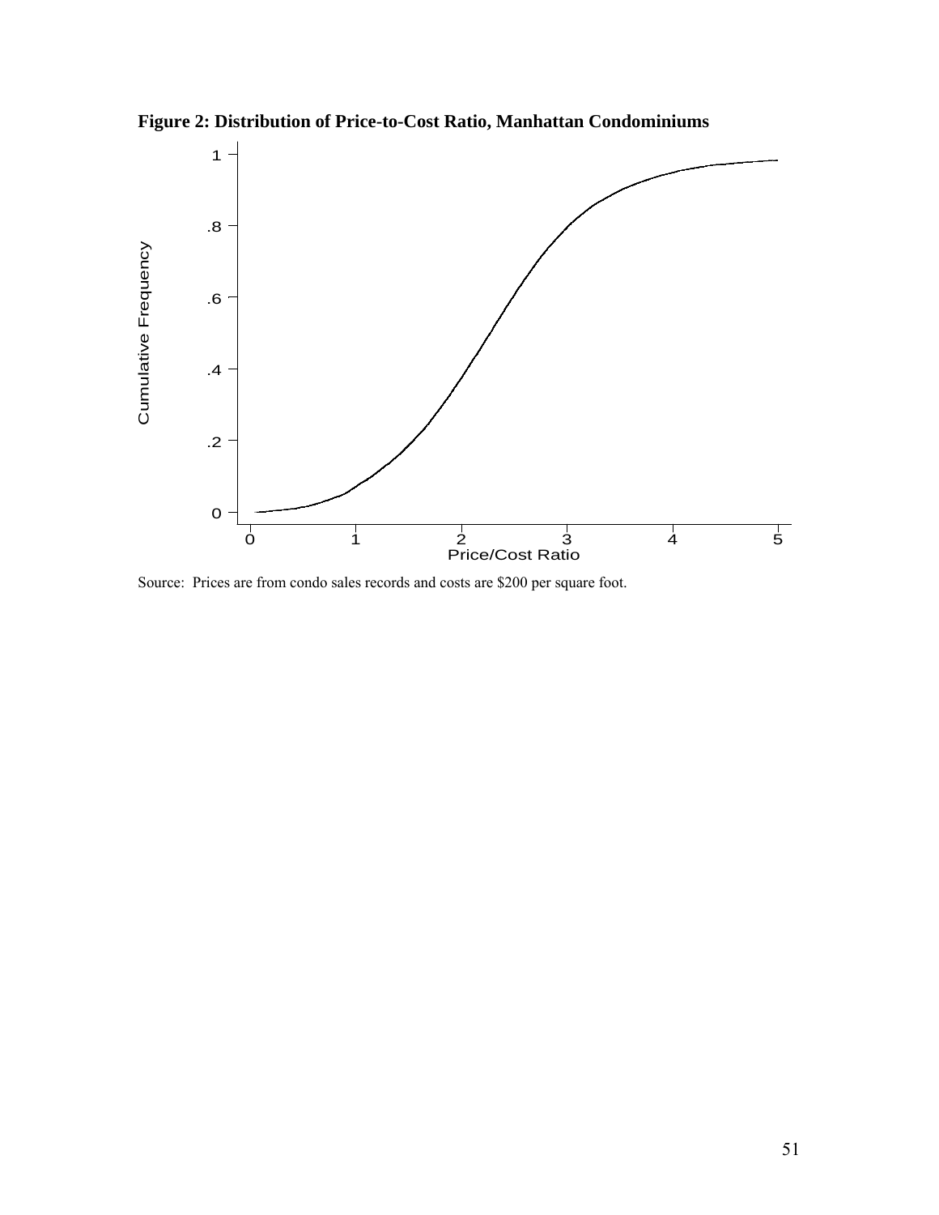**Figure 2: Distribution of Price-to-Cost Ratio, Manhattan Condominiums**

Source: Prices are from condo sales records and costs are $200 per square foot.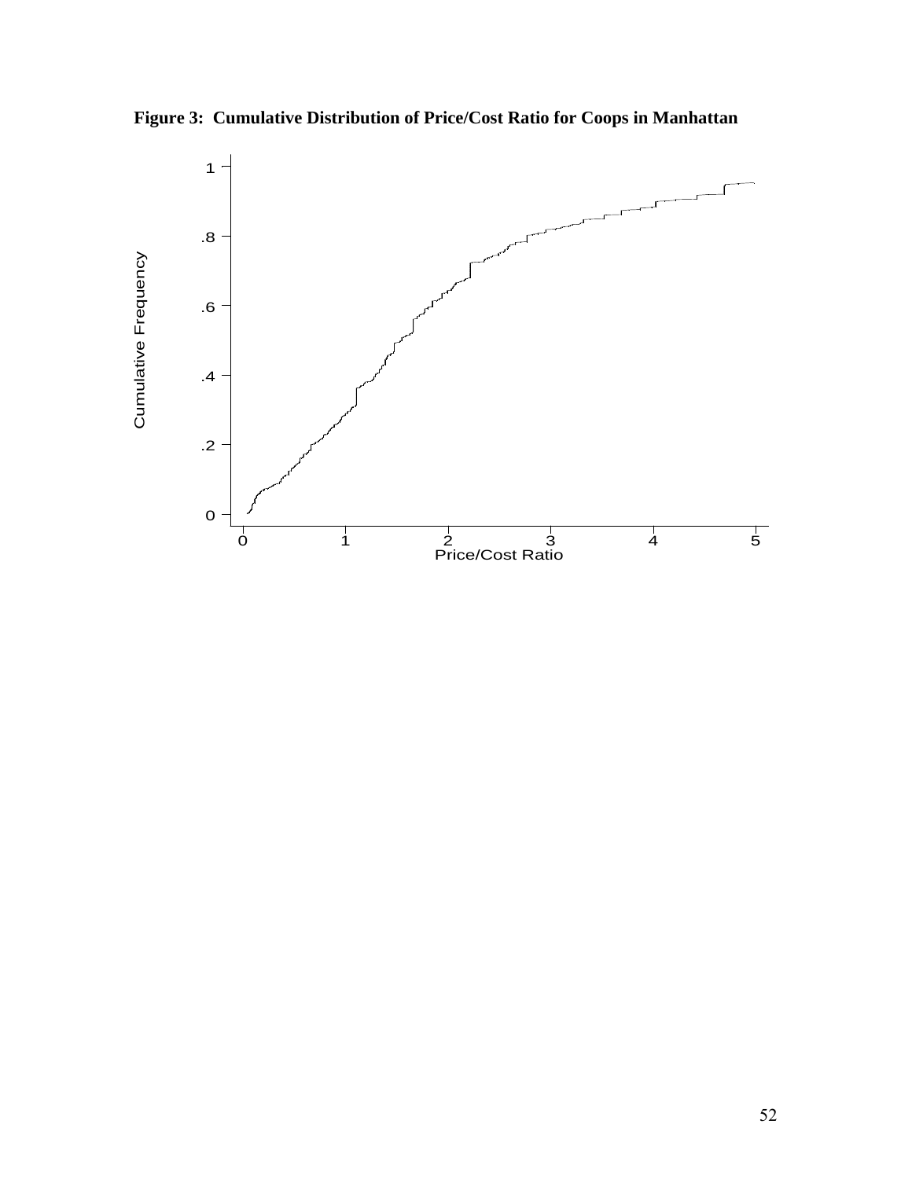**Figure 3: Cumulative Distribution of Price/Cost Ratio for Coops in Manhattan**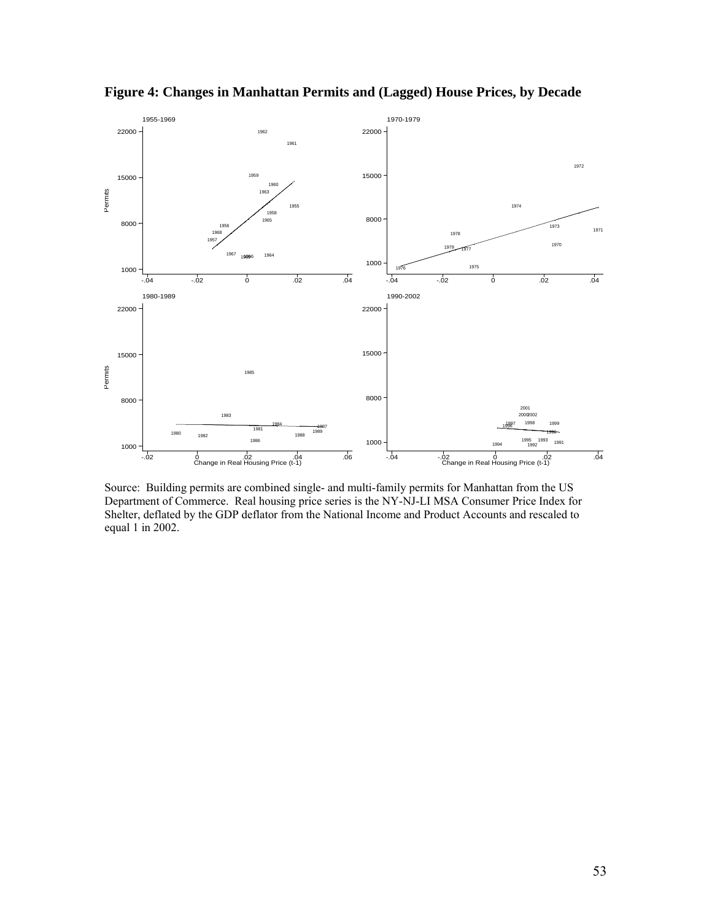**Figure 4: Changes in Manhattan Permits and (Lagged) House Prices, by Decade**

1955-1969
1970-1979
1980-1989
1990-2002

Permits

22000
15000
8000
1000

-.04 -.02 0 .02 .04

-.02 0 .02 .04 .06

Change in Real Housing Price (t-1)

1962
1961
1959
1960
1963
1955
1958
1965
1956
1968
1957
1967
1966
1964

1972
1974
1973
1971
1978
1970
1979
1977
1976
1975

1985
1983
1984
1987
1981
1989
1980
1982
1988
1986

2001
2000
2002
1997
1996
1998
1999
1990
1995
1993
1994
1992
1991

Source: Building permits are combined single- and multi-family permits for Manhattan from the US Department of Commerce. Real housing price series is the NY-NJ-LI MSA Consumer Price Index for Shelter, deflated by the GDP deflator from the National Income and Product Accounts and rescaled to equal 1 in 2002.